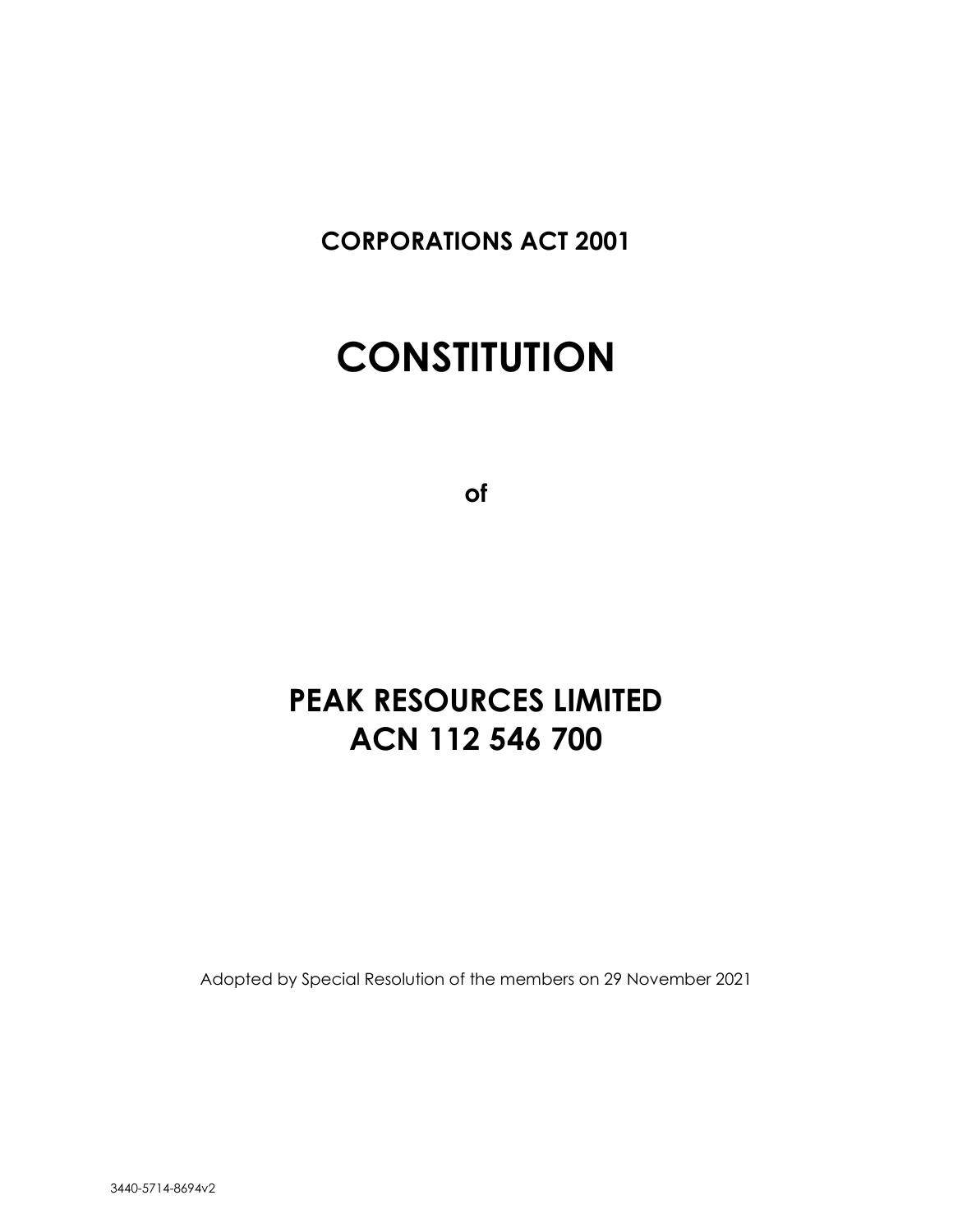**CORPORATIONS ACT 2001**

# CONSTITUTION

**of**

# PEAK RESOURCES LIMITED
# ACN 112 546 700

Adopted by Special Resolution of the members on 29 November 2021

3440-5714-8694v2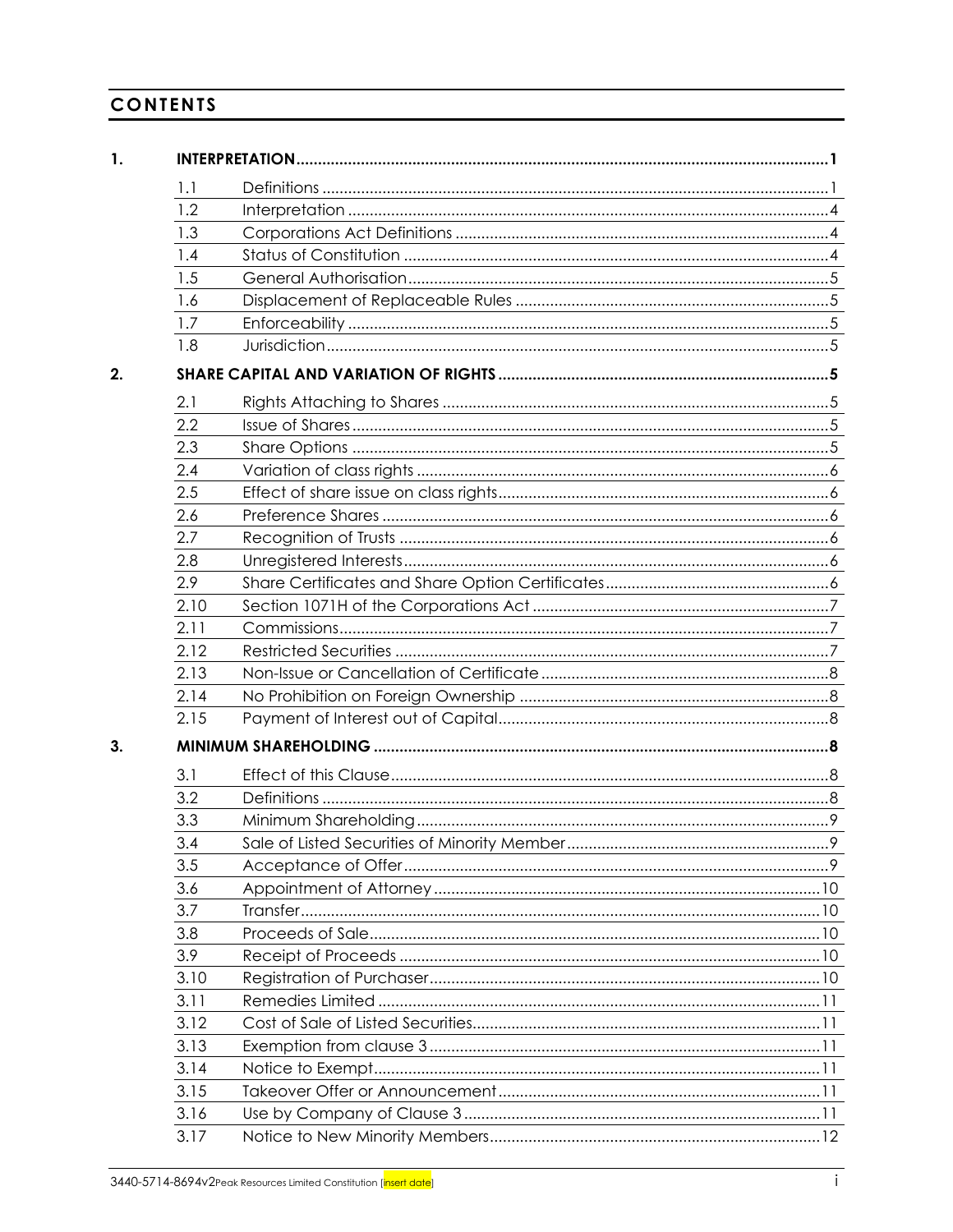# CONTENTS

| | | | |
|---|---|---|---|
| **1.** | **INTERPRETATION** | | **1** |
| | 1.1 | Definitions | 1 |
| | 1.2 | Interpretation | 4 |
| | 1.3 | Corporations Act Definitions | 4 |
| | 1.4 | Status of Constitution | 4 |
| | 1.5 | General Authorisation | 5 |
| | 1.6 | Displacement of Replaceable Rules | 5 |
| | 1.7 | Enforceability | 5 |
| | 1.8 | Jurisdiction | 5 |
| **2.** | **SHARE CAPITAL AND VARIATION OF RIGHTS** | | **5** |
| | 2.1 | Rights Attaching to Shares | 5 |
| | 2.2 | Issue of Shares | 5 |
| | 2.3 | Share Options | 5 |
| | 2.4 | Variation of class rights | 6 |
| | 2.5 | Effect of share issue on class rights | 6 |
| | 2.6 | Preference Shares | 6 |
| | 2.7 | Recognition of Trusts | 6 |
| | 2.8 | Unregistered Interests | 6 |
| | 2.9 | Share Certificates and Share Option Certificates | 6 |
| | 2.10 | Section 1071H of the Corporations Act | 7 |
| | 2.11 | Commissions | 7 |
| | 2.12 | Restricted Securities | 7 |
| | 2.13 | Non-Issue or Cancellation of Certificate | 8 |
| | 2.14 | No Prohibition on Foreign Ownership | 8 |
| | 2.15 | Payment of Interest out of Capital | 8 |
| **3.** | **MINIMUM SHAREHOLDING** | | **8** |
| | 3.1 | Effect of this Clause | 8 |
| | 3.2 | Definitions | 8 |
| | 3.3 | Minimum Shareholding | 9 |
| | 3.4 | Sale of Listed Securities of Minority Member | 9 |
| | 3.5 | Acceptance of Offer | 9 |
| | 3.6 | Appointment of Attorney | 10 |
| | 3.7 | Transfer | 10 |
| | 3.8 | Proceeds of Sale | 10 |
| | 3.9 | Receipt of Proceeds | 10 |
| | 3.10 | Registration of Purchaser | 10 |
| | 3.11 | Remedies Limited | 11 |
| | 3.12 | Cost of Sale of Listed Securities | 11 |
| | 3.13 | Exemption from clause 3 | 11 |
| | 3.14 | Notice to Exempt | 11 |
| | 3.15 | Takeover Offer or Announcement | 11 |
| | 3.16 | Use by Company of Clause 3 | 11 |
| | 3.17 | Notice to New Minority Members | 12 |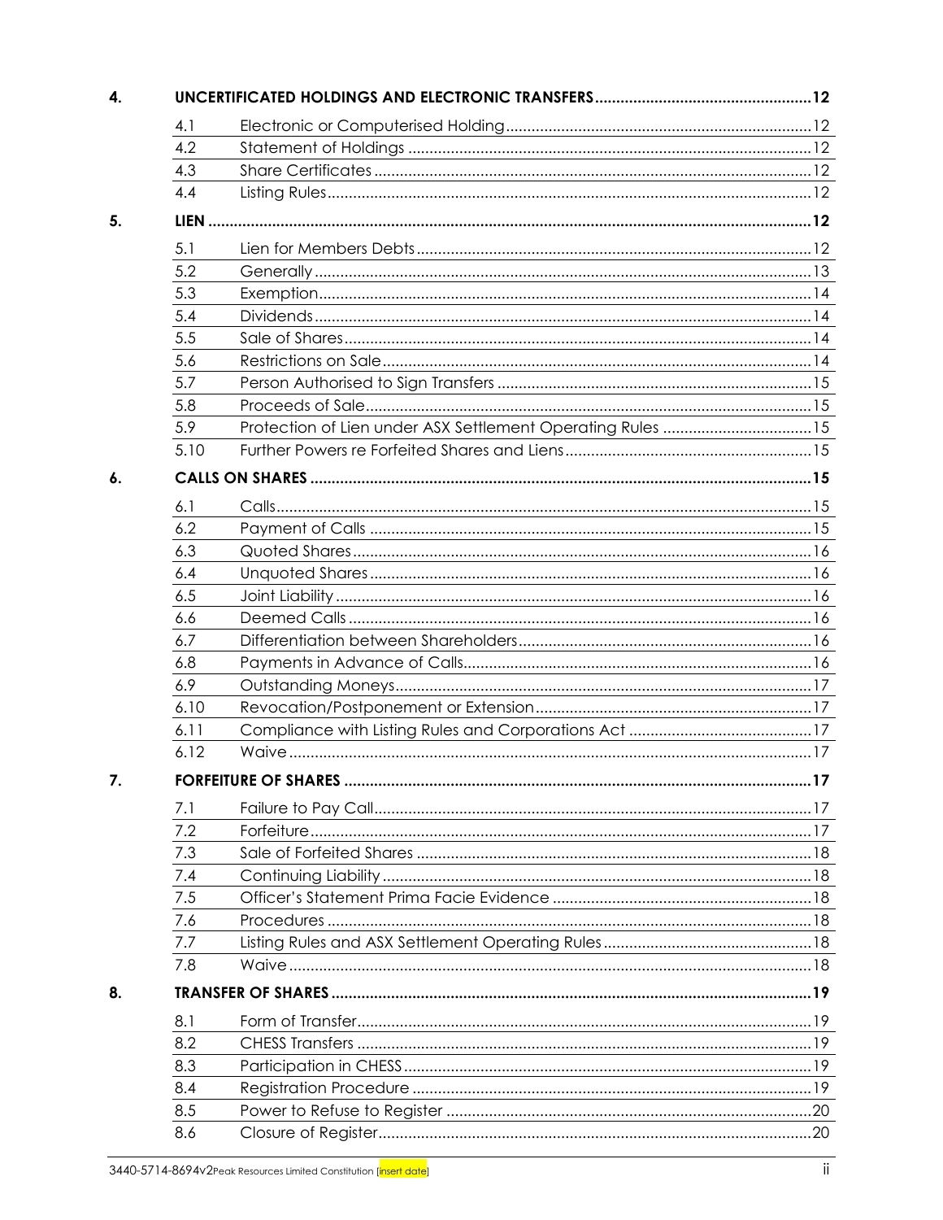| | | | |
|---|---|---|---|
| **4.** | **UNCERTIFICATED HOLDINGS AND ELECTRONIC TRANSFERS** | | **12** |
| | 4.1 | Electronic or Computerised Holding | 12 |
| | 4.2 | Statement of Holdings | 12 |
| | 4.3 | Share Certificates | 12 |
| | 4.4 | Listing Rules | 12 |
| **5.** | **LIEN** | | **12** |
| | 5.1 | Lien for Members Debts | 12 |
| | 5.2 | Generally | 13 |
| | 5.3 | Exemption | 14 |
| | 5.4 | Dividends | 14 |
| | 5.5 | Sale of Shares | 14 |
| | 5.6 | Restrictions on Sale | 14 |
| | 5.7 | Person Authorised to Sign Transfers | 15 |
| | 5.8 | Proceeds of Sale | 15 |
| | 5.9 | Protection of Lien under ASX Settlement Operating Rules | 15 |
| | 5.10 | Further Powers re Forfeited Shares and Liens | 15 |
| **6.** | **CALLS ON SHARES** | | **15** |
| | 6.1 | Calls | 15 |
| | 6.2 | Payment of Calls | 15 |
| | 6.3 | Quoted Shares | 16 |
| | 6.4 | Unquoted Shares | 16 |
| | 6.5 | Joint Liability | 16 |
| | 6.6 | Deemed Calls | 16 |
| | 6.7 | Differentiation between Shareholders | 16 |
| | 6.8 | Payments in Advance of Calls | 16 |
| | 6.9 | Outstanding Moneys | 17 |
| | 6.10 | Revocation/Postponement or Extension | 17 |
| | 6.11 | Compliance with Listing Rules and Corporations Act | 17 |
| | 6.12 | Waive | 17 |
| **7.** | **FORFEITURE OF SHARES** | | **17** |
| | 7.1 | Failure to Pay Call | 17 |
| | 7.2 | Forfeiture | 17 |
| | 7.3 | Sale of Forfeited Shares | 18 |
| | 7.4 | Continuing Liability | 18 |
| | 7.5 | Officer's Statement Prima Facie Evidence | 18 |
| | 7.6 | Procedures | 18 |
| | 7.7 | Listing Rules and ASX Settlement Operating Rules | 18 |
| | 7.8 | Waive | 18 |
| **8.** | **TRANSFER OF SHARES** | | **19** |
| | 8.1 | Form of Transfer | 19 |
| | 8.2 | CHESS Transfers | 19 |
| | 8.3 | Participation in CHESS | 19 |
| | 8.4 | Registration Procedure | 19 |
| | 8.5 | Power to Refuse to Register | 20 |
| | 8.6 | Closure of Register | 20 |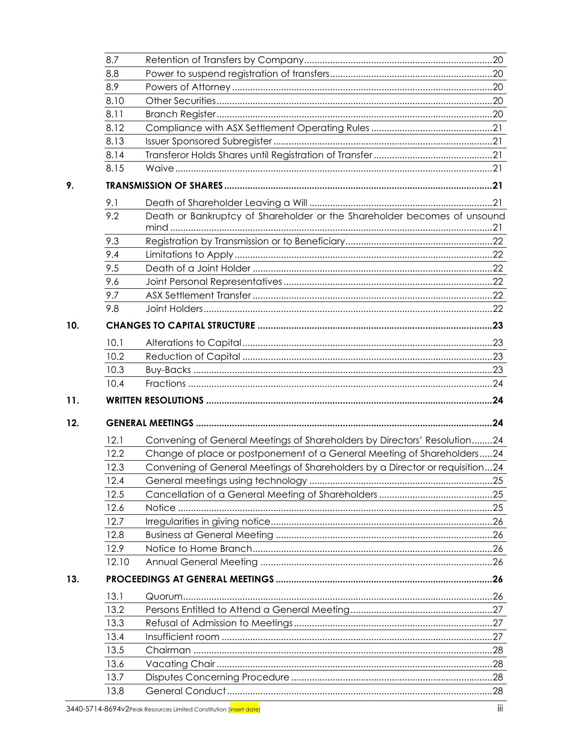| | | |
|---|---|---|
| 8.7 | Retention of Transfers by Company | 20 |
| 8.8 | Power to suspend registration of transfers | 20 |
| 8.9 | Powers of Attorney | 20 |
| 8.10 | Other Securities | 20 |
| 8.11 | Branch Register | 20 |
| 8.12 | Compliance with ASX Settlement Operating Rules | 21 |
| 8.13 | Issuer Sponsored Subregister | 21 |
| 8.14 | Transferor Holds Shares until Registration of Transfer | 21 |
| 8.15 | Waive | 21 |

**9. TRANSMISSION OF SHARES ..... 21**

| | | |
|---|---|---|
| 9.1 | Death of Shareholder Leaving a Will | 21 |
| 9.2 | Death or Bankruptcy of Shareholder or the Shareholder becomes of unsound mind | 21 |
| 9.3 | Registration by Transmission or to Beneficiary | 22 |
| 9.4 | Limitations to Apply | 22 |
| 9.5 | Death of a Joint Holder | 22 |
| 9.6 | Joint Personal Representatives | 22 |
| 9.7 | ASX Settlement Transfer | 22 |
| 9.8 | Joint Holders | 22 |

**10. CHANGES TO CAPITAL STRUCTURE ..... 23**

| | | |
|---|---|---|
| 10.1 | Alterations to Capital | 23 |
| 10.2 | Reduction of Capital | 23 |
| 10.3 | Buy-Backs | 23 |
| 10.4 | Fractions | 24 |

**11. WRITTEN RESOLUTIONS ..... 24**

**12. GENERAL MEETINGS ..... 24**

| | | |
|---|---|---|
| 12.1 | Convening of General Meetings of Shareholders by Directors' Resolution | 24 |
| 12.2 | Change of place or postponement of a General Meeting of Shareholders | 24 |
| 12.3 | Convening of General Meetings of Shareholders by a Director or requisition | 24 |
| 12.4 | General meetings using technology | 25 |
| 12.5 | Cancellation of a General Meeting of Shareholders | 25 |
| 12.6 | Notice | 25 |
| 12.7 | Irregularities in giving notice | 26 |
| 12.8 | Business at General Meeting | 26 |
| 12.9 | Notice to Home Branch | 26 |
| 12.10 | Annual General Meeting | 26 |

**13. PROCEEDINGS AT GENERAL MEETINGS ..... 26**

| | | |
|---|---|---|
| 13.1 | Quorum | 26 |
| 13.2 | Persons Entitled to Attend a General Meeting | 27 |
| 13.3 | Refusal of Admission to Meetings | 27 |
| 13.4 | Insufficient room | 27 |
| 13.5 | Chairman | 28 |
| 13.6 | Vacating Chair | 28 |
| 13.7 | Disputes Concerning Procedure | 28 |
| 13.8 | General Conduct | 28 |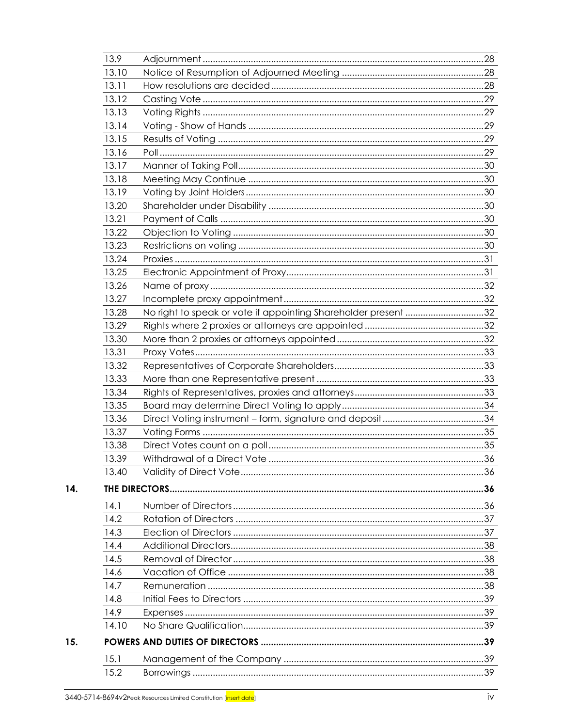| | | |
|---|---|---|
| 13.9 | Adjournment | 28 |
| 13.10 | Notice of Resumption of Adjourned Meeting | 28 |
| 13.11 | How resolutions are decided | 28 |
| 13.12 | Casting Vote | 29 |
| 13.13 | Voting Rights | 29 |
| 13.14 | Voting - Show of Hands | 29 |
| 13.15 | Results of Voting | 29 |
| 13.16 | Poll | 29 |
| 13.17 | Manner of Taking Poll | 30 |
| 13.18 | Meeting May Continue | 30 |
| 13.19 | Voting by Joint Holders | 30 |
| 13.20 | Shareholder under Disability | 30 |
| 13.21 | Payment of Calls | 30 |
| 13.22 | Objection to Voting | 30 |
| 13.23 | Restrictions on voting | 30 |
| 13.24 | Proxies | 31 |
| 13.25 | Electronic Appointment of Proxy | 31 |
| 13.26 | Name of proxy | 32 |
| 13.27 | Incomplete proxy appointment | 32 |
| 13.28 | No right to speak or vote if appointing Shareholder present | 32 |
| 13.29 | Rights where 2 proxies or attorneys are appointed | 32 |
| 13.30 | More than 2 proxies or attorneys appointed | 32 |
| 13.31 | Proxy Votes | 33 |
| 13.32 | Representatives of Corporate Shareholders | 33 |
| 13.33 | More than one Representative present | 33 |
| 13.34 | Rights of Representatives, proxies and attorneys | 33 |
| 13.35 | Board may determine Direct Voting to apply | 34 |
| 13.36 | Direct Voting instrument – form, signature and deposit | 34 |
| 13.37 | Voting Forms | 35 |
| 13.38 | Direct Votes count on a poll | 35 |
| 13.39 | Withdrawal of a Direct Vote | 36 |
| 13.40 | Validity of Direct Vote | 36 |
| **14.** | **THE DIRECTORS** | **36** |
| 14.1 | Number of Directors | 36 |
| 14.2 | Rotation of Directors | 37 |
| 14.3 | Election of Directors | 37 |
| 14.4 | Additional Directors | 38 |
| 14.5 | Removal of Director | 38 |
| 14.6 | Vacation of Office | 38 |
| 14.7 | Remuneration | 38 |
| 14.8 | Initial Fees to Directors | 39 |
| 14.9 | Expenses | 39 |
| 14.10 | No Share Qualification | 39 |
| **15.** | **POWERS AND DUTIES OF DIRECTORS** | **39** |
| 15.1 | Management of the Company | 39 |
| 15.2 | Borrowings | 39 |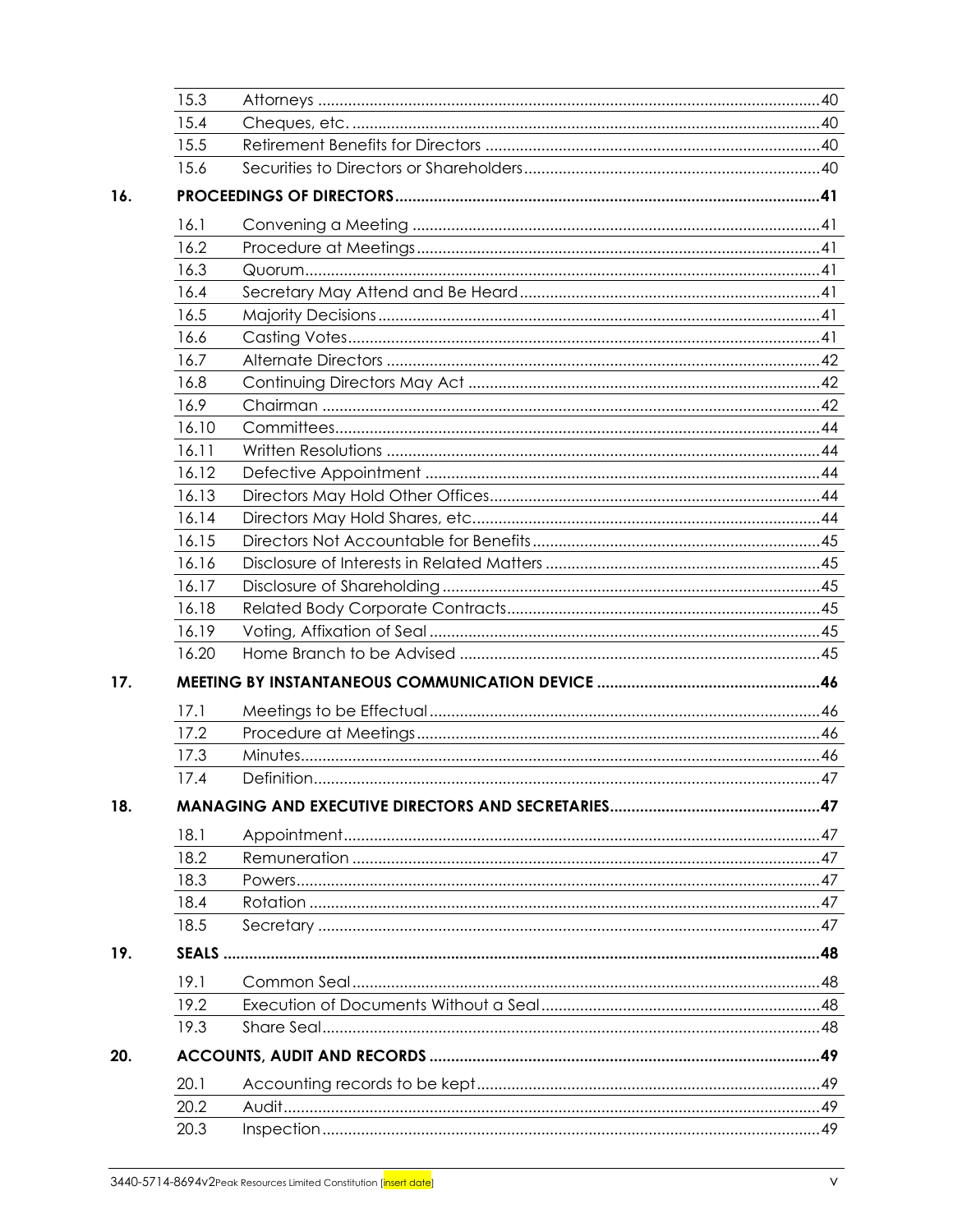| | | |
|---|---|---|
| 15.3 | Attorneys | 40 |
| 15.4 | Cheques, etc. | 40 |
| 15.5 | Retirement Benefits for Directors | 40 |
| 15.6 | Securities to Directors or Shareholders | 40 |

**16. PROCEEDINGS OF DIRECTORS ... 41**

| | | |
|---|---|---|
| 16.1 | Convening a Meeting | 41 |
| 16.2 | Procedure at Meetings | 41 |
| 16.3 | Quorum | 41 |
| 16.4 | Secretary May Attend and Be Heard | 41 |
| 16.5 | Majority Decisions | 41 |
| 16.6 | Casting Votes | 41 |
| 16.7 | Alternate Directors | 42 |
| 16.8 | Continuing Directors May Act | 42 |
| 16.9 | Chairman | 42 |
| 16.10 | Committees | 44 |
| 16.11 | Written Resolutions | 44 |
| 16.12 | Defective Appointment | 44 |
| 16.13 | Directors May Hold Other Offices | 44 |
| 16.14 | Directors May Hold Shares, etc | 44 |
| 16.15 | Directors Not Accountable for Benefits | 45 |
| 16.16 | Disclosure of Interests in Related Matters | 45 |
| 16.17 | Disclosure of Shareholding | 45 |
| 16.18 | Related Body Corporate Contracts | 45 |
| 16.19 | Voting, Affixation of Seal | 45 |
| 16.20 | Home Branch to be Advised | 45 |

**17. MEETING BY INSTANTANEOUS COMMUNICATION DEVICE ... 46**

| | | |
|---|---|---|
| 17.1 | Meetings to be Effectual | 46 |
| 17.2 | Procedure at Meetings | 46 |
| 17.3 | Minutes | 46 |
| 17.4 | Definition | 47 |

**18. MANAGING AND EXECUTIVE DIRECTORS AND SECRETARIES ... 47**

| | | |
|---|---|---|
| 18.1 | Appointment | 47 |
| 18.2 | Remuneration | 47 |
| 18.3 | Powers | 47 |
| 18.4 | Rotation | 47 |
| 18.5 | Secretary | 47 |

**19. SEALS ... 48**

| | | |
|---|---|---|
| 19.1 | Common Seal | 48 |
| 19.2 | Execution of Documents Without a Seal | 48 |
| 19.3 | Share Seal | 48 |

**20. ACCOUNTS, AUDIT AND RECORDS ... 49**

| | | |
|---|---|---|
| 20.1 | Accounting records to be kept | 49 |
| 20.2 | Audit | 49 |
| 20.3 | Inspection | 49 |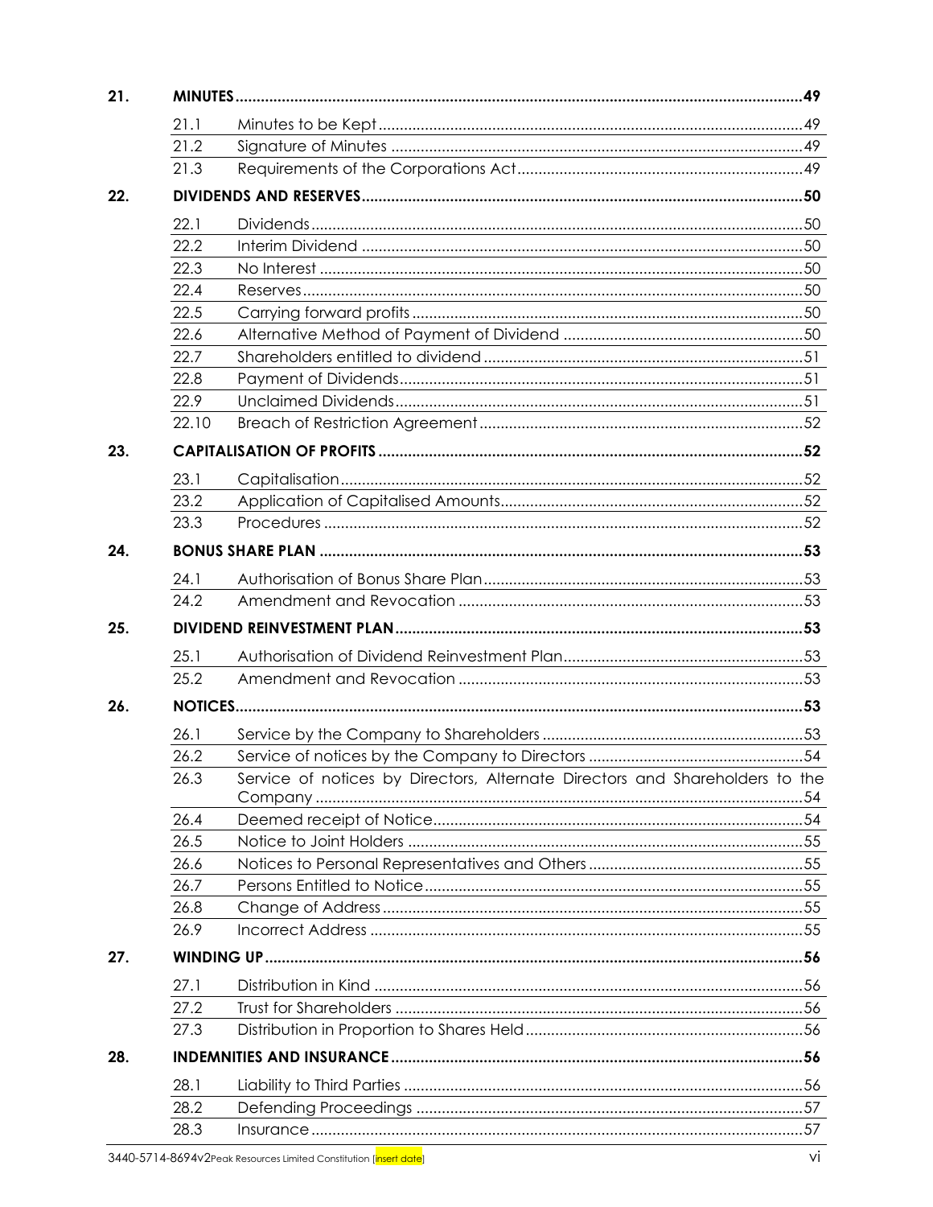| | | | |
|---|---|---|---|
| **21.** | **MINUTES** | | **49** |
| | 21.1 | Minutes to be Kept | 49 |
| | 21.2 | Signature of Minutes | 49 |
| | 21.3 | Requirements of the Corporations Act | 49 |
| **22.** | **DIVIDENDS AND RESERVES** | | **50** |
| | 22.1 | Dividends | 50 |
| | 22.2 | Interim Dividend | 50 |
| | 22.3 | No Interest | 50 |
| | 22.4 | Reserves | 50 |
| | 22.5 | Carrying forward profits | 50 |
| | 22.6 | Alternative Method of Payment of Dividend | 50 |
| | 22.7 | Shareholders entitled to dividend | 51 |
| | 22.8 | Payment of Dividends | 51 |
| | 22.9 | Unclaimed Dividends | 51 |
| | 22.10 | Breach of Restriction Agreement | 52 |
| **23.** | **CAPITALISATION OF PROFITS** | | **52** |
| | 23.1 | Capitalisation | 52 |
| | 23.2 | Application of Capitalised Amounts | 52 |
| | 23.3 | Procedures | 52 |
| **24.** | **BONUS SHARE PLAN** | | **53** |
| | 24.1 | Authorisation of Bonus Share Plan | 53 |
| | 24.2 | Amendment and Revocation | 53 |
| **25.** | **DIVIDEND REINVESTMENT PLAN** | | **53** |
| | 25.1 | Authorisation of Dividend Reinvestment Plan | 53 |
| | 25.2 | Amendment and Revocation | 53 |
| **26.** | **NOTICES** | | **53** |
| | 26.1 | Service by the Company to Shareholders | 53 |
| | 26.2 | Service of notices by the Company to Directors | 54 |
| | 26.3 | Service of notices by Directors, Alternate Directors and Shareholders to the Company | 54 |
| | 26.4 | Deemed receipt of Notice | 54 |
| | 26.5 | Notice to Joint Holders | 55 |
| | 26.6 | Notices to Personal Representatives and Others | 55 |
| | 26.7 | Persons Entitled to Notice | 55 |
| | 26.8 | Change of Address | 55 |
| | 26.9 | Incorrect Address | 55 |
| **27.** | **WINDING UP** | | **56** |
| | 27.1 | Distribution in Kind | 56 |
| | 27.2 | Trust for Shareholders | 56 |
| | 27.3 | Distribution in Proportion to Shares Held | 56 |
| **28.** | **INDEMNITIES AND INSURANCE** | | **56** |
| | 28.1 | Liability to Third Parties | 56 |
| | 28.2 | Defending Proceedings | 57 |
| | 28.3 | Insurance | 57 |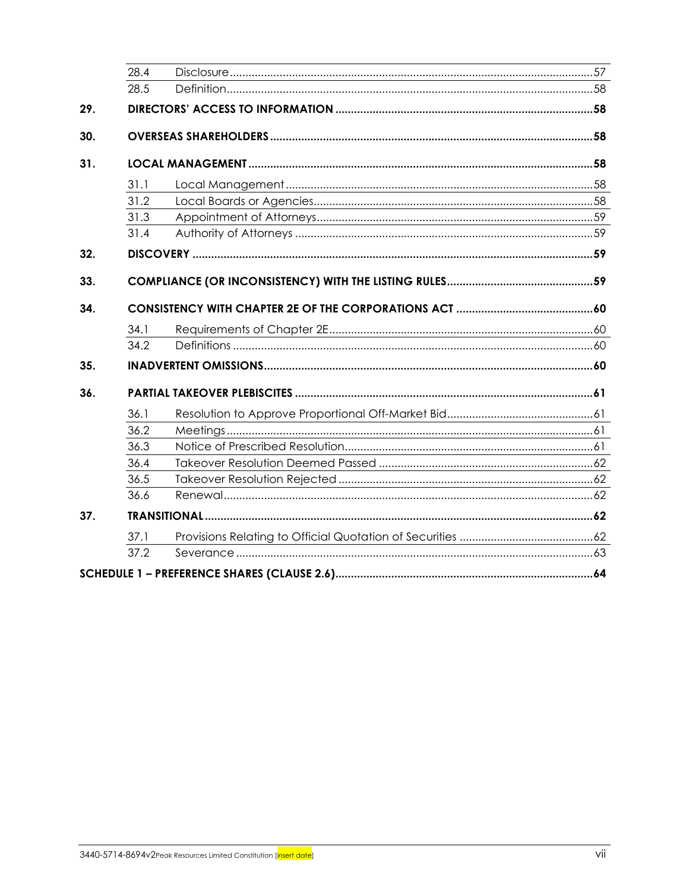| | | | |
|---|---|---|---|
| | 28.4 | Disclosure | 57 |
| | 28.5 | Definition | 58 |
| **29.** | **DIRECTORS' ACCESS TO INFORMATION** | | **58** |
| **30.** | **OVERSEAS SHAREHOLDERS** | | **58** |
| **31.** | **LOCAL MANAGEMENT** | | **58** |
| | 31.1 | Local Management | 58 |
| | 31.2 | Local Boards or Agencies | 58 |
| | 31.3 | Appointment of Attorneys | 59 |
| | 31.4 | Authority of Attorneys | 59 |
| **32.** | **DISCOVERY** | | **59** |
| **33.** | **COMPLIANCE (OR INCONSISTENCY) WITH THE LISTING RULES** | | **59** |
| **34.** | **CONSISTENCY WITH CHAPTER 2E OF THE CORPORATIONS ACT** | | **60** |
| | 34.1 | Requirements of Chapter 2E | 60 |
| | 34.2 | Definitions | 60 |
| **35.** | **INADVERTENT OMISSIONS** | | **60** |
| **36.** | **PARTIAL TAKEOVER PLEBISCITES** | | **61** |
| | 36.1 | Resolution to Approve Proportional Off-Market Bid | 61 |
| | 36.2 | Meetings | 61 |
| | 36.3 | Notice of Prescribed Resolution | 61 |
| | 36.4 | Takeover Resolution Deemed Passed | 62 |
| | 36.5 | Takeover Resolution Rejected | 62 |
| | 36.6 | Renewal | 62 |
| **37.** | **TRANSITIONAL** | | **62** |
| | 37.1 | Provisions Relating to Official Quotation of Securities | 62 |
| | 37.2 | Severance | 63 |
| **SCHEDULE 1 – PREFERENCE SHARES (CLAUSE 2.6)** | | | **64** |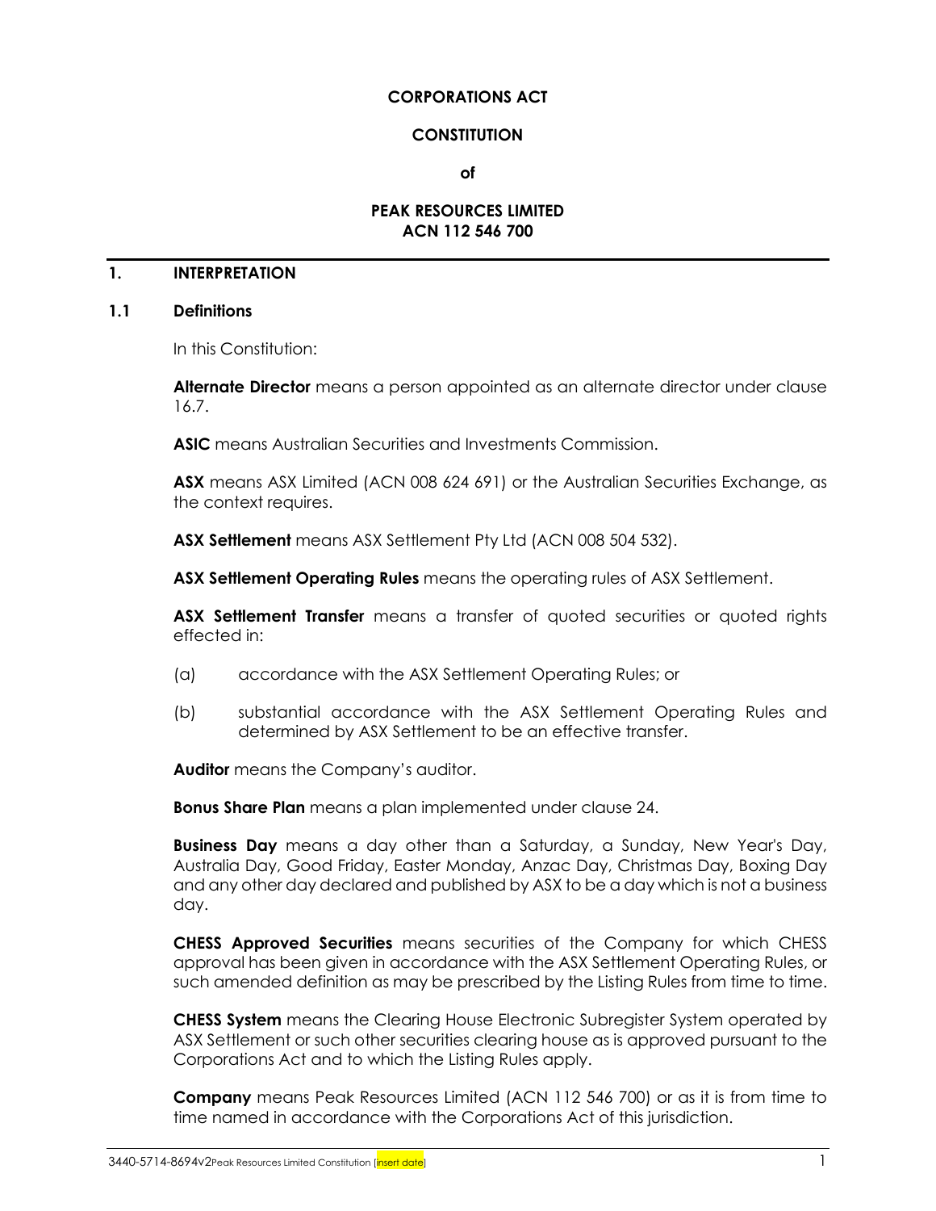**CORPORATIONS ACT**

**CONSTITUTION**

**of**

**PEAK RESOURCES LIMITED**
**ACN 112 546 700**

# 1. INTERPRETATION

## 1.1 Definitions

In this Constitution:

**Alternate Director** means a person appointed as an alternate director under clause 16.7.

**ASIC** means Australian Securities and Investments Commission.

**ASX** means ASX Limited (ACN 008 624 691) or the Australian Securities Exchange, as the context requires.

**ASX Settlement** means ASX Settlement Pty Ltd (ACN 008 504 532).

**ASX Settlement Operating Rules** means the operating rules of ASX Settlement.

**ASX Settlement Transfer** means a transfer of quoted securities or quoted rights effected in:

(a) accordance with the ASX Settlement Operating Rules; or

(b) substantial accordance with the ASX Settlement Operating Rules and determined by ASX Settlement to be an effective transfer.

**Auditor** means the Company's auditor.

**Bonus Share Plan** means a plan implemented under clause 24.

**Business Day** means a day other than a Saturday, a Sunday, New Year's Day, Australia Day, Good Friday, Easter Monday, Anzac Day, Christmas Day, Boxing Day and any other day declared and published by ASX to be a day which is not a business day.

**CHESS Approved Securities** means securities of the Company for which CHESS approval has been given in accordance with the ASX Settlement Operating Rules, or such amended definition as may be prescribed by the Listing Rules from time to time.

**CHESS System** means the Clearing House Electronic Subregister System operated by ASX Settlement or such other securities clearing house as is approved pursuant to the Corporations Act and to which the Listing Rules apply.

**Company** means Peak Resources Limited (ACN 112 546 700) or as it is from time to time named in accordance with the Corporations Act of this jurisdiction.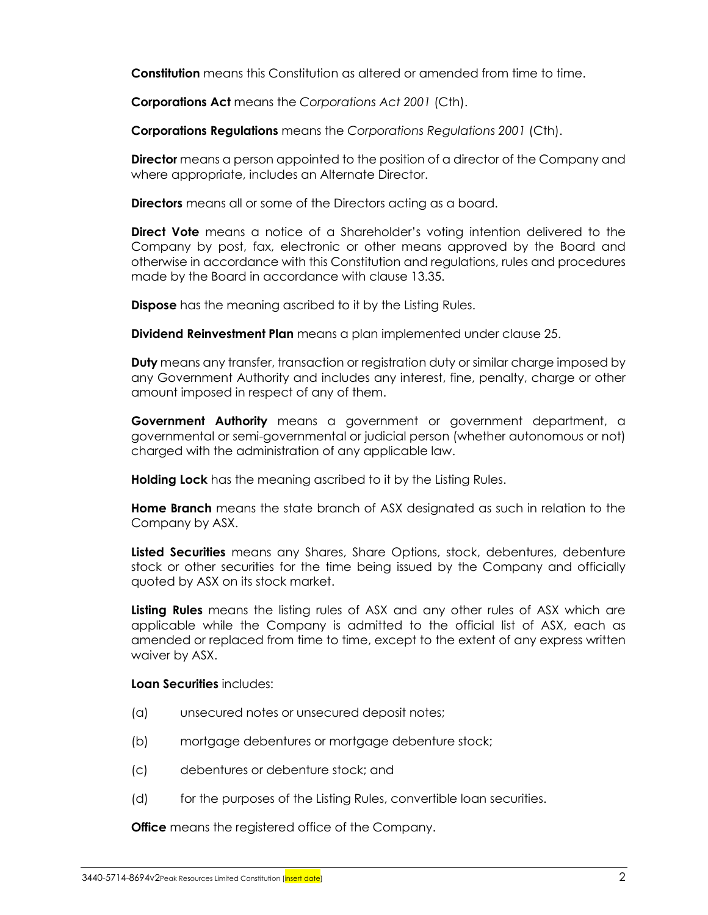**Constitution** means this Constitution as altered or amended from time to time.

**Corporations Act** means the *Corporations Act 2001* (Cth).

**Corporations Regulations** means the *Corporations Regulations 2001* (Cth).

**Director** means a person appointed to the position of a director of the Company and where appropriate, includes an Alternate Director.

**Directors** means all or some of the Directors acting as a board.

**Direct Vote** means a notice of a Shareholder's voting intention delivered to the Company by post, fax, electronic or other means approved by the Board and otherwise in accordance with this Constitution and regulations, rules and procedures made by the Board in accordance with clause 13.35.

**Dispose** has the meaning ascribed to it by the Listing Rules.

**Dividend Reinvestment Plan** means a plan implemented under clause 25.

**Duty** means any transfer, transaction or registration duty or similar charge imposed by any Government Authority and includes any interest, fine, penalty, charge or other amount imposed in respect of any of them.

**Government Authority** means a government or government department, a governmental or semi-governmental or judicial person (whether autonomous or not) charged with the administration of any applicable law.

**Holding Lock** has the meaning ascribed to it by the Listing Rules.

**Home Branch** means the state branch of ASX designated as such in relation to the Company by ASX.

**Listed Securities** means any Shares, Share Options, stock, debentures, debenture stock or other securities for the time being issued by the Company and officially quoted by ASX on its stock market.

**Listing Rules** means the listing rules of ASX and any other rules of ASX which are applicable while the Company is admitted to the official list of ASX, each as amended or replaced from time to time, except to the extent of any express written waiver by ASX.

**Loan Securities** includes:

(a) unsecured notes or unsecured deposit notes;

(b) mortgage debentures or mortgage debenture stock;

(c) debentures or debenture stock; and

(d) for the purposes of the Listing Rules, convertible loan securities.

**Office** means the registered office of the Company.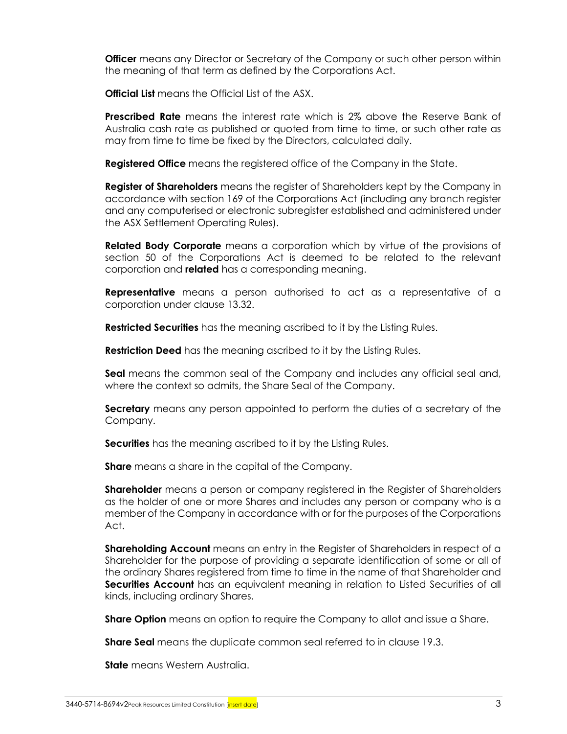**Officer** means any Director or Secretary of the Company or such other person within the meaning of that term as defined by the Corporations Act.

**Official List** means the Official List of the ASX.

**Prescribed Rate** means the interest rate which is 2% above the Reserve Bank of Australia cash rate as published or quoted from time to time, or such other rate as may from time to time be fixed by the Directors, calculated daily.

**Registered Office** means the registered office of the Company in the State.

**Register of Shareholders** means the register of Shareholders kept by the Company in accordance with section 169 of the Corporations Act (including any branch register and any computerised or electronic subregister established and administered under the ASX Settlement Operating Rules).

**Related Body Corporate** means a corporation which by virtue of the provisions of section 50 of the Corporations Act is deemed to be related to the relevant corporation and **related** has a corresponding meaning.

**Representative** means a person authorised to act as a representative of a corporation under clause 13.32.

**Restricted Securities** has the meaning ascribed to it by the Listing Rules.

**Restriction Deed** has the meaning ascribed to it by the Listing Rules.

**Seal** means the common seal of the Company and includes any official seal and, where the context so admits, the Share Seal of the Company.

**Secretary** means any person appointed to perform the duties of a secretary of the Company.

**Securities** has the meaning ascribed to it by the Listing Rules.

**Share** means a share in the capital of the Company.

**Shareholder** means a person or company registered in the Register of Shareholders as the holder of one or more Shares and includes any person or company who is a member of the Company in accordance with or for the purposes of the Corporations Act.

**Shareholding Account** means an entry in the Register of Shareholders in respect of a Shareholder for the purpose of providing a separate identification of some or all of the ordinary Shares registered from time to time in the name of that Shareholder and **Securities Account** has an equivalent meaning in relation to Listed Securities of all kinds, including ordinary Shares.

**Share Option** means an option to require the Company to allot and issue a Share.

**Share Seal** means the duplicate common seal referred to in clause 19.3.

**State** means Western Australia.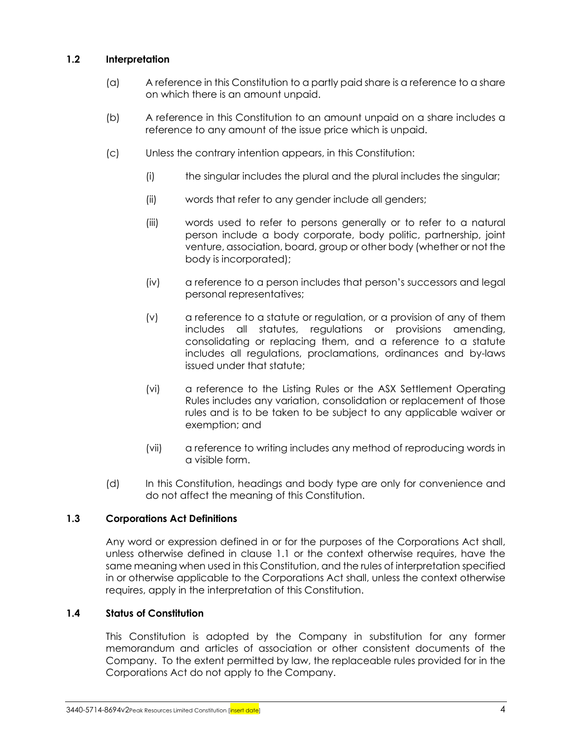## 1.2 Interpretation

(a) A reference in this Constitution to a partly paid share is a reference to a share on which there is an amount unpaid.

(b) A reference in this Constitution to an amount unpaid on a share includes a reference to any amount of the issue price which is unpaid.

(c) Unless the contrary intention appears, in this Constitution:

(i) the singular includes the plural and the plural includes the singular;

(ii) words that refer to any gender include all genders;

(iii) words used to refer to persons generally or to refer to a natural person include a body corporate, body politic, partnership, joint venture, association, board, group or other body (whether or not the body is incorporated);

(iv) a reference to a person includes that person's successors and legal personal representatives;

(v) a reference to a statute or regulation, or a provision of any of them includes all statutes, regulations or provisions amending, consolidating or replacing them, and a reference to a statute includes all regulations, proclamations, ordinances and by-laws issued under that statute;

(vi) a reference to the Listing Rules or the ASX Settlement Operating Rules includes any variation, consolidation or replacement of those rules and is to be taken to be subject to any applicable waiver or exemption; and

(vii) a reference to writing includes any method of reproducing words in a visible form.

(d) In this Constitution, headings and body type are only for convenience and do not affect the meaning of this Constitution.

## 1.3 Corporations Act Definitions

Any word or expression defined in or for the purposes of the Corporations Act shall, unless otherwise defined in clause 1.1 or the context otherwise requires, have the same meaning when used in this Constitution, and the rules of interpretation specified in or otherwise applicable to the Corporations Act shall, unless the context otherwise requires, apply in the interpretation of this Constitution.

## 1.4 Status of Constitution

This Constitution is adopted by the Company in substitution for any former memorandum and articles of association or other consistent documents of the Company. To the extent permitted by law, the replaceable rules provided for in the Corporations Act do not apply to the Company.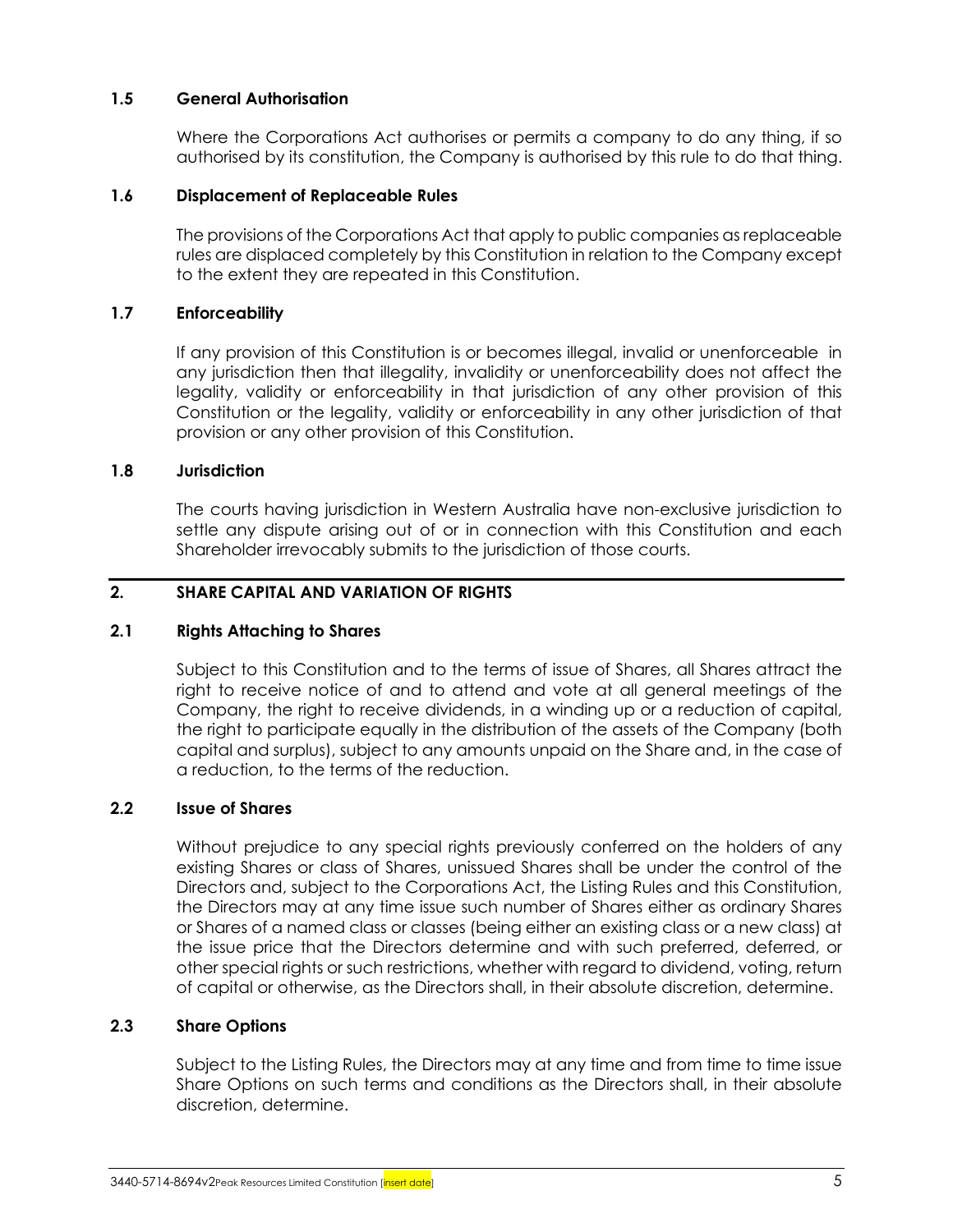### 1.5 General Authorisation

Where the Corporations Act authorises or permits a company to do any thing, if so authorised by its constitution, the Company is authorised by this rule to do that thing.

### 1.6 Displacement of Replaceable Rules

The provisions of the Corporations Act that apply to public companies as replaceable rules are displaced completely by this Constitution in relation to the Company except to the extent they are repeated in this Constitution.

### 1.7 Enforceability

If any provision of this Constitution is or becomes illegal, invalid or unenforceable in any jurisdiction then that illegality, invalidity or unenforceability does not affect the legality, validity or enforceability in that jurisdiction of any other provision of this Constitution or the legality, validity or enforceability in any other jurisdiction of that provision or any other provision of this Constitution.

### 1.8 Jurisdiction

The courts having jurisdiction in Western Australia have non-exclusive jurisdiction to settle any dispute arising out of or in connection with this Constitution and each Shareholder irrevocably submits to the jurisdiction of those courts.

## 2. SHARE CAPITAL AND VARIATION OF RIGHTS

### 2.1 Rights Attaching to Shares

Subject to this Constitution and to the terms of issue of Shares, all Shares attract the right to receive notice of and to attend and vote at all general meetings of the Company, the right to receive dividends, in a winding up or a reduction of capital, the right to participate equally in the distribution of the assets of the Company (both capital and surplus), subject to any amounts unpaid on the Share and, in the case of a reduction, to the terms of the reduction.

### 2.2 Issue of Shares

Without prejudice to any special rights previously conferred on the holders of any existing Shares or class of Shares, unissued Shares shall be under the control of the Directors and, subject to the Corporations Act, the Listing Rules and this Constitution, the Directors may at any time issue such number of Shares either as ordinary Shares or Shares of a named class or classes (being either an existing class or a new class) at the issue price that the Directors determine and with such preferred, deferred, or other special rights or such restrictions, whether with regard to dividend, voting, return of capital or otherwise, as the Directors shall, in their absolute discretion, determine.

### 2.3 Share Options

Subject to the Listing Rules, the Directors may at any time and from time to time issue Share Options on such terms and conditions as the Directors shall, in their absolute discretion, determine.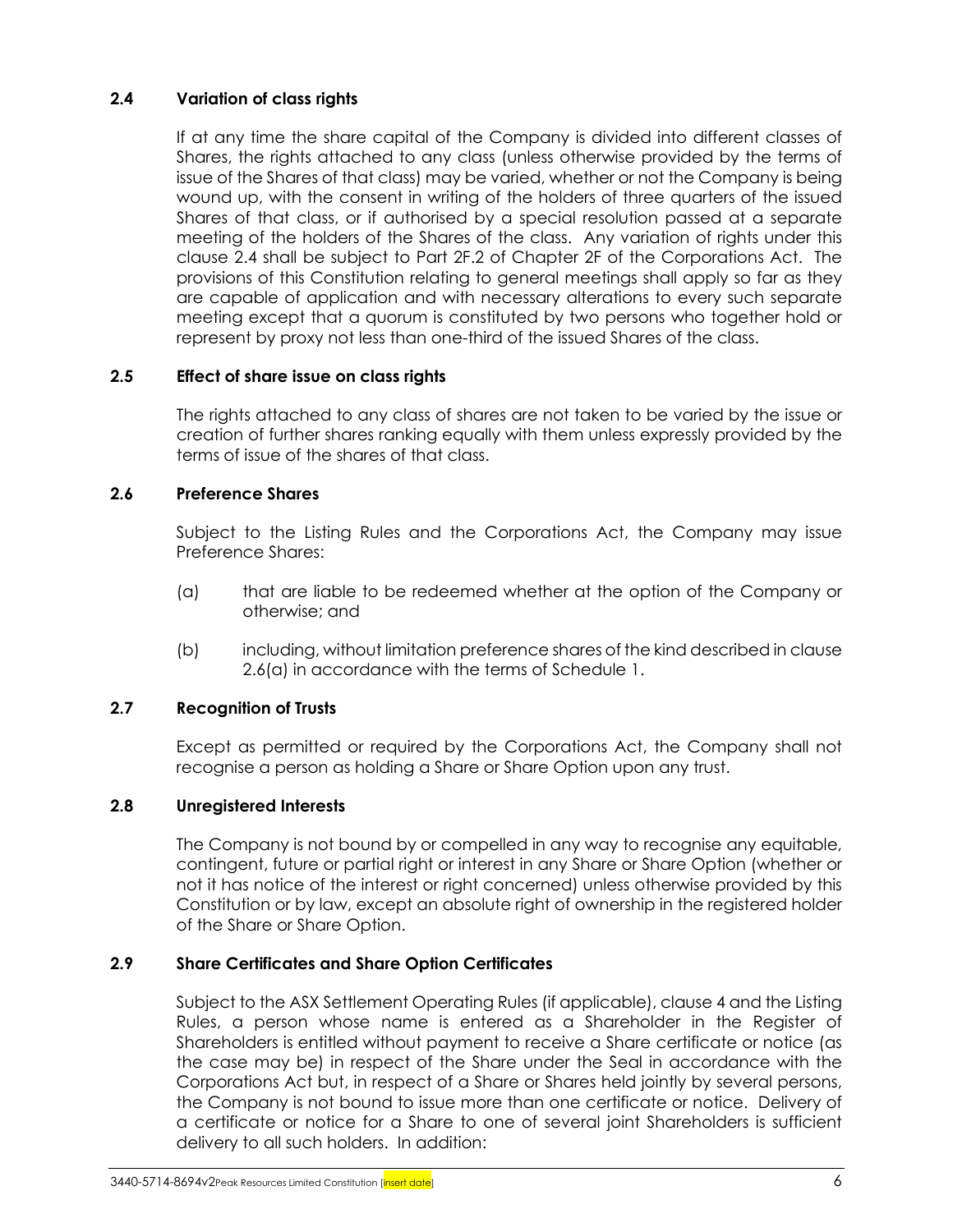### 2.4 Variation of class rights

If at any time the share capital of the Company is divided into different classes of Shares, the rights attached to any class (unless otherwise provided by the terms of issue of the Shares of that class) may be varied, whether or not the Company is being wound up, with the consent in writing of the holders of three quarters of the issued Shares of that class, or if authorised by a special resolution passed at a separate meeting of the holders of the Shares of the class. Any variation of rights under this clause 2.4 shall be subject to Part 2F.2 of Chapter 2F of the Corporations Act. The provisions of this Constitution relating to general meetings shall apply so far as they are capable of application and with necessary alterations to every such separate meeting except that a quorum is constituted by two persons who together hold or represent by proxy not less than one-third of the issued Shares of the class.

### 2.5 Effect of share issue on class rights

The rights attached to any class of shares are not taken to be varied by the issue or creation of further shares ranking equally with them unless expressly provided by the terms of issue of the shares of that class.

### 2.6 Preference Shares

Subject to the Listing Rules and the Corporations Act, the Company may issue Preference Shares:

(a) that are liable to be redeemed whether at the option of the Company or otherwise; and

(b) including, without limitation preference shares of the kind described in clause 2.6(a) in accordance with the terms of Schedule 1.

### 2.7 Recognition of Trusts

Except as permitted or required by the Corporations Act, the Company shall not recognise a person as holding a Share or Share Option upon any trust.

### 2.8 Unregistered Interests

The Company is not bound by or compelled in any way to recognise any equitable, contingent, future or partial right or interest in any Share or Share Option (whether or not it has notice of the interest or right concerned) unless otherwise provided by this Constitution or by law, except an absolute right of ownership in the registered holder of the Share or Share Option.

### 2.9 Share Certificates and Share Option Certificates

Subject to the ASX Settlement Operating Rules (if applicable), clause 4 and the Listing Rules, a person whose name is entered as a Shareholder in the Register of Shareholders is entitled without payment to receive a Share certificate or notice (as the case may be) in respect of the Share under the Seal in accordance with the Corporations Act but, in respect of a Share or Shares held jointly by several persons, the Company is not bound to issue more than one certificate or notice. Delivery of a certificate or notice for a Share to one of several joint Shareholders is sufficient delivery to all such holders. In addition: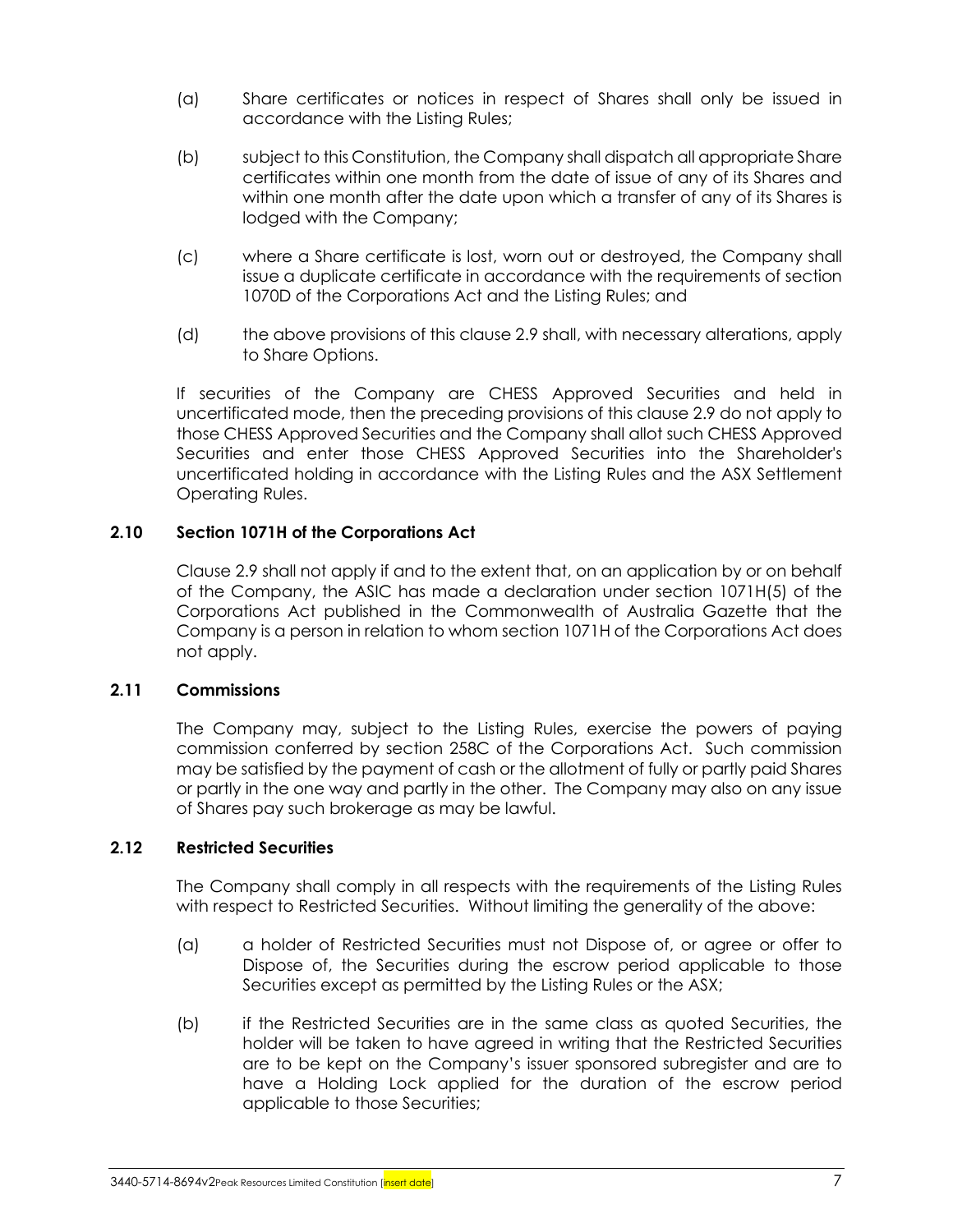(a) Share certificates or notices in respect of Shares shall only be issued in accordance with the Listing Rules;

(b) subject to this Constitution, the Company shall dispatch all appropriate Share certificates within one month from the date of issue of any of its Shares and within one month after the date upon which a transfer of any of its Shares is lodged with the Company;

(c) where a Share certificate is lost, worn out or destroyed, the Company shall issue a duplicate certificate in accordance with the requirements of section 1070D of the Corporations Act and the Listing Rules; and

(d) the above provisions of this clause 2.9 shall, with necessary alterations, apply to Share Options.

If securities of the Company are CHESS Approved Securities and held in uncertificated mode, then the preceding provisions of this clause 2.9 do not apply to those CHESS Approved Securities and the Company shall allot such CHESS Approved Securities and enter those CHESS Approved Securities into the Shareholder's uncertificated holding in accordance with the Listing Rules and the ASX Settlement Operating Rules.

### 2.10 Section 1071H of the Corporations Act

Clause 2.9 shall not apply if and to the extent that, on an application by or on behalf of the Company, the ASIC has made a declaration under section 1071H(5) of the Corporations Act published in the Commonwealth of Australia Gazette that the Company is a person in relation to whom section 1071H of the Corporations Act does not apply.

### 2.11 Commissions

The Company may, subject to the Listing Rules, exercise the powers of paying commission conferred by section 258C of the Corporations Act. Such commission may be satisfied by the payment of cash or the allotment of fully or partly paid Shares or partly in the one way and partly in the other. The Company may also on any issue of Shares pay such brokerage as may be lawful.

### 2.12 Restricted Securities

The Company shall comply in all respects with the requirements of the Listing Rules with respect to Restricted Securities. Without limiting the generality of the above:

(a) a holder of Restricted Securities must not Dispose of, or agree or offer to Dispose of, the Securities during the escrow period applicable to those Securities except as permitted by the Listing Rules or the ASX;

(b) if the Restricted Securities are in the same class as quoted Securities, the holder will be taken to have agreed in writing that the Restricted Securities are to be kept on the Company's issuer sponsored subregister and are to have a Holding Lock applied for the duration of the escrow period applicable to those Securities;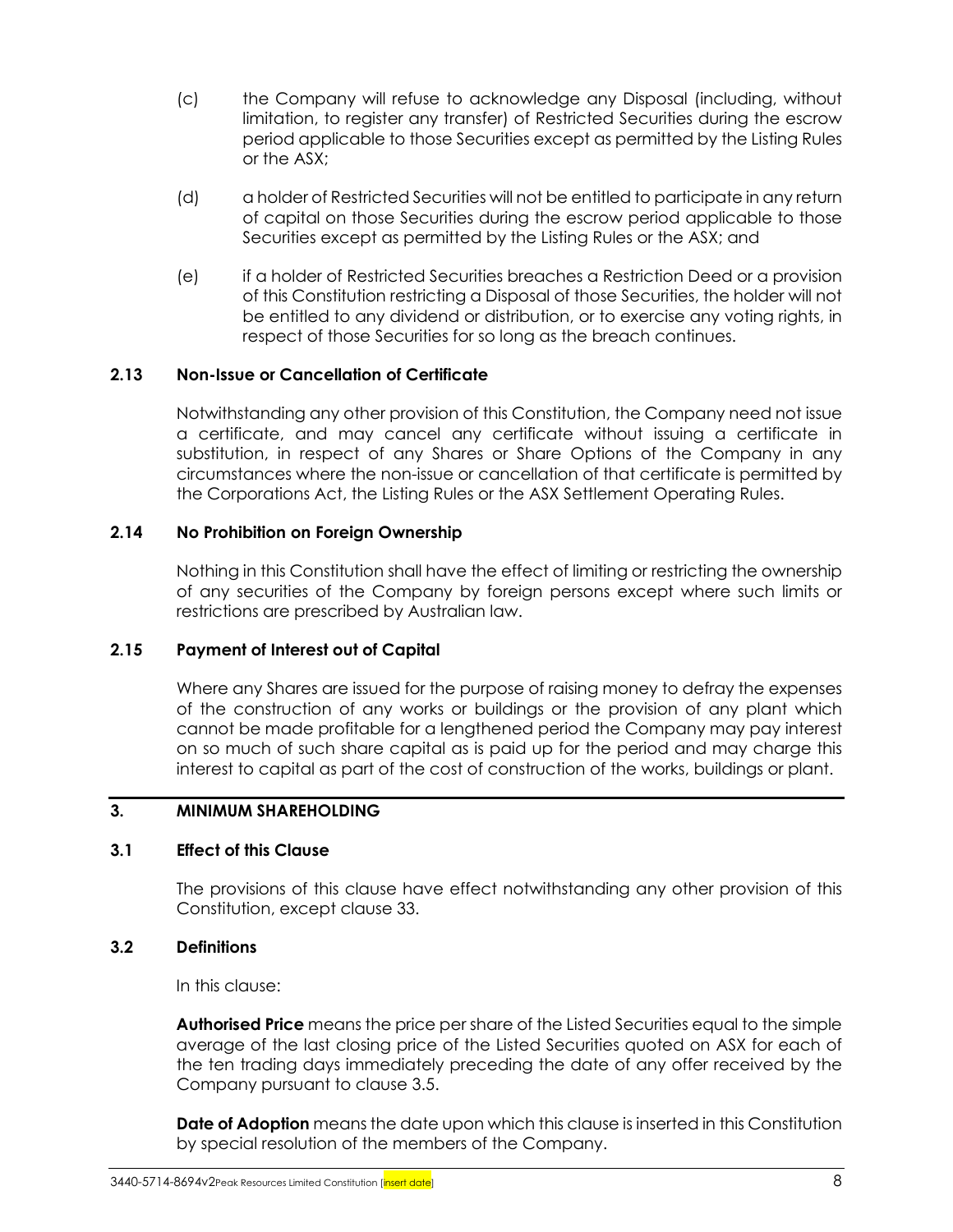(c) the Company will refuse to acknowledge any Disposal (including, without limitation, to register any transfer) of Restricted Securities during the escrow period applicable to those Securities except as permitted by the Listing Rules or the ASX;

(d) a holder of Restricted Securities will not be entitled to participate in any return of capital on those Securities during the escrow period applicable to those Securities except as permitted by the Listing Rules or the ASX; and

(e) if a holder of Restricted Securities breaches a Restriction Deed or a provision of this Constitution restricting a Disposal of those Securities, the holder will not be entitled to any dividend or distribution, or to exercise any voting rights, in respect of those Securities for so long as the breach continues.

### 2.13 Non-Issue or Cancellation of Certificate

Notwithstanding any other provision of this Constitution, the Company need not issue a certificate, and may cancel any certificate without issuing a certificate in substitution, in respect of any Shares or Share Options of the Company in any circumstances where the non-issue or cancellation of that certificate is permitted by the Corporations Act, the Listing Rules or the ASX Settlement Operating Rules.

### 2.14 No Prohibition on Foreign Ownership

Nothing in this Constitution shall have the effect of limiting or restricting the ownership of any securities of the Company by foreign persons except where such limits or restrictions are prescribed by Australian law.

### 2.15 Payment of Interest out of Capital

Where any Shares are issued for the purpose of raising money to defray the expenses of the construction of any works or buildings or the provision of any plant which cannot be made profitable for a lengthened period the Company may pay interest on so much of such share capital as is paid up for the period and may charge this interest to capital as part of the cost of construction of the works, buildings or plant.

## 3. MINIMUM SHAREHOLDING

### 3.1 Effect of this Clause

The provisions of this clause have effect notwithstanding any other provision of this Constitution, except clause 33.

### 3.2 Definitions

In this clause:

**Authorised Price** means the price per share of the Listed Securities equal to the simple average of the last closing price of the Listed Securities quoted on ASX for each of the ten trading days immediately preceding the date of any offer received by the Company pursuant to clause 3.5.

**Date of Adoption** means the date upon which this clause is inserted in this Constitution by special resolution of the members of the Company.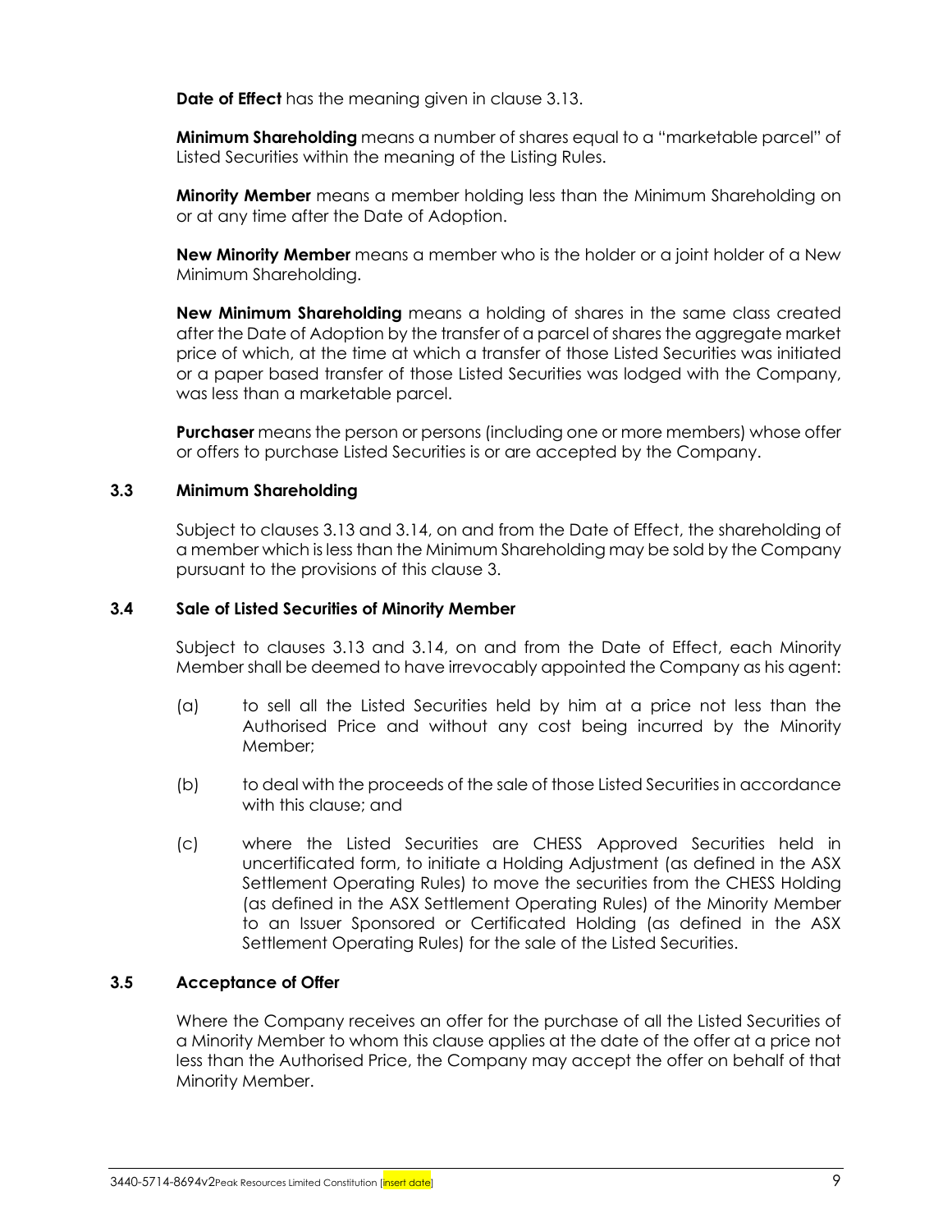**Date of Effect** has the meaning given in clause 3.13.

**Minimum Shareholding** means a number of shares equal to a "marketable parcel" of Listed Securities within the meaning of the Listing Rules.

**Minority Member** means a member holding less than the Minimum Shareholding on or at any time after the Date of Adoption.

**New Minority Member** means a member who is the holder or a joint holder of a New Minimum Shareholding.

**New Minimum Shareholding** means a holding of shares in the same class created after the Date of Adoption by the transfer of a parcel of shares the aggregate market price of which, at the time at which a transfer of those Listed Securities was initiated or a paper based transfer of those Listed Securities was lodged with the Company, was less than a marketable parcel.

**Purchaser** means the person or persons (including one or more members) whose offer or offers to purchase Listed Securities is or are accepted by the Company.

### 3.3 Minimum Shareholding

Subject to clauses 3.13 and 3.14, on and from the Date of Effect, the shareholding of a member which is less than the Minimum Shareholding may be sold by the Company pursuant to the provisions of this clause 3.

### 3.4 Sale of Listed Securities of Minority Member

Subject to clauses 3.13 and 3.14, on and from the Date of Effect, each Minority Member shall be deemed to have irrevocably appointed the Company as his agent:

(a) to sell all the Listed Securities held by him at a price not less than the Authorised Price and without any cost being incurred by the Minority Member;

(b) to deal with the proceeds of the sale of those Listed Securities in accordance with this clause; and

(c) where the Listed Securities are CHESS Approved Securities held in uncertificated form, to initiate a Holding Adjustment (as defined in the ASX Settlement Operating Rules) to move the securities from the CHESS Holding (as defined in the ASX Settlement Operating Rules) of the Minority Member to an Issuer Sponsored or Certificated Holding (as defined in the ASX Settlement Operating Rules) for the sale of the Listed Securities.

### 3.5 Acceptance of Offer

Where the Company receives an offer for the purchase of all the Listed Securities of a Minority Member to whom this clause applies at the date of the offer at a price not less than the Authorised Price, the Company may accept the offer on behalf of that Minority Member.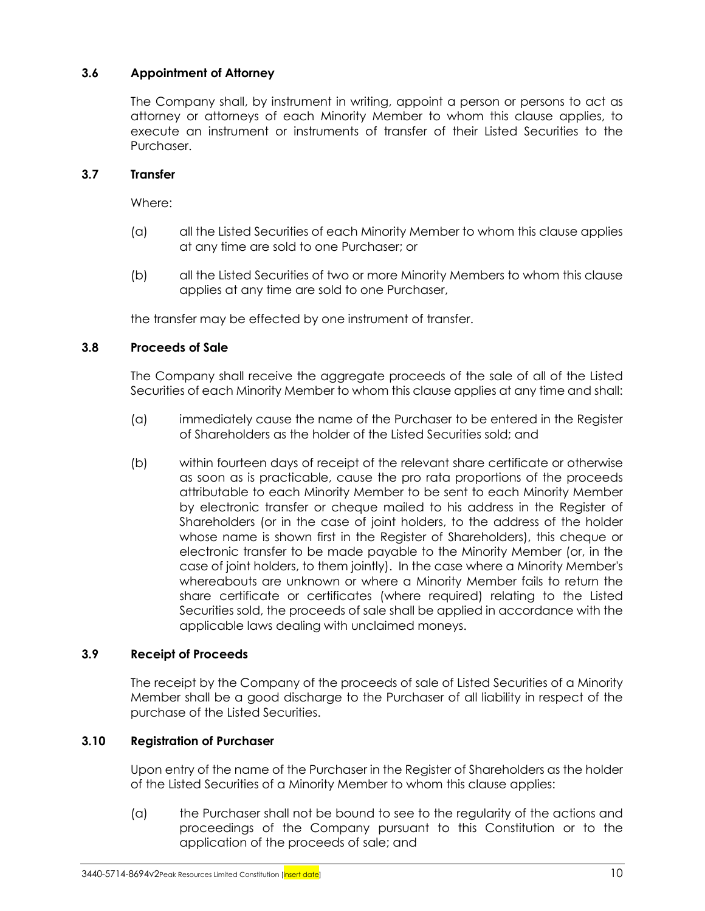### 3.6 Appointment of Attorney

The Company shall, by instrument in writing, appoint a person or persons to act as attorney or attorneys of each Minority Member to whom this clause applies, to execute an instrument or instruments of transfer of their Listed Securities to the Purchaser.

### 3.7 Transfer

Where:

(a) all the Listed Securities of each Minority Member to whom this clause applies at any time are sold to one Purchaser; or

(b) all the Listed Securities of two or more Minority Members to whom this clause applies at any time are sold to one Purchaser,

the transfer may be effected by one instrument of transfer.

### 3.8 Proceeds of Sale

The Company shall receive the aggregate proceeds of the sale of all of the Listed Securities of each Minority Member to whom this clause applies at any time and shall:

(a) immediately cause the name of the Purchaser to be entered in the Register of Shareholders as the holder of the Listed Securities sold; and

(b) within fourteen days of receipt of the relevant share certificate or otherwise as soon as is practicable, cause the pro rata proportions of the proceeds attributable to each Minority Member to be sent to each Minority Member by electronic transfer or cheque mailed to his address in the Register of Shareholders (or in the case of joint holders, to the address of the holder whose name is shown first in the Register of Shareholders), this cheque or electronic transfer to be made payable to the Minority Member (or, in the case of joint holders, to them jointly). In the case where a Minority Member's whereabouts are unknown or where a Minority Member fails to return the share certificate or certificates (where required) relating to the Listed Securities sold, the proceeds of sale shall be applied in accordance with the applicable laws dealing with unclaimed moneys.

### 3.9 Receipt of Proceeds

The receipt by the Company of the proceeds of sale of Listed Securities of a Minority Member shall be a good discharge to the Purchaser of all liability in respect of the purchase of the Listed Securities.

### 3.10 Registration of Purchaser

Upon entry of the name of the Purchaser in the Register of Shareholders as the holder of the Listed Securities of a Minority Member to whom this clause applies:

(a) the Purchaser shall not be bound to see to the regularity of the actions and proceedings of the Company pursuant to this Constitution or to the application of the proceeds of sale; and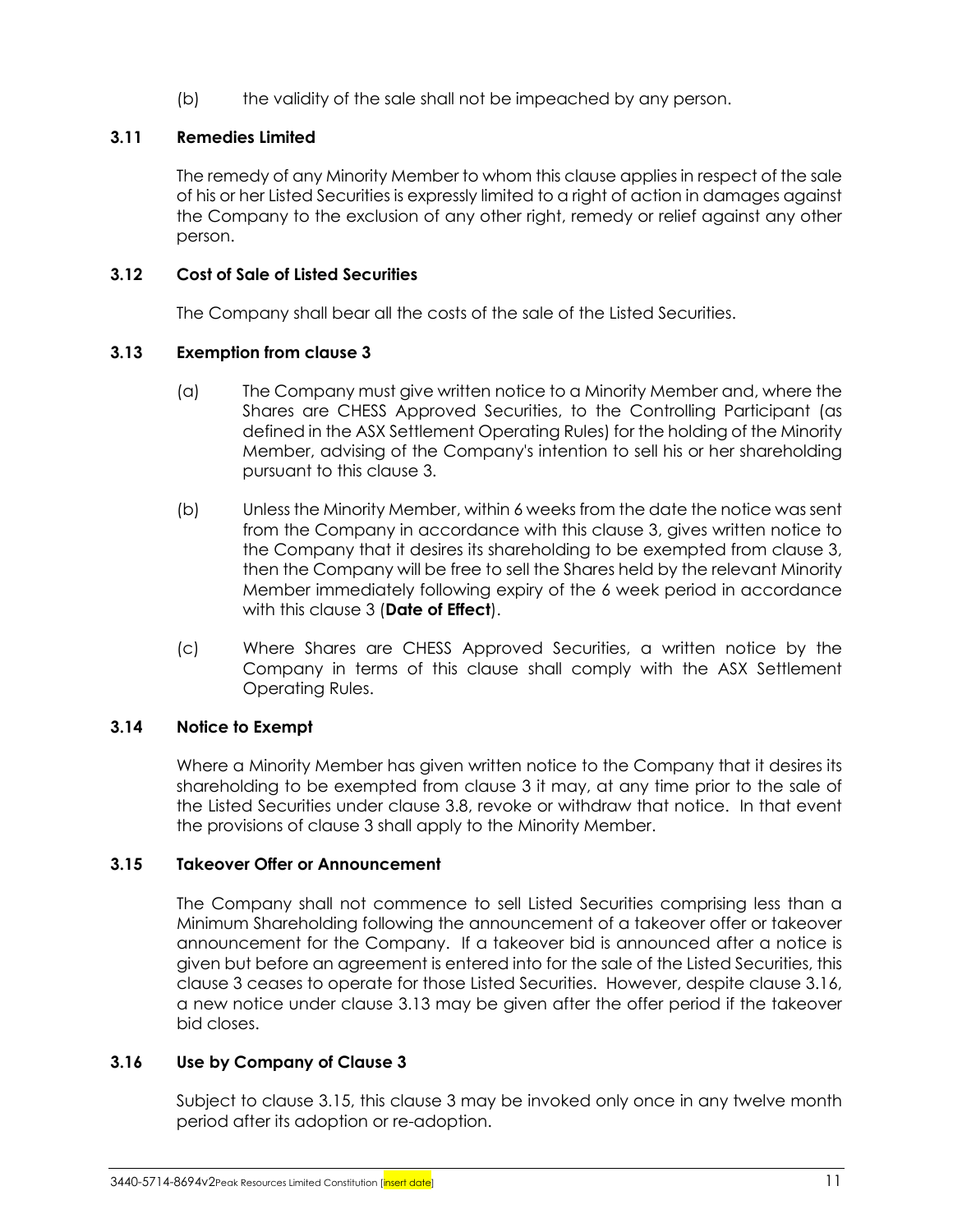(b) the validity of the sale shall not be impeached by any person.

### 3.11 Remedies Limited

The remedy of any Minority Member to whom this clause applies in respect of the sale of his or her Listed Securities is expressly limited to a right of action in damages against the Company to the exclusion of any other right, remedy or relief against any other person.

### 3.12 Cost of Sale of Listed Securities

The Company shall bear all the costs of the sale of the Listed Securities.

### 3.13 Exemption from clause 3

(a) The Company must give written notice to a Minority Member and, where the Shares are CHESS Approved Securities, to the Controlling Participant (as defined in the ASX Settlement Operating Rules) for the holding of the Minority Member, advising of the Company's intention to sell his or her shareholding pursuant to this clause 3.

(b) Unless the Minority Member, within 6 weeks from the date the notice was sent from the Company in accordance with this clause 3, gives written notice to the Company that it desires its shareholding to be exempted from clause 3, then the Company will be free to sell the Shares held by the relevant Minority Member immediately following expiry of the 6 week period in accordance with this clause 3 (**Date of Effect**).

(c) Where Shares are CHESS Approved Securities, a written notice by the Company in terms of this clause shall comply with the ASX Settlement Operating Rules.

### 3.14 Notice to Exempt

Where a Minority Member has given written notice to the Company that it desires its shareholding to be exempted from clause 3 it may, at any time prior to the sale of the Listed Securities under clause 3.8, revoke or withdraw that notice. In that event the provisions of clause 3 shall apply to the Minority Member.

### 3.15 Takeover Offer or Announcement

The Company shall not commence to sell Listed Securities comprising less than a Minimum Shareholding following the announcement of a takeover offer or takeover announcement for the Company. If a takeover bid is announced after a notice is given but before an agreement is entered into for the sale of the Listed Securities, this clause 3 ceases to operate for those Listed Securities. However, despite clause 3.16, a new notice under clause 3.13 may be given after the offer period if the takeover bid closes.

### 3.16 Use by Company of Clause 3

Subject to clause 3.15, this clause 3 may be invoked only once in any twelve month period after its adoption or re-adoption.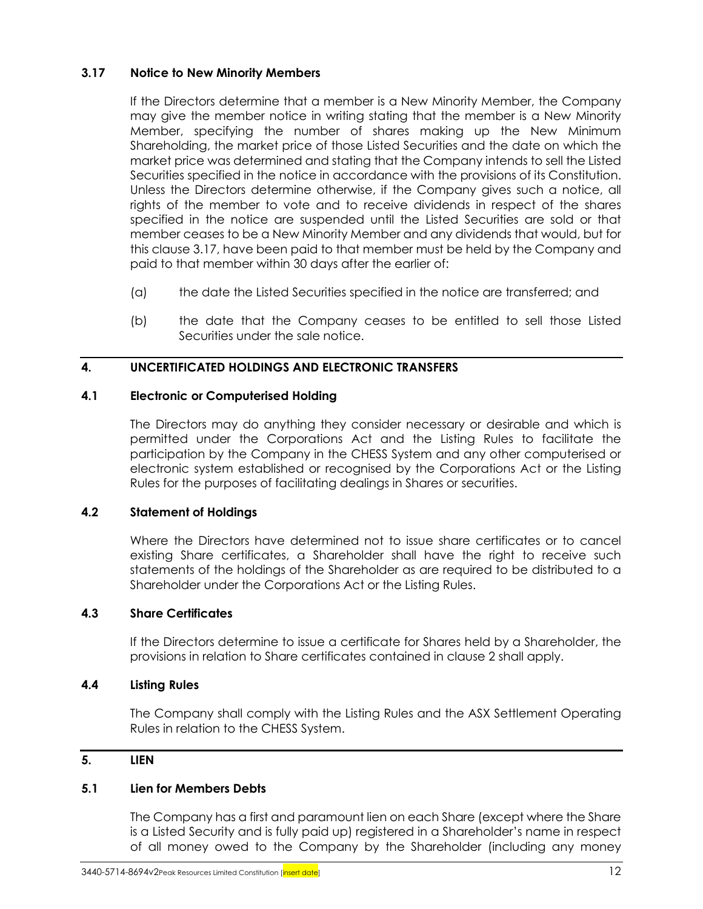### 3.17 Notice to New Minority Members

If the Directors determine that a member is a New Minority Member, the Company may give the member notice in writing stating that the member is a New Minority Member, specifying the number of shares making up the New Minimum Shareholding, the market price of those Listed Securities and the date on which the market price was determined and stating that the Company intends to sell the Listed Securities specified in the notice in accordance with the provisions of its Constitution. Unless the Directors determine otherwise, if the Company gives such a notice, all rights of the member to vote and to receive dividends in respect of the shares specified in the notice are suspended until the Listed Securities are sold or that member ceases to be a New Minority Member and any dividends that would, but for this clause 3.17, have been paid to that member must be held by the Company and paid to that member within 30 days after the earlier of:

(a) the date the Listed Securities specified in the notice are transferred; and

(b) the date that the Company ceases to be entitled to sell those Listed Securities under the sale notice.

## 4. UNCERTIFICATED HOLDINGS AND ELECTRONIC TRANSFERS

### 4.1 Electronic or Computerised Holding

The Directors may do anything they consider necessary or desirable and which is permitted under the Corporations Act and the Listing Rules to facilitate the participation by the Company in the CHESS System and any other computerised or electronic system established or recognised by the Corporations Act or the Listing Rules for the purposes of facilitating dealings in Shares or securities.

### 4.2 Statement of Holdings

Where the Directors have determined not to issue share certificates or to cancel existing Share certificates, a Shareholder shall have the right to receive such statements of the holdings of the Shareholder as are required to be distributed to a Shareholder under the Corporations Act or the Listing Rules.

### 4.3 Share Certificates

If the Directors determine to issue a certificate for Shares held by a Shareholder, the provisions in relation to Share certificates contained in clause 2 shall apply.

### 4.4 Listing Rules

The Company shall comply with the Listing Rules and the ASX Settlement Operating Rules in relation to the CHESS System.

## 5. LIEN

### 5.1 Lien for Members Debts

The Company has a first and paramount lien on each Share (except where the Share is a Listed Security and is fully paid up) registered in a Shareholder's name in respect of all money owed to the Company by the Shareholder (including any money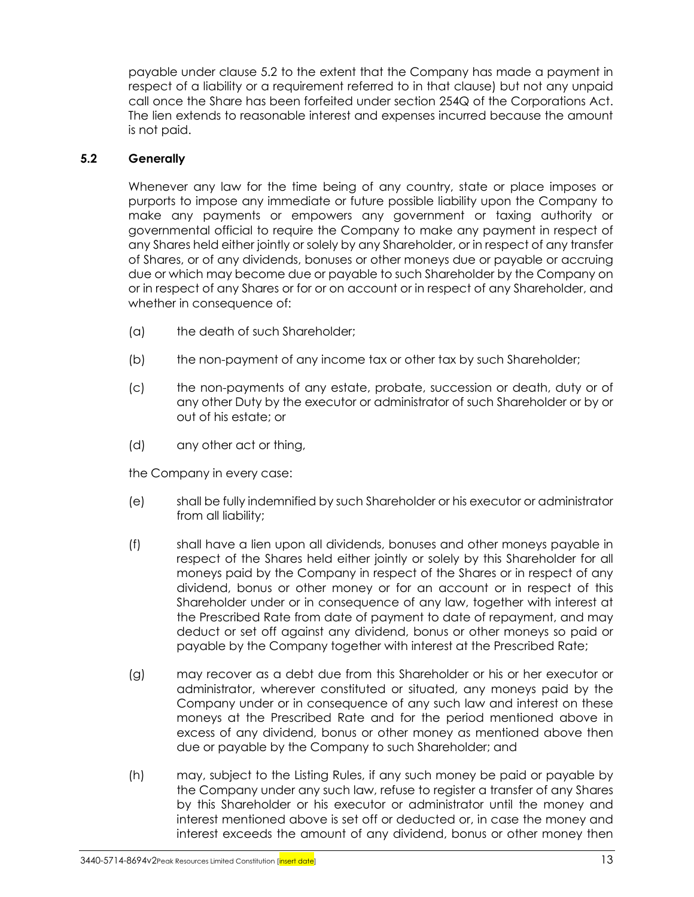payable under clause 5.2 to the extent that the Company has made a payment in respect of a liability or a requirement referred to in that clause) but not any unpaid call once the Share has been forfeited under section 254Q of the Corporations Act. The lien extends to reasonable interest and expenses incurred because the amount is not paid.

### 5.2 Generally

Whenever any law for the time being of any country, state or place imposes or purports to impose any immediate or future possible liability upon the Company to make any payments or empowers any government or taxing authority or governmental official to require the Company to make any payment in respect of any Shares held either jointly or solely by any Shareholder, or in respect of any transfer of Shares, or of any dividends, bonuses or other moneys due or payable or accruing due or which may become due or payable to such Shareholder by the Company on or in respect of any Shares or for or on account or in respect of any Shareholder, and whether in consequence of:

(a) the death of such Shareholder;

(b) the non-payment of any income tax or other tax by such Shareholder;

(c) the non-payments of any estate, probate, succession or death, duty or of any other Duty by the executor or administrator of such Shareholder or by or out of his estate; or

(d) any other act or thing,

the Company in every case:

(e) shall be fully indemnified by such Shareholder or his executor or administrator from all liability;

(f) shall have a lien upon all dividends, bonuses and other moneys payable in respect of the Shares held either jointly or solely by this Shareholder for all moneys paid by the Company in respect of the Shares or in respect of any dividend, bonus or other money or for an account or in respect of this Shareholder under or in consequence of any law, together with interest at the Prescribed Rate from date of payment to date of repayment, and may deduct or set off against any dividend, bonus or other moneys so paid or payable by the Company together with interest at the Prescribed Rate;

(g) may recover as a debt due from this Shareholder or his or her executor or administrator, wherever constituted or situated, any moneys paid by the Company under or in consequence of any such law and interest on these moneys at the Prescribed Rate and for the period mentioned above in excess of any dividend, bonus or other money as mentioned above then due or payable by the Company to such Shareholder; and

(h) may, subject to the Listing Rules, if any such money be paid or payable by the Company under any such law, refuse to register a transfer of any Shares by this Shareholder or his executor or administrator until the money and interest mentioned above is set off or deducted or, in case the money and interest exceeds the amount of any dividend, bonus or other money then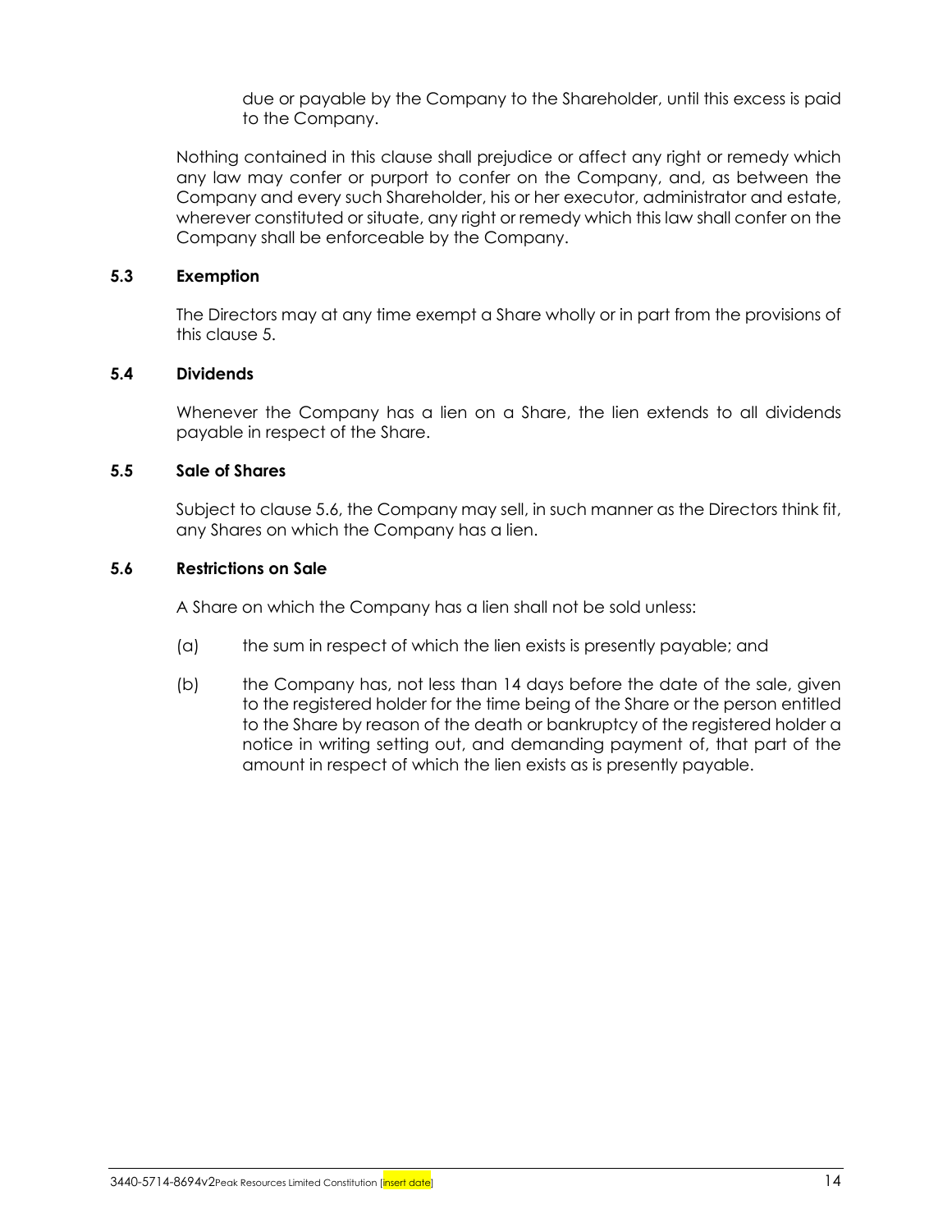due or payable by the Company to the Shareholder, until this excess is paid to the Company.

Nothing contained in this clause shall prejudice or affect any right or remedy which any law may confer or purport to confer on the Company, and, as between the Company and every such Shareholder, his or her executor, administrator and estate, wherever constituted or situate, any right or remedy which this law shall confer on the Company shall be enforceable by the Company.

### 5.3 Exemption

The Directors may at any time exempt a Share wholly or in part from the provisions of this clause 5.

### 5.4 Dividends

Whenever the Company has a lien on a Share, the lien extends to all dividends payable in respect of the Share.

### 5.5 Sale of Shares

Subject to clause 5.6, the Company may sell, in such manner as the Directors think fit, any Shares on which the Company has a lien.

### 5.6 Restrictions on Sale

A Share on which the Company has a lien shall not be sold unless:

(a) the sum in respect of which the lien exists is presently payable; and

(b) the Company has, not less than 14 days before the date of the sale, given to the registered holder for the time being of the Share or the person entitled to the Share by reason of the death or bankruptcy of the registered holder a notice in writing setting out, and demanding payment of, that part of the amount in respect of which the lien exists as is presently payable.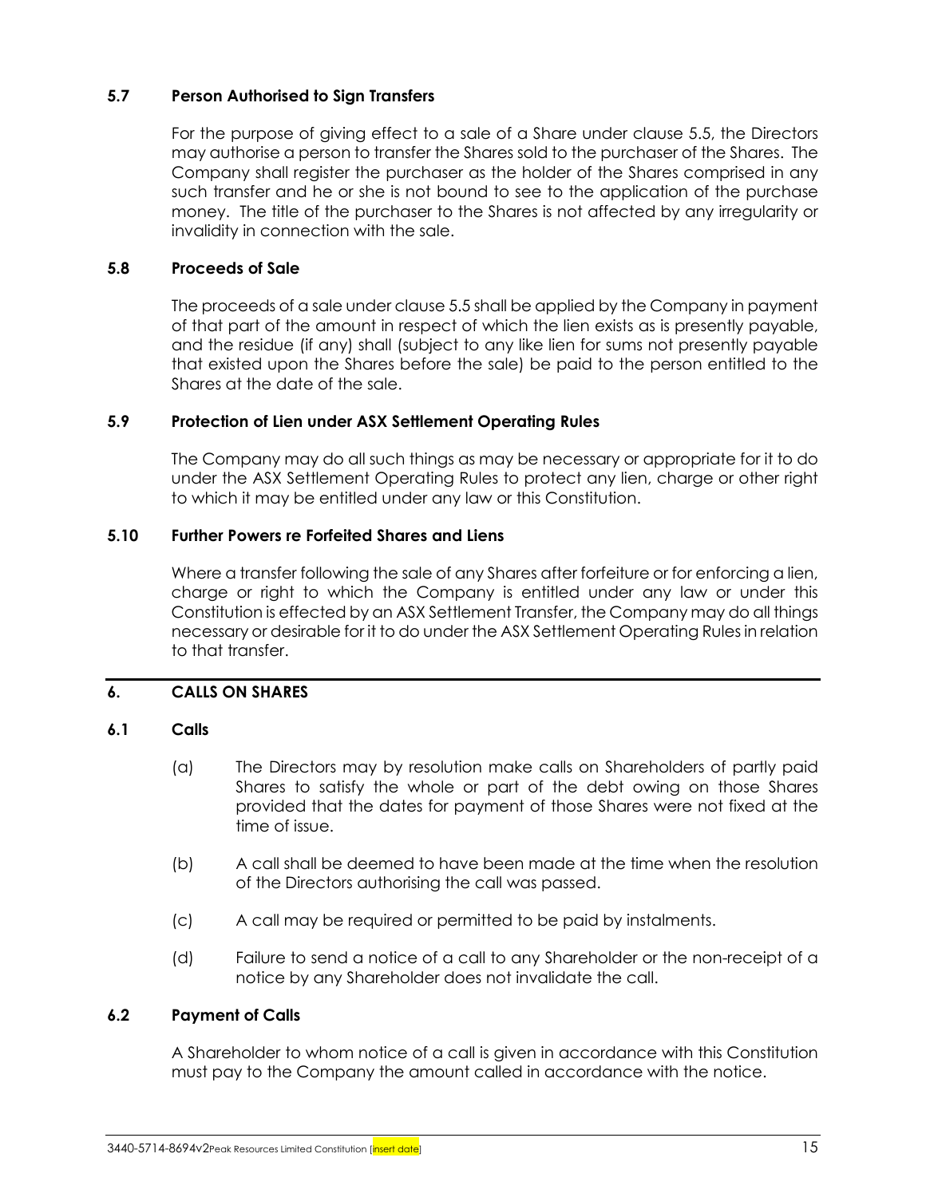### 5.7 Person Authorised to Sign Transfers

For the purpose of giving effect to a sale of a Share under clause 5.5, the Directors may authorise a person to transfer the Shares sold to the purchaser of the Shares. The Company shall register the purchaser as the holder of the Shares comprised in any such transfer and he or she is not bound to see to the application of the purchase money. The title of the purchaser to the Shares is not affected by any irregularity or invalidity in connection with the sale.

### 5.8 Proceeds of Sale

The proceeds of a sale under clause 5.5 shall be applied by the Company in payment of that part of the amount in respect of which the lien exists as is presently payable, and the residue (if any) shall (subject to any like lien for sums not presently payable that existed upon the Shares before the sale) be paid to the person entitled to the Shares at the date of the sale.

### 5.9 Protection of Lien under ASX Settlement Operating Rules

The Company may do all such things as may be necessary or appropriate for it to do under the ASX Settlement Operating Rules to protect any lien, charge or other right to which it may be entitled under any law or this Constitution.

### 5.10 Further Powers re Forfeited Shares and Liens

Where a transfer following the sale of any Shares after forfeiture or for enforcing a lien, charge or right to which the Company is entitled under any law or under this Constitution is effected by an ASX Settlement Transfer, the Company may do all things necessary or desirable for it to do under the ASX Settlement Operating Rules in relation to that transfer.

## 6. CALLS ON SHARES

### 6.1 Calls

(a) The Directors may by resolution make calls on Shareholders of partly paid Shares to satisfy the whole or part of the debt owing on those Shares provided that the dates for payment of those Shares were not fixed at the time of issue.

(b) A call shall be deemed to have been made at the time when the resolution of the Directors authorising the call was passed.

(c) A call may be required or permitted to be paid by instalments.

(d) Failure to send a notice of a call to any Shareholder or the non-receipt of a notice by any Shareholder does not invalidate the call.

### 6.2 Payment of Calls

A Shareholder to whom notice of a call is given in accordance with this Constitution must pay to the Company the amount called in accordance with the notice.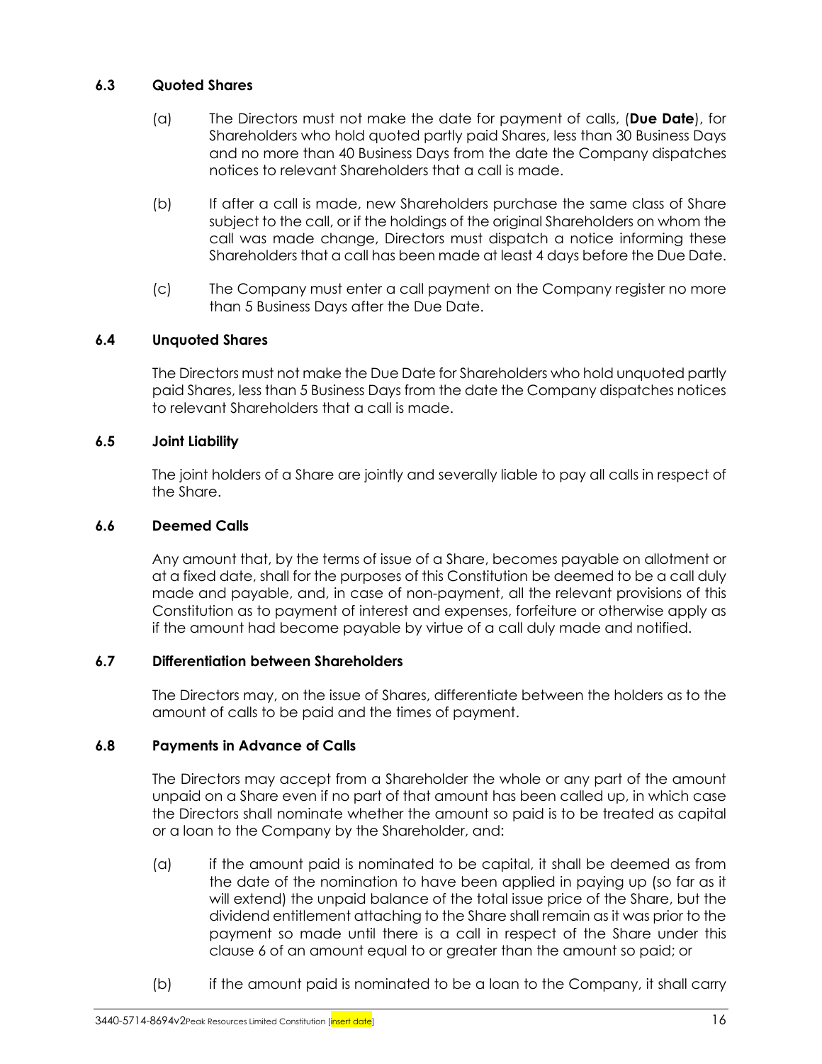### 6.3 Quoted Shares

(a) The Directors must not make the date for payment of calls, (**Due Date**), for Shareholders who hold quoted partly paid Shares, less than 30 Business Days and no more than 40 Business Days from the date the Company dispatches notices to relevant Shareholders that a call is made.

(b) If after a call is made, new Shareholders purchase the same class of Share subject to the call, or if the holdings of the original Shareholders on whom the call was made change, Directors must dispatch a notice informing these Shareholders that a call has been made at least 4 days before the Due Date.

(c) The Company must enter a call payment on the Company register no more than 5 Business Days after the Due Date.

### 6.4 Unquoted Shares

The Directors must not make the Due Date for Shareholders who hold unquoted partly paid Shares, less than 5 Business Days from the date the Company dispatches notices to relevant Shareholders that a call is made.

### 6.5 Joint Liability

The joint holders of a Share are jointly and severally liable to pay all calls in respect of the Share.

### 6.6 Deemed Calls

Any amount that, by the terms of issue of a Share, becomes payable on allotment or at a fixed date, shall for the purposes of this Constitution be deemed to be a call duly made and payable, and, in case of non-payment, all the relevant provisions of this Constitution as to payment of interest and expenses, forfeiture or otherwise apply as if the amount had become payable by virtue of a call duly made and notified.

### 6.7 Differentiation between Shareholders

The Directors may, on the issue of Shares, differentiate between the holders as to the amount of calls to be paid and the times of payment.

### 6.8 Payments in Advance of Calls

The Directors may accept from a Shareholder the whole or any part of the amount unpaid on a Share even if no part of that amount has been called up, in which case the Directors shall nominate whether the amount so paid is to be treated as capital or a loan to the Company by the Shareholder, and:

(a) if the amount paid is nominated to be capital, it shall be deemed as from the date of the nomination to have been applied in paying up (so far as it will extend) the unpaid balance of the total issue price of the Share, but the dividend entitlement attaching to the Share shall remain as it was prior to the payment so made until there is a call in respect of the Share under this clause 6 of an amount equal to or greater than the amount so paid; or

(b) if the amount paid is nominated to be a loan to the Company, it shall carry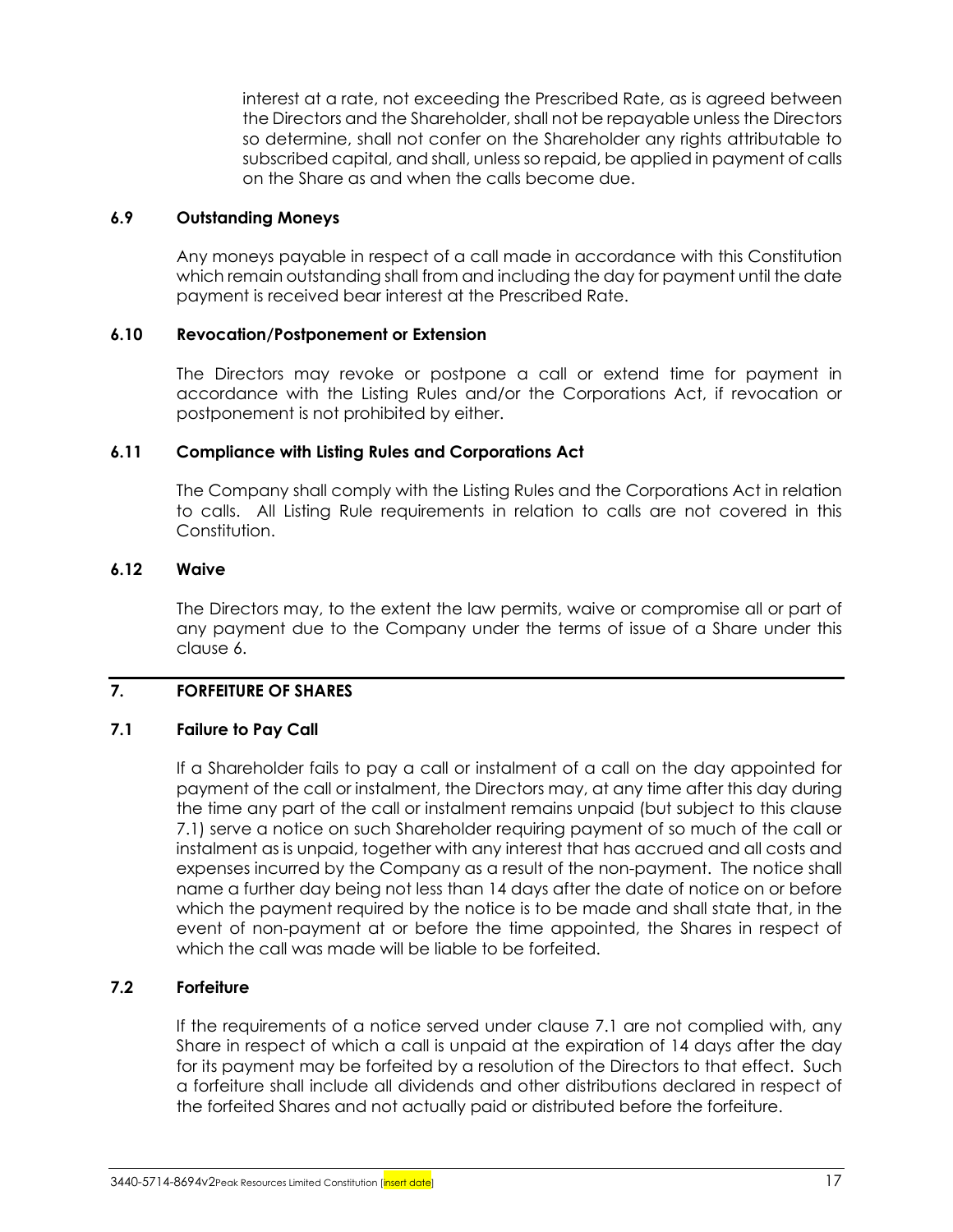interest at a rate, not exceeding the Prescribed Rate, as is agreed between the Directors and the Shareholder, shall not be repayable unless the Directors so determine, shall not confer on the Shareholder any rights attributable to subscribed capital, and shall, unless so repaid, be applied in payment of calls on the Share as and when the calls become due.

### 6.9 Outstanding Moneys

Any moneys payable in respect of a call made in accordance with this Constitution which remain outstanding shall from and including the day for payment until the date payment is received bear interest at the Prescribed Rate.

### 6.10 Revocation/Postponement or Extension

The Directors may revoke or postpone a call or extend time for payment in accordance with the Listing Rules and/or the Corporations Act, if revocation or postponement is not prohibited by either.

### 6.11 Compliance with Listing Rules and Corporations Act

The Company shall comply with the Listing Rules and the Corporations Act in relation to calls. All Listing Rule requirements in relation to calls are not covered in this Constitution.

### 6.12 Waive

The Directors may, to the extent the law permits, waive or compromise all or part of any payment due to the Company under the terms of issue of a Share under this clause 6.

## 7. FORFEITURE OF SHARES

### 7.1 Failure to Pay Call

If a Shareholder fails to pay a call or instalment of a call on the day appointed for payment of the call or instalment, the Directors may, at any time after this day during the time any part of the call or instalment remains unpaid (but subject to this clause 7.1) serve a notice on such Shareholder requiring payment of so much of the call or instalment as is unpaid, together with any interest that has accrued and all costs and expenses incurred by the Company as a result of the non-payment. The notice shall name a further day being not less than 14 days after the date of notice on or before which the payment required by the notice is to be made and shall state that, in the event of non-payment at or before the time appointed, the Shares in respect of which the call was made will be liable to be forfeited.

### 7.2 Forfeiture

If the requirements of a notice served under clause 7.1 are not complied with, any Share in respect of which a call is unpaid at the expiration of 14 days after the day for its payment may be forfeited by a resolution of the Directors to that effect. Such a forfeiture shall include all dividends and other distributions declared in respect of the forfeited Shares and not actually paid or distributed before the forfeiture.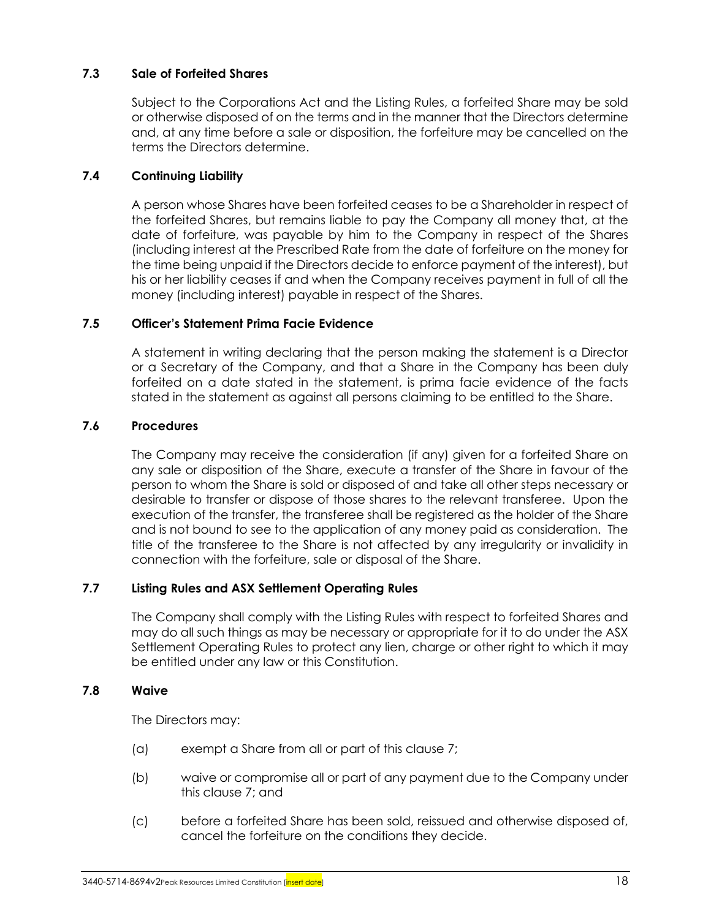### 7.3 Sale of Forfeited Shares

Subject to the Corporations Act and the Listing Rules, a forfeited Share may be sold or otherwise disposed of on the terms and in the manner that the Directors determine and, at any time before a sale or disposition, the forfeiture may be cancelled on the terms the Directors determine.

### 7.4 Continuing Liability

A person whose Shares have been forfeited ceases to be a Shareholder in respect of the forfeited Shares, but remains liable to pay the Company all money that, at the date of forfeiture, was payable by him to the Company in respect of the Shares (including interest at the Prescribed Rate from the date of forfeiture on the money for the time being unpaid if the Directors decide to enforce payment of the interest), but his or her liability ceases if and when the Company receives payment in full of all the money (including interest) payable in respect of the Shares.

### 7.5 Officer's Statement Prima Facie Evidence

A statement in writing declaring that the person making the statement is a Director or a Secretary of the Company, and that a Share in the Company has been duly forfeited on a date stated in the statement, is prima facie evidence of the facts stated in the statement as against all persons claiming to be entitled to the Share.

### 7.6 Procedures

The Company may receive the consideration (if any) given for a forfeited Share on any sale or disposition of the Share, execute a transfer of the Share in favour of the person to whom the Share is sold or disposed of and take all other steps necessary or desirable to transfer or dispose of those shares to the relevant transferee. Upon the execution of the transfer, the transferee shall be registered as the holder of the Share and is not bound to see to the application of any money paid as consideration. The title of the transferee to the Share is not affected by any irregularity or invalidity in connection with the forfeiture, sale or disposal of the Share.

### 7.7 Listing Rules and ASX Settlement Operating Rules

The Company shall comply with the Listing Rules with respect to forfeited Shares and may do all such things as may be necessary or appropriate for it to do under the ASX Settlement Operating Rules to protect any lien, charge or other right to which it may be entitled under any law or this Constitution.

### 7.8 Waive

The Directors may:

(a) exempt a Share from all or part of this clause 7;

(b) waive or compromise all or part of any payment due to the Company under this clause 7; and

(c) before a forfeited Share has been sold, reissued and otherwise disposed of, cancel the forfeiture on the conditions they decide.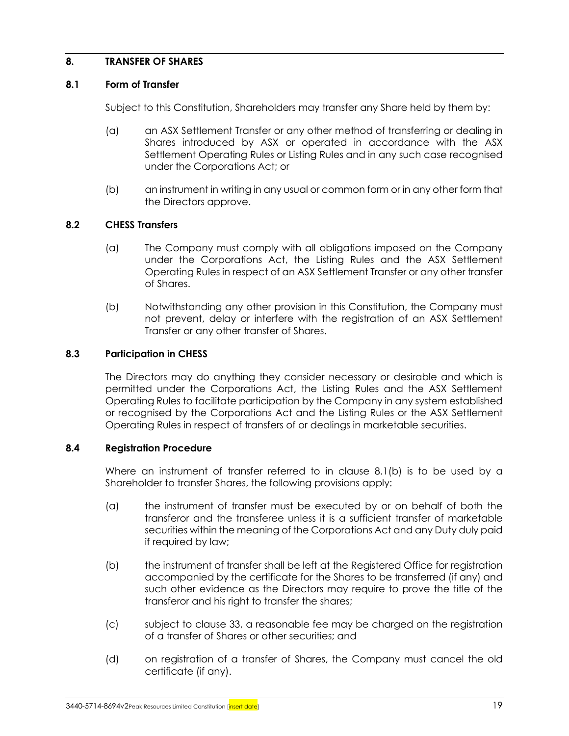## 8. TRANSFER OF SHARES

### 8.1 Form of Transfer

Subject to this Constitution, Shareholders may transfer any Share held by them by:

(a) an ASX Settlement Transfer or any other method of transferring or dealing in Shares introduced by ASX or operated in accordance with the ASX Settlement Operating Rules or Listing Rules and in any such case recognised under the Corporations Act; or

(b) an instrument in writing in any usual or common form or in any other form that the Directors approve.

### 8.2 CHESS Transfers

(a) The Company must comply with all obligations imposed on the Company under the Corporations Act, the Listing Rules and the ASX Settlement Operating Rules in respect of an ASX Settlement Transfer or any other transfer of Shares.

(b) Notwithstanding any other provision in this Constitution, the Company must not prevent, delay or interfere with the registration of an ASX Settlement Transfer or any other transfer of Shares.

### 8.3 Participation in CHESS

The Directors may do anything they consider necessary or desirable and which is permitted under the Corporations Act, the Listing Rules and the ASX Settlement Operating Rules to facilitate participation by the Company in any system established or recognised by the Corporations Act and the Listing Rules or the ASX Settlement Operating Rules in respect of transfers of or dealings in marketable securities.

### 8.4 Registration Procedure

Where an instrument of transfer referred to in clause 8.1(b) is to be used by a Shareholder to transfer Shares, the following provisions apply:

(a) the instrument of transfer must be executed by or on behalf of both the transferor and the transferee unless it is a sufficient transfer of marketable securities within the meaning of the Corporations Act and any Duty duly paid if required by law;

(b) the instrument of transfer shall be left at the Registered Office for registration accompanied by the certificate for the Shares to be transferred (if any) and such other evidence as the Directors may require to prove the title of the transferor and his right to transfer the shares;

(c) subject to clause 33, a reasonable fee may be charged on the registration of a transfer of Shares or other securities; and

(d) on registration of a transfer of Shares, the Company must cancel the old certificate (if any).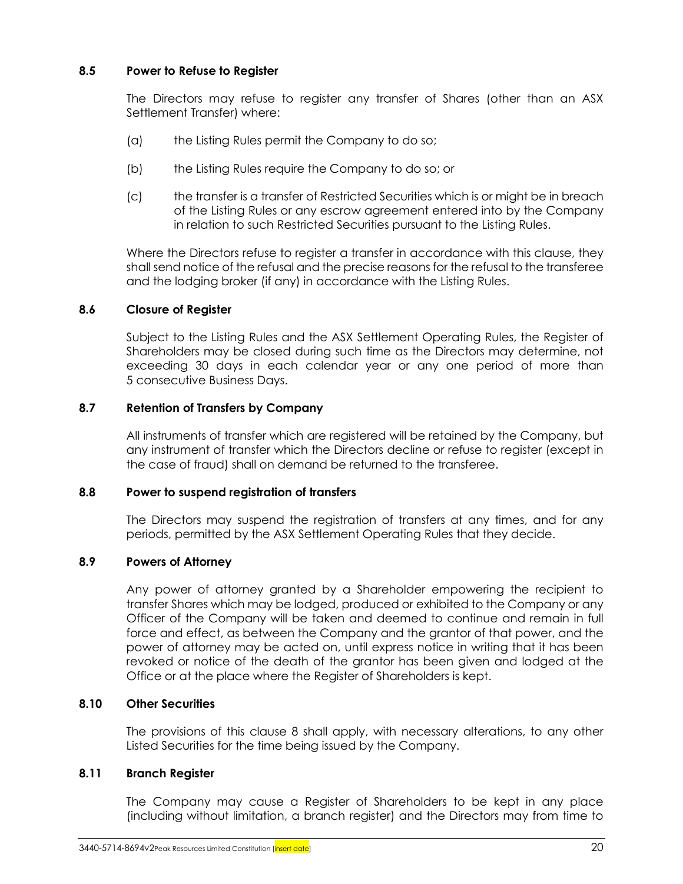### 8.5 Power to Refuse to Register

The Directors may refuse to register any transfer of Shares (other than an ASX Settlement Transfer) where:

(a) the Listing Rules permit the Company to do so;

(b) the Listing Rules require the Company to do so; or

(c) the transfer is a transfer of Restricted Securities which is or might be in breach of the Listing Rules or any escrow agreement entered into by the Company in relation to such Restricted Securities pursuant to the Listing Rules.

Where the Directors refuse to register a transfer in accordance with this clause, they shall send notice of the refusal and the precise reasons for the refusal to the transferee and the lodging broker (if any) in accordance with the Listing Rules.

### 8.6 Closure of Register

Subject to the Listing Rules and the ASX Settlement Operating Rules, the Register of Shareholders may be closed during such time as the Directors may determine, not exceeding 30 days in each calendar year or any one period of more than 5 consecutive Business Days.

### 8.7 Retention of Transfers by Company

All instruments of transfer which are registered will be retained by the Company, but any instrument of transfer which the Directors decline or refuse to register (except in the case of fraud) shall on demand be returned to the transferee.

### 8.8 Power to suspend registration of transfers

The Directors may suspend the registration of transfers at any times, and for any periods, permitted by the ASX Settlement Operating Rules that they decide.

### 8.9 Powers of Attorney

Any power of attorney granted by a Shareholder empowering the recipient to transfer Shares which may be lodged, produced or exhibited to the Company or any Officer of the Company will be taken and deemed to continue and remain in full force and effect, as between the Company and the grantor of that power, and the power of attorney may be acted on, until express notice in writing that it has been revoked or notice of the death of the grantor has been given and lodged at the Office or at the place where the Register of Shareholders is kept.

### 8.10 Other Securities

The provisions of this clause 8 shall apply, with necessary alterations, to any other Listed Securities for the time being issued by the Company.

### 8.11 Branch Register

The Company may cause a Register of Shareholders to be kept in any place (including without limitation, a branch register) and the Directors may from time to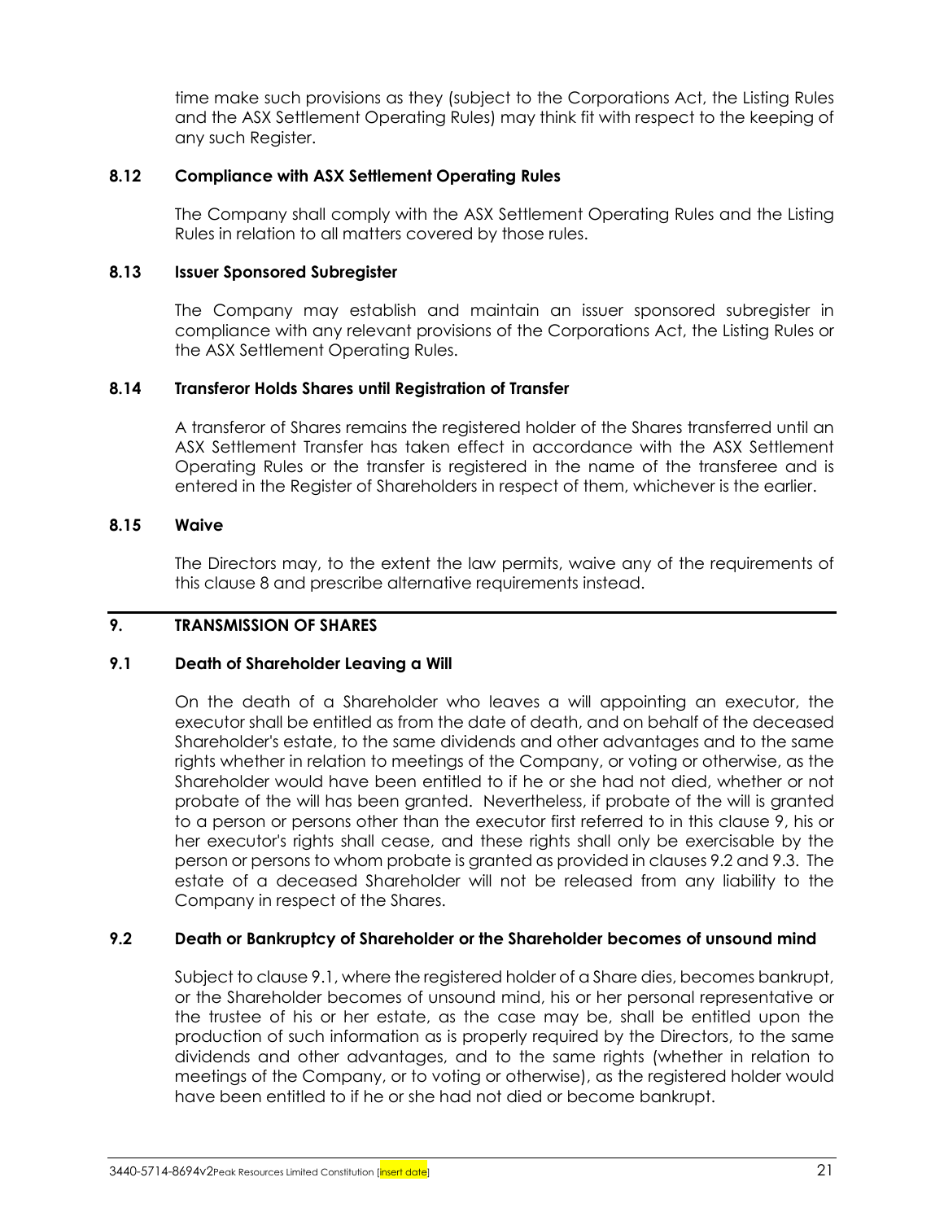time make such provisions as they (subject to the Corporations Act, the Listing Rules and the ASX Settlement Operating Rules) may think fit with respect to the keeping of any such Register.

### 8.12 Compliance with ASX Settlement Operating Rules

The Company shall comply with the ASX Settlement Operating Rules and the Listing Rules in relation to all matters covered by those rules.

### 8.13 Issuer Sponsored Subregister

The Company may establish and maintain an issuer sponsored subregister in compliance with any relevant provisions of the Corporations Act, the Listing Rules or the ASX Settlement Operating Rules.

### 8.14 Transferor Holds Shares until Registration of Transfer

A transferor of Shares remains the registered holder of the Shares transferred until an ASX Settlement Transfer has taken effect in accordance with the ASX Settlement Operating Rules or the transfer is registered in the name of the transferee and is entered in the Register of Shareholders in respect of them, whichever is the earlier.

### 8.15 Waive

The Directors may, to the extent the law permits, waive any of the requirements of this clause 8 and prescribe alternative requirements instead.

## 9. TRANSMISSION OF SHARES

### 9.1 Death of Shareholder Leaving a Will

On the death of a Shareholder who leaves a will appointing an executor, the executor shall be entitled as from the date of death, and on behalf of the deceased Shareholder's estate, to the same dividends and other advantages and to the same rights whether in relation to meetings of the Company, or voting or otherwise, as the Shareholder would have been entitled to if he or she had not died, whether or not probate of the will has been granted. Nevertheless, if probate of the will is granted to a person or persons other than the executor first referred to in this clause 9, his or her executor's rights shall cease, and these rights shall only be exercisable by the person or persons to whom probate is granted as provided in clauses 9.2 and 9.3. The estate of a deceased Shareholder will not be released from any liability to the Company in respect of the Shares.

### 9.2 Death or Bankruptcy of Shareholder or the Shareholder becomes of unsound mind

Subject to clause 9.1, where the registered holder of a Share dies, becomes bankrupt, or the Shareholder becomes of unsound mind, his or her personal representative or the trustee of his or her estate, as the case may be, shall be entitled upon the production of such information as is properly required by the Directors, to the same dividends and other advantages, and to the same rights (whether in relation to meetings of the Company, or to voting or otherwise), as the registered holder would have been entitled to if he or she had not died or become bankrupt.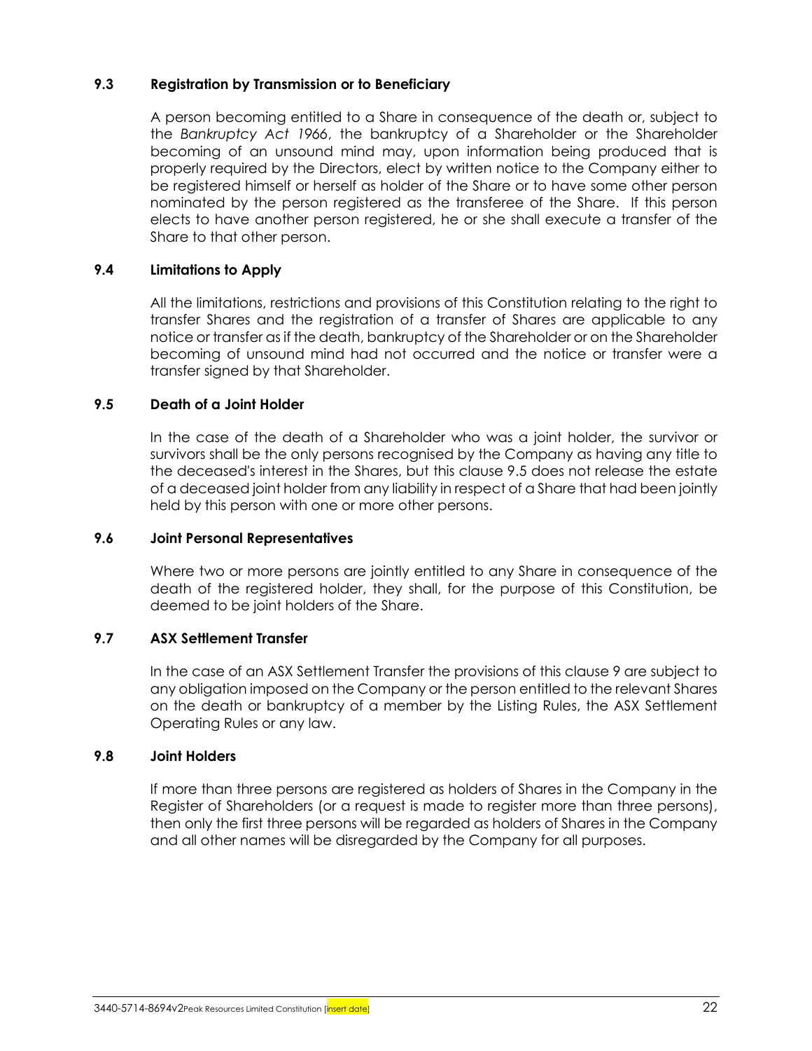### 9.3 Registration by Transmission or to Beneficiary

A person becoming entitled to a Share in consequence of the death or, subject to the *Bankruptcy Act 1966*, the bankruptcy of a Shareholder or the Shareholder becoming of an unsound mind may, upon information being produced that is properly required by the Directors, elect by written notice to the Company either to be registered himself or herself as holder of the Share or to have some other person nominated by the person registered as the transferee of the Share. If this person elects to have another person registered, he or she shall execute a transfer of the Share to that other person.

### 9.4 Limitations to Apply

All the limitations, restrictions and provisions of this Constitution relating to the right to transfer Shares and the registration of a transfer of Shares are applicable to any notice or transfer as if the death, bankruptcy of the Shareholder or on the Shareholder becoming of unsound mind had not occurred and the notice or transfer were a transfer signed by that Shareholder.

### 9.5 Death of a Joint Holder

In the case of the death of a Shareholder who was a joint holder, the survivor or survivors shall be the only persons recognised by the Company as having any title to the deceased's interest in the Shares, but this clause 9.5 does not release the estate of a deceased joint holder from any liability in respect of a Share that had been jointly held by this person with one or more other persons.

### 9.6 Joint Personal Representatives

Where two or more persons are jointly entitled to any Share in consequence of the death of the registered holder, they shall, for the purpose of this Constitution, be deemed to be joint holders of the Share.

### 9.7 ASX Settlement Transfer

In the case of an ASX Settlement Transfer the provisions of this clause 9 are subject to any obligation imposed on the Company or the person entitled to the relevant Shares on the death or bankruptcy of a member by the Listing Rules, the ASX Settlement Operating Rules or any law.

### 9.8 Joint Holders

If more than three persons are registered as holders of Shares in the Company in the Register of Shareholders (or a request is made to register more than three persons), then only the first three persons will be regarded as holders of Shares in the Company and all other names will be disregarded by the Company for all purposes.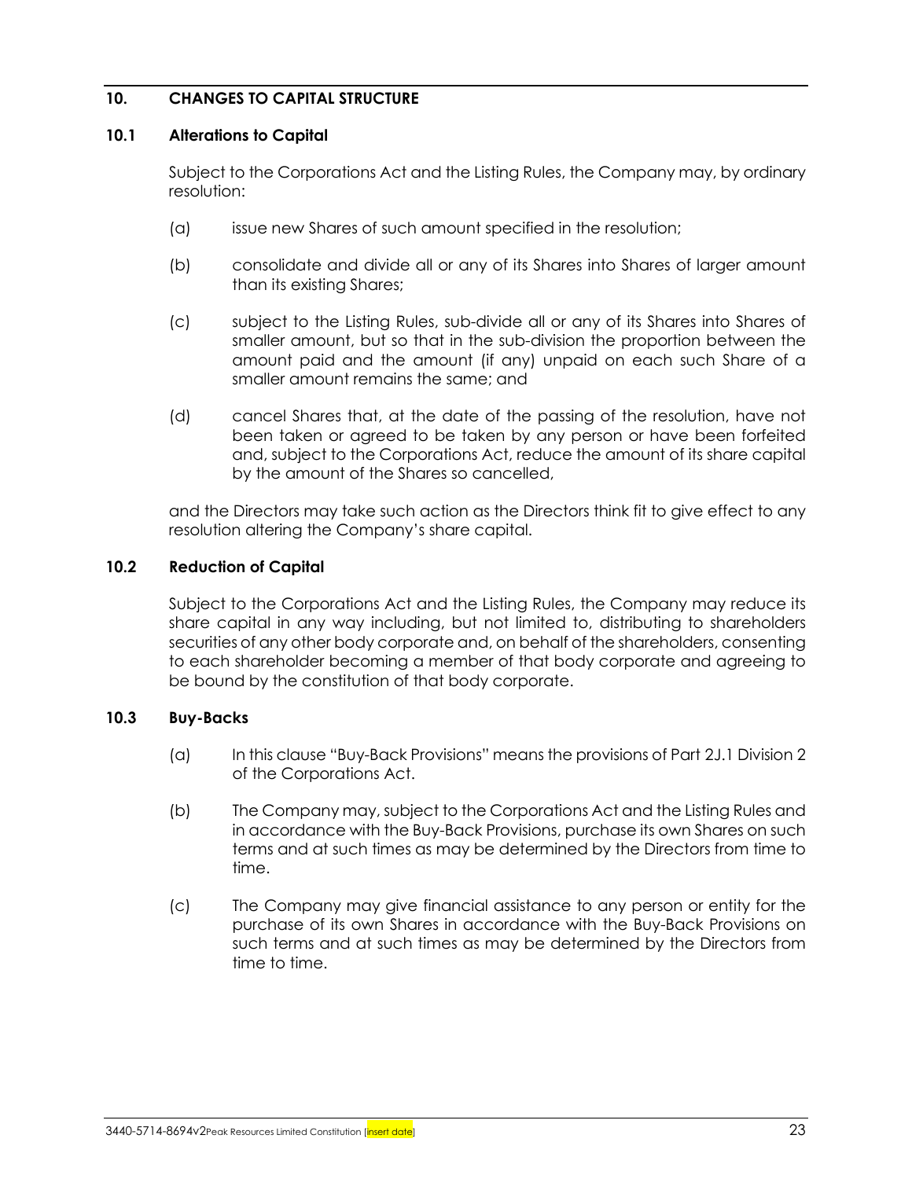## 10. CHANGES TO CAPITAL STRUCTURE

### 10.1 Alterations to Capital

Subject to the Corporations Act and the Listing Rules, the Company may, by ordinary resolution:

(a) issue new Shares of such amount specified in the resolution;

(b) consolidate and divide all or any of its Shares into Shares of larger amount than its existing Shares;

(c) subject to the Listing Rules, sub-divide all or any of its Shares into Shares of smaller amount, but so that in the sub-division the proportion between the amount paid and the amount (if any) unpaid on each such Share of a smaller amount remains the same; and

(d) cancel Shares that, at the date of the passing of the resolution, have not been taken or agreed to be taken by any person or have been forfeited and, subject to the Corporations Act, reduce the amount of its share capital by the amount of the Shares so cancelled,

and the Directors may take such action as the Directors think fit to give effect to any resolution altering the Company's share capital.

### 10.2 Reduction of Capital

Subject to the Corporations Act and the Listing Rules, the Company may reduce its share capital in any way including, but not limited to, distributing to shareholders securities of any other body corporate and, on behalf of the shareholders, consenting to each shareholder becoming a member of that body corporate and agreeing to be bound by the constitution of that body corporate.

### 10.3 Buy-Backs

(a) In this clause "Buy-Back Provisions" means the provisions of Part 2J.1 Division 2 of the Corporations Act.

(b) The Company may, subject to the Corporations Act and the Listing Rules and in accordance with the Buy-Back Provisions, purchase its own Shares on such terms and at such times as may be determined by the Directors from time to time.

(c) The Company may give financial assistance to any person or entity for the purchase of its own Shares in accordance with the Buy-Back Provisions on such terms and at such times as may be determined by the Directors from time to time.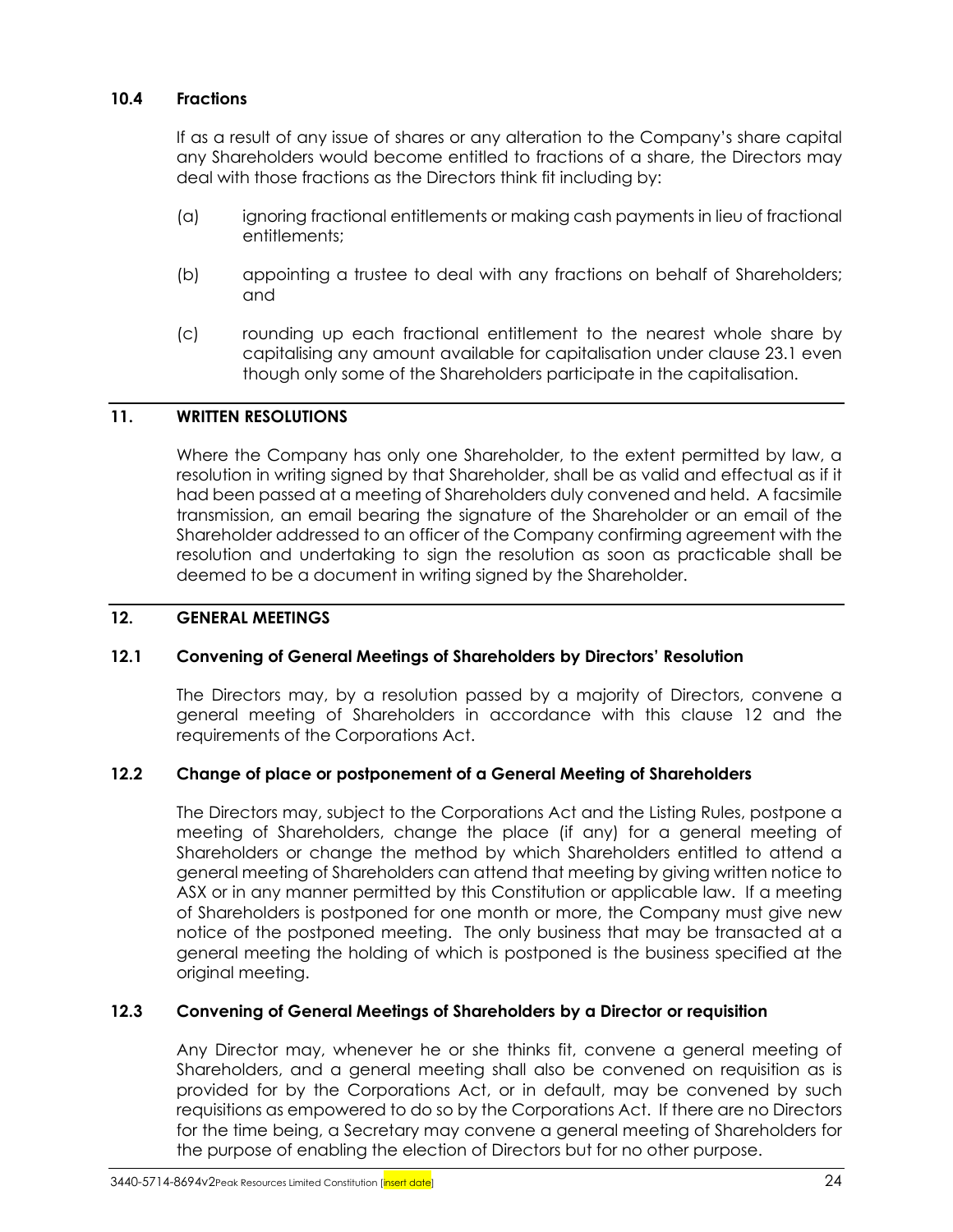### 10.4 Fractions

If as a result of any issue of shares or any alteration to the Company's share capital any Shareholders would become entitled to fractions of a share, the Directors may deal with those fractions as the Directors think fit including by:

(a) ignoring fractional entitlements or making cash payments in lieu of fractional entitlements;

(b) appointing a trustee to deal with any fractions on behalf of Shareholders; and

(c) rounding up each fractional entitlement to the nearest whole share by capitalising any amount available for capitalisation under clause 23.1 even though only some of the Shareholders participate in the capitalisation.

## 11. WRITTEN RESOLUTIONS

Where the Company has only one Shareholder, to the extent permitted by law, a resolution in writing signed by that Shareholder, shall be as valid and effectual as if it had been passed at a meeting of Shareholders duly convened and held. A facsimile transmission, an email bearing the signature of the Shareholder or an email of the Shareholder addressed to an officer of the Company confirming agreement with the resolution and undertaking to sign the resolution as soon as practicable shall be deemed to be a document in writing signed by the Shareholder.

## 12. GENERAL MEETINGS

### 12.1 Convening of General Meetings of Shareholders by Directors' Resolution

The Directors may, by a resolution passed by a majority of Directors, convene a general meeting of Shareholders in accordance with this clause 12 and the requirements of the Corporations Act.

### 12.2 Change of place or postponement of a General Meeting of Shareholders

The Directors may, subject to the Corporations Act and the Listing Rules, postpone a meeting of Shareholders, change the place (if any) for a general meeting of Shareholders or change the method by which Shareholders entitled to attend a general meeting of Shareholders can attend that meeting by giving written notice to ASX or in any manner permitted by this Constitution or applicable law. If a meeting of Shareholders is postponed for one month or more, the Company must give new notice of the postponed meeting. The only business that may be transacted at a general meeting the holding of which is postponed is the business specified at the original meeting.

### 12.3 Convening of General Meetings of Shareholders by a Director or requisition

Any Director may, whenever he or she thinks fit, convene a general meeting of Shareholders, and a general meeting shall also be convened on requisition as is provided for by the Corporations Act, or in default, may be convened by such requisitions as empowered to do so by the Corporations Act. If there are no Directors for the time being, a Secretary may convene a general meeting of Shareholders for the purpose of enabling the election of Directors but for no other purpose.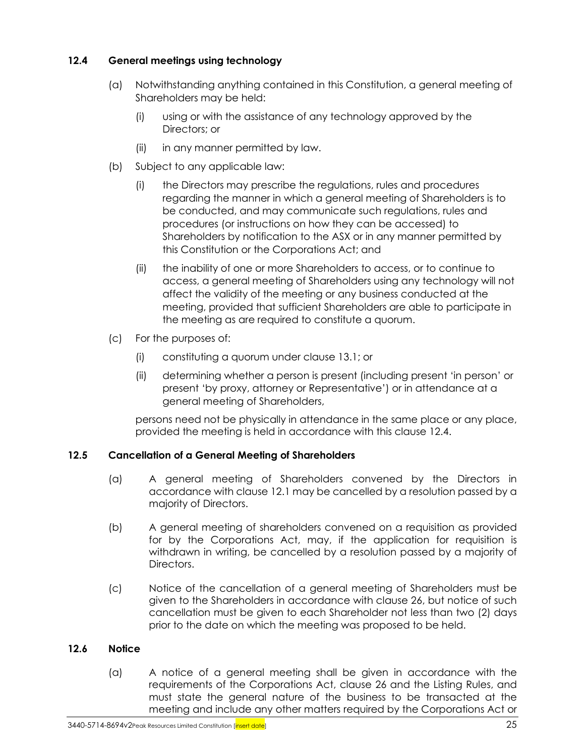### 12.4 General meetings using technology

(a) Notwithstanding anything contained in this Constitution, a general meeting of Shareholders may be held:

(i) using or with the assistance of any technology approved by the Directors; or

(ii) in any manner permitted by law.

(b) Subject to any applicable law:

(i) the Directors may prescribe the regulations, rules and procedures regarding the manner in which a general meeting of Shareholders is to be conducted, and may communicate such regulations, rules and procedures (or instructions on how they can be accessed) to Shareholders by notification to the ASX or in any manner permitted by this Constitution or the Corporations Act; and

(ii) the inability of one or more Shareholders to access, or to continue to access, a general meeting of Shareholders using any technology will not affect the validity of the meeting or any business conducted at the meeting, provided that sufficient Shareholders are able to participate in the meeting as are required to constitute a quorum.

(c) For the purposes of:

(i) constituting a quorum under clause 13.1; or

(ii) determining whether a person is present (including present 'in person' or present 'by proxy, attorney or Representative') or in attendance at a general meeting of Shareholders,

persons need not be physically in attendance in the same place or any place, provided the meeting is held in accordance with this clause 12.4.

### 12.5 Cancellation of a General Meeting of Shareholders

(a) A general meeting of Shareholders convened by the Directors in accordance with clause 12.1 may be cancelled by a resolution passed by a majority of Directors.

(b) A general meeting of shareholders convened on a requisition as provided for by the Corporations Act, may, if the application for requisition is withdrawn in writing, be cancelled by a resolution passed by a majority of Directors.

(c) Notice of the cancellation of a general meeting of Shareholders must be given to the Shareholders in accordance with clause 26, but notice of such cancellation must be given to each Shareholder not less than two (2) days prior to the date on which the meeting was proposed to be held.

### 12.6 Notice

(a) A notice of a general meeting shall be given in accordance with the requirements of the Corporations Act, clause 26 and the Listing Rules, and must state the general nature of the business to be transacted at the meeting and include any other matters required by the Corporations Act or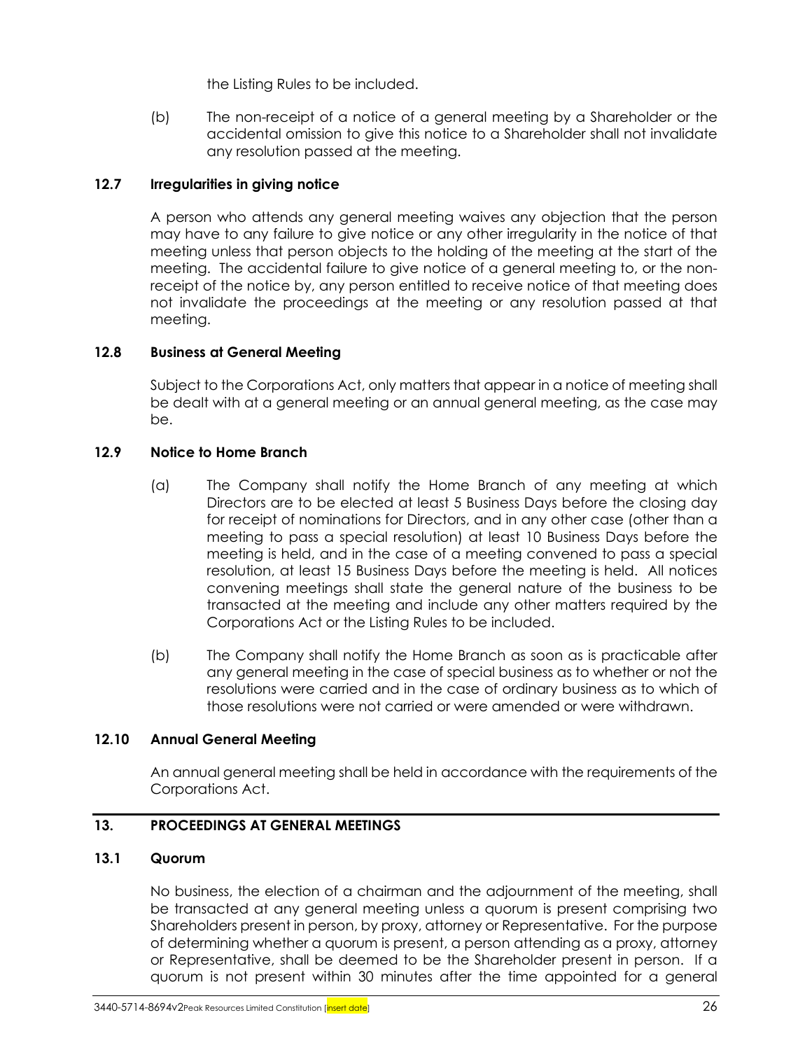the Listing Rules to be included.

(b) The non-receipt of a notice of a general meeting by a Shareholder or the accidental omission to give this notice to a Shareholder shall not invalidate any resolution passed at the meeting.

### 12.7 Irregularities in giving notice

A person who attends any general meeting waives any objection that the person may have to any failure to give notice or any other irregularity in the notice of that meeting unless that person objects to the holding of the meeting at the start of the meeting. The accidental failure to give notice of a general meeting to, or the non-receipt of the notice by, any person entitled to receive notice of that meeting does not invalidate the proceedings at the meeting or any resolution passed at that meeting.

### 12.8 Business at General Meeting

Subject to the Corporations Act, only matters that appear in a notice of meeting shall be dealt with at a general meeting or an annual general meeting, as the case may be.

### 12.9 Notice to Home Branch

(a) The Company shall notify the Home Branch of any meeting at which Directors are to be elected at least 5 Business Days before the closing day for receipt of nominations for Directors, and in any other case (other than a meeting to pass a special resolution) at least 10 Business Days before the meeting is held, and in the case of a meeting convened to pass a special resolution, at least 15 Business Days before the meeting is held. All notices convening meetings shall state the general nature of the business to be transacted at the meeting and include any other matters required by the Corporations Act or the Listing Rules to be included.

(b) The Company shall notify the Home Branch as soon as is practicable after any general meeting in the case of special business as to whether or not the resolutions were carried and in the case of ordinary business as to which of those resolutions were not carried or were amended or were withdrawn.

### 12.10 Annual General Meeting

An annual general meeting shall be held in accordance with the requirements of the Corporations Act.

## 13. PROCEEDINGS AT GENERAL MEETINGS

### 13.1 Quorum

No business, the election of a chairman and the adjournment of the meeting, shall be transacted at any general meeting unless a quorum is present comprising two Shareholders present in person, by proxy, attorney or Representative. For the purpose of determining whether a quorum is present, a person attending as a proxy, attorney or Representative, shall be deemed to be the Shareholder present in person. If a quorum is not present within 30 minutes after the time appointed for a general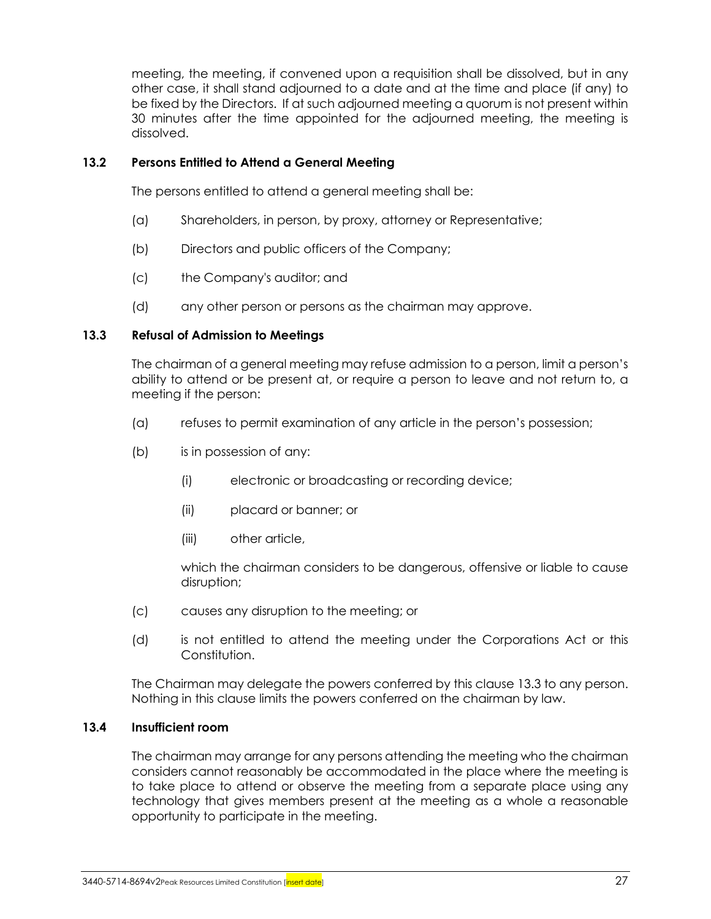meeting, the meeting, if convened upon a requisition shall be dissolved, but in any other case, it shall stand adjourned to a date and at the time and place (if any) to be fixed by the Directors. If at such adjourned meeting a quorum is not present within 30 minutes after the time appointed for the adjourned meeting, the meeting is dissolved.

### 13.2 Persons Entitled to Attend a General Meeting

The persons entitled to attend a general meeting shall be:

(a) Shareholders, in person, by proxy, attorney or Representative;

(b) Directors and public officers of the Company;

(c) the Company's auditor; and

(d) any other person or persons as the chairman may approve.

### 13.3 Refusal of Admission to Meetings

The chairman of a general meeting may refuse admission to a person, limit a person's ability to attend or be present at, or require a person to leave and not return to, a meeting if the person:

(a) refuses to permit examination of any article in the person's possession;

(b) is in possession of any:

(i) electronic or broadcasting or recording device;

(ii) placard or banner; or

(iii) other article,

which the chairman considers to be dangerous, offensive or liable to cause disruption;

(c) causes any disruption to the meeting; or

(d) is not entitled to attend the meeting under the Corporations Act or this Constitution.

The Chairman may delegate the powers conferred by this clause 13.3 to any person. Nothing in this clause limits the powers conferred on the chairman by law.

### 13.4 Insufficient room

The chairman may arrange for any persons attending the meeting who the chairman considers cannot reasonably be accommodated in the place where the meeting is to take place to attend or observe the meeting from a separate place using any technology that gives members present at the meeting as a whole a reasonable opportunity to participate in the meeting.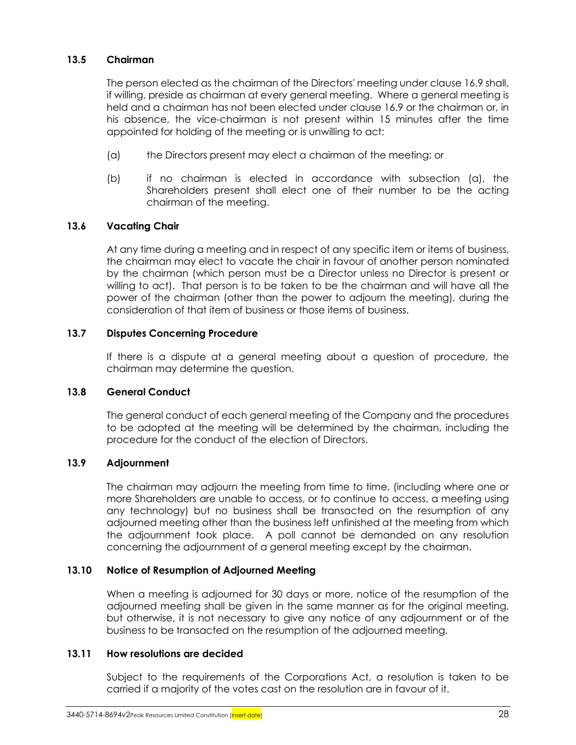### 13.5 Chairman

The person elected as the chairman of the Directors' meeting under clause 16.9 shall, if willing, preside as chairman at every general meeting. Where a general meeting is held and a chairman has not been elected under clause 16.9 or the chairman or, in his absence, the vice-chairman is not present within 15 minutes after the time appointed for holding of the meeting or is unwilling to act:

(a) the Directors present may elect a chairman of the meeting; or

(b) if no chairman is elected in accordance with subsection (a), the Shareholders present shall elect one of their number to be the acting chairman of the meeting.

### 13.6 Vacating Chair

At any time during a meeting and in respect of any specific item or items of business, the chairman may elect to vacate the chair in favour of another person nominated by the chairman (which person must be a Director unless no Director is present or willing to act). That person is to be taken to be the chairman and will have all the power of the chairman (other than the power to adjourn the meeting), during the consideration of that item of business or those items of business.

### 13.7 Disputes Concerning Procedure

If there is a dispute at a general meeting about a question of procedure, the chairman may determine the question.

### 13.8 General Conduct

The general conduct of each general meeting of the Company and the procedures to be adopted at the meeting will be determined by the chairman, including the procedure for the conduct of the election of Directors.

### 13.9 Adjournment

The chairman may adjourn the meeting from time to time, (including where one or more Shareholders are unable to access, or to continue to access, a meeting using any technology) but no business shall be transacted on the resumption of any adjourned meeting other than the business left unfinished at the meeting from which the adjournment took place. A poll cannot be demanded on any resolution concerning the adjournment of a general meeting except by the chairman.

### 13.10 Notice of Resumption of Adjourned Meeting

When a meeting is adjourned for 30 days or more, notice of the resumption of the adjourned meeting shall be given in the same manner as for the original meeting, but otherwise, it is not necessary to give any notice of any adjournment or of the business to be transacted on the resumption of the adjourned meeting.

### 13.11 How resolutions are decided

Subject to the requirements of the Corporations Act, a resolution is taken to be carried if a majority of the votes cast on the resolution are in favour of it.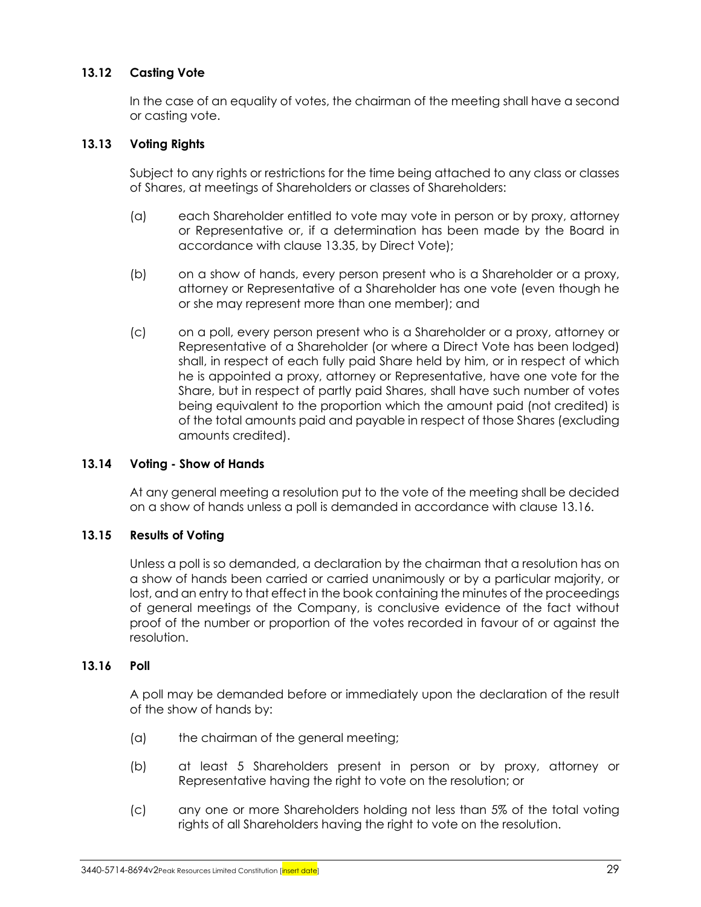### 13.12 Casting Vote

In the case of an equality of votes, the chairman of the meeting shall have a second or casting vote.

### 13.13 Voting Rights

Subject to any rights or restrictions for the time being attached to any class or classes of Shares, at meetings of Shareholders or classes of Shareholders:

(a) each Shareholder entitled to vote may vote in person or by proxy, attorney or Representative or, if a determination has been made by the Board in accordance with clause 13.35, by Direct Vote);

(b) on a show of hands, every person present who is a Shareholder or a proxy, attorney or Representative of a Shareholder has one vote (even though he or she may represent more than one member); and

(c) on a poll, every person present who is a Shareholder or a proxy, attorney or Representative of a Shareholder (or where a Direct Vote has been lodged) shall, in respect of each fully paid Share held by him, or in respect of which he is appointed a proxy, attorney or Representative, have one vote for the Share, but in respect of partly paid Shares, shall have such number of votes being equivalent to the proportion which the amount paid (not credited) is of the total amounts paid and payable in respect of those Shares (excluding amounts credited).

### 13.14 Voting - Show of Hands

At any general meeting a resolution put to the vote of the meeting shall be decided on a show of hands unless a poll is demanded in accordance with clause 13.16.

### 13.15 Results of Voting

Unless a poll is so demanded, a declaration by the chairman that a resolution has on a show of hands been carried or carried unanimously or by a particular majority, or lost, and an entry to that effect in the book containing the minutes of the proceedings of general meetings of the Company, is conclusive evidence of the fact without proof of the number or proportion of the votes recorded in favour of or against the resolution.

### 13.16 Poll

A poll may be demanded before or immediately upon the declaration of the result of the show of hands by:

(a) the chairman of the general meeting;

(b) at least 5 Shareholders present in person or by proxy, attorney or Representative having the right to vote on the resolution; or

(c) any one or more Shareholders holding not less than 5% of the total voting rights of all Shareholders having the right to vote on the resolution.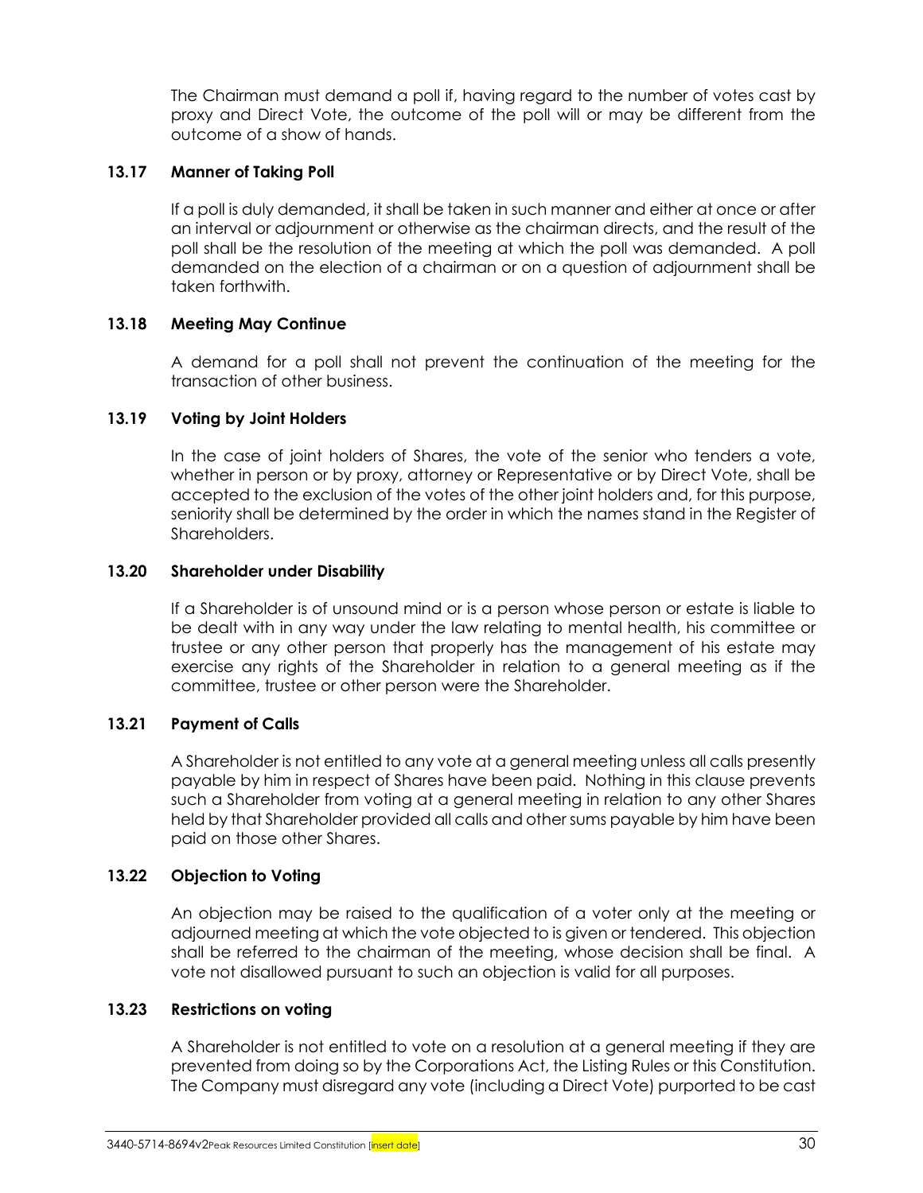The Chairman must demand a poll if, having regard to the number of votes cast by proxy and Direct Vote, the outcome of the poll will or may be different from the outcome of a show of hands.

### 13.17 Manner of Taking Poll

If a poll is duly demanded, it shall be taken in such manner and either at once or after an interval or adjournment or otherwise as the chairman directs, and the result of the poll shall be the resolution of the meeting at which the poll was demanded. A poll demanded on the election of a chairman or on a question of adjournment shall be taken forthwith.

### 13.18 Meeting May Continue

A demand for a poll shall not prevent the continuation of the meeting for the transaction of other business.

### 13.19 Voting by Joint Holders

In the case of joint holders of Shares, the vote of the senior who tenders a vote, whether in person or by proxy, attorney or Representative or by Direct Vote, shall be accepted to the exclusion of the votes of the other joint holders and, for this purpose, seniority shall be determined by the order in which the names stand in the Register of Shareholders.

### 13.20 Shareholder under Disability

If a Shareholder is of unsound mind or is a person whose person or estate is liable to be dealt with in any way under the law relating to mental health, his committee or trustee or any other person that properly has the management of his estate may exercise any rights of the Shareholder in relation to a general meeting as if the committee, trustee or other person were the Shareholder.

### 13.21 Payment of Calls

A Shareholder is not entitled to any vote at a general meeting unless all calls presently payable by him in respect of Shares have been paid. Nothing in this clause prevents such a Shareholder from voting at a general meeting in relation to any other Shares held by that Shareholder provided all calls and other sums payable by him have been paid on those other Shares.

### 13.22 Objection to Voting

An objection may be raised to the qualification of a voter only at the meeting or adjourned meeting at which the vote objected to is given or tendered. This objection shall be referred to the chairman of the meeting, whose decision shall be final. A vote not disallowed pursuant to such an objection is valid for all purposes.

### 13.23 Restrictions on voting

A Shareholder is not entitled to vote on a resolution at a general meeting if they are prevented from doing so by the Corporations Act, the Listing Rules or this Constitution. The Company must disregard any vote (including a Direct Vote) purported to be cast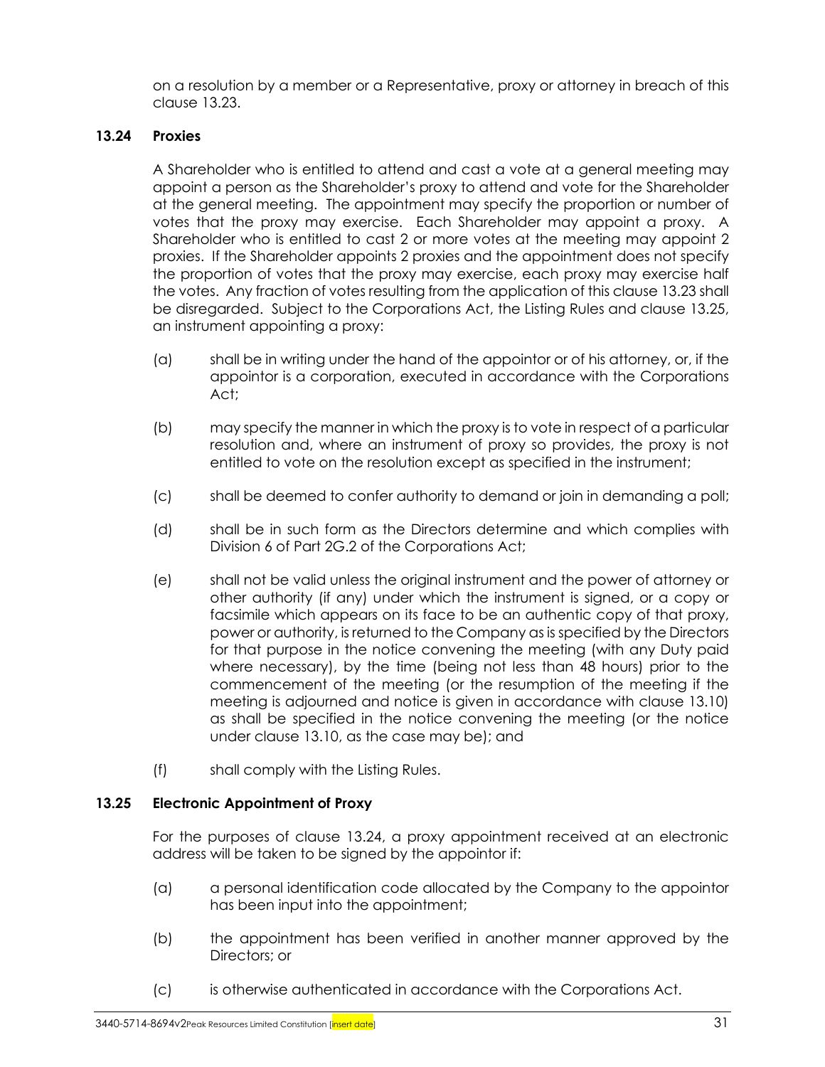on a resolution by a member or a Representative, proxy or attorney in breach of this clause 13.23.

### 13.24 Proxies

A Shareholder who is entitled to attend and cast a vote at a general meeting may appoint a person as the Shareholder's proxy to attend and vote for the Shareholder at the general meeting. The appointment may specify the proportion or number of votes that the proxy may exercise. Each Shareholder may appoint a proxy. A Shareholder who is entitled to cast 2 or more votes at the meeting may appoint 2 proxies. If the Shareholder appoints 2 proxies and the appointment does not specify the proportion of votes that the proxy may exercise, each proxy may exercise half the votes. Any fraction of votes resulting from the application of this clause 13.23 shall be disregarded. Subject to the Corporations Act, the Listing Rules and clause 13.25, an instrument appointing a proxy:

(a) shall be in writing under the hand of the appointor or of his attorney, or, if the appointor is a corporation, executed in accordance with the Corporations Act;

(b) may specify the manner in which the proxy is to vote in respect of a particular resolution and, where an instrument of proxy so provides, the proxy is not entitled to vote on the resolution except as specified in the instrument;

(c) shall be deemed to confer authority to demand or join in demanding a poll;

(d) shall be in such form as the Directors determine and which complies with Division 6 of Part 2G.2 of the Corporations Act;

(e) shall not be valid unless the original instrument and the power of attorney or other authority (if any) under which the instrument is signed, or a copy or facsimile which appears on its face to be an authentic copy of that proxy, power or authority, is returned to the Company as is specified by the Directors for that purpose in the notice convening the meeting (with any Duty paid where necessary), by the time (being not less than 48 hours) prior to the commencement of the meeting (or the resumption of the meeting if the meeting is adjourned and notice is given in accordance with clause 13.10) as shall be specified in the notice convening the meeting (or the notice under clause 13.10, as the case may be); and

(f) shall comply with the Listing Rules.

### 13.25 Electronic Appointment of Proxy

For the purposes of clause 13.24, a proxy appointment received at an electronic address will be taken to be signed by the appointor if:

(a) a personal identification code allocated by the Company to the appointor has been input into the appointment;

(b) the appointment has been verified in another manner approved by the Directors; or

(c) is otherwise authenticated in accordance with the Corporations Act.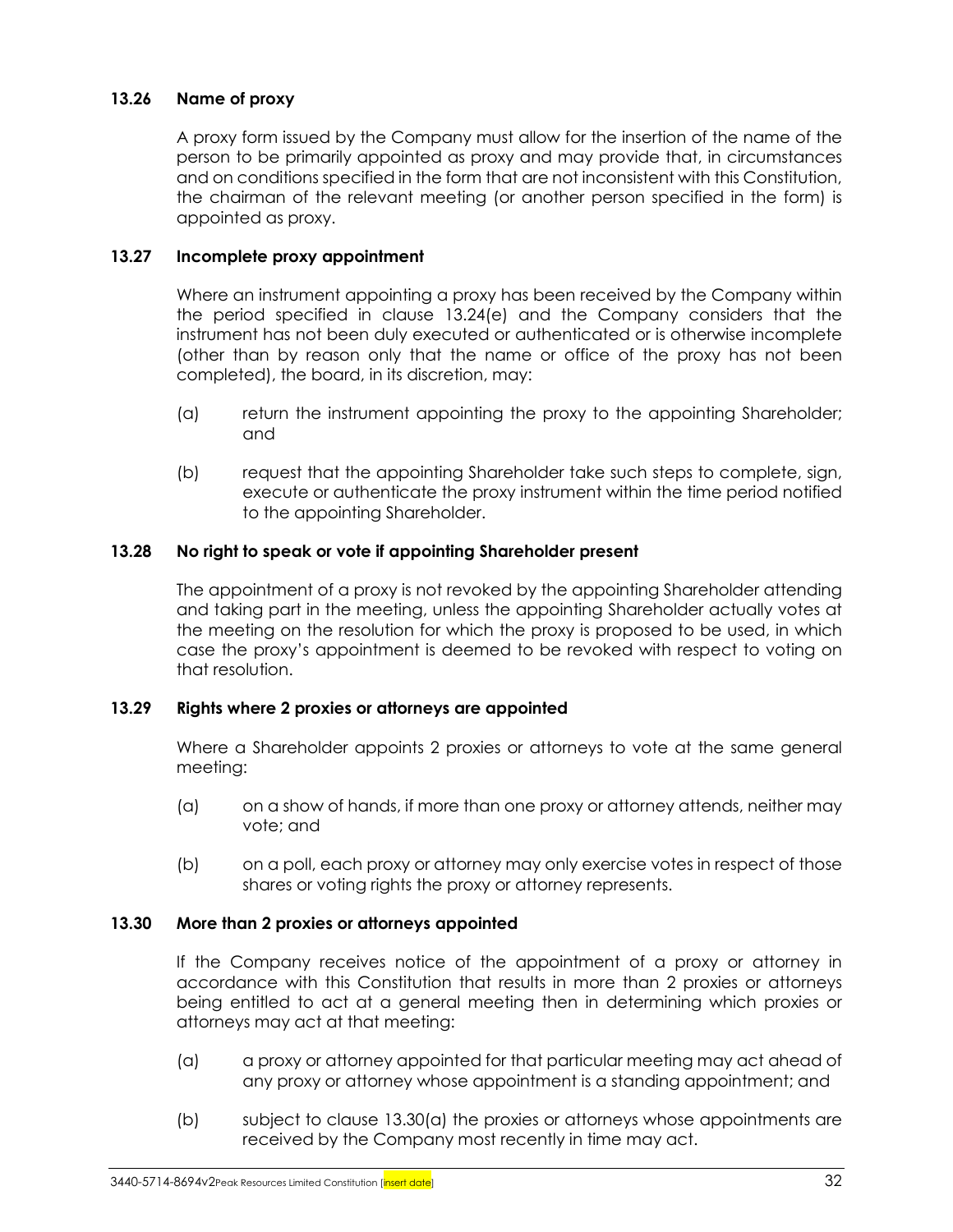### 13.26 Name of proxy

A proxy form issued by the Company must allow for the insertion of the name of the person to be primarily appointed as proxy and may provide that, in circumstances and on conditions specified in the form that are not inconsistent with this Constitution, the chairman of the relevant meeting (or another person specified in the form) is appointed as proxy.

### 13.27 Incomplete proxy appointment

Where an instrument appointing a proxy has been received by the Company within the period specified in clause 13.24(e) and the Company considers that the instrument has not been duly executed or authenticated or is otherwise incomplete (other than by reason only that the name or office of the proxy has not been completed), the board, in its discretion, may:

(a) return the instrument appointing the proxy to the appointing Shareholder; and

(b) request that the appointing Shareholder take such steps to complete, sign, execute or authenticate the proxy instrument within the time period notified to the appointing Shareholder.

### 13.28 No right to speak or vote if appointing Shareholder present

The appointment of a proxy is not revoked by the appointing Shareholder attending and taking part in the meeting, unless the appointing Shareholder actually votes at the meeting on the resolution for which the proxy is proposed to be used, in which case the proxy's appointment is deemed to be revoked with respect to voting on that resolution.

### 13.29 Rights where 2 proxies or attorneys are appointed

Where a Shareholder appoints 2 proxies or attorneys to vote at the same general meeting:

(a) on a show of hands, if more than one proxy or attorney attends, neither may vote; and

(b) on a poll, each proxy or attorney may only exercise votes in respect of those shares or voting rights the proxy or attorney represents.

### 13.30 More than 2 proxies or attorneys appointed

If the Company receives notice of the appointment of a proxy or attorney in accordance with this Constitution that results in more than 2 proxies or attorneys being entitled to act at a general meeting then in determining which proxies or attorneys may act at that meeting:

(a) a proxy or attorney appointed for that particular meeting may act ahead of any proxy or attorney whose appointment is a standing appointment; and

(b) subject to clause 13.30(a) the proxies or attorneys whose appointments are received by the Company most recently in time may act.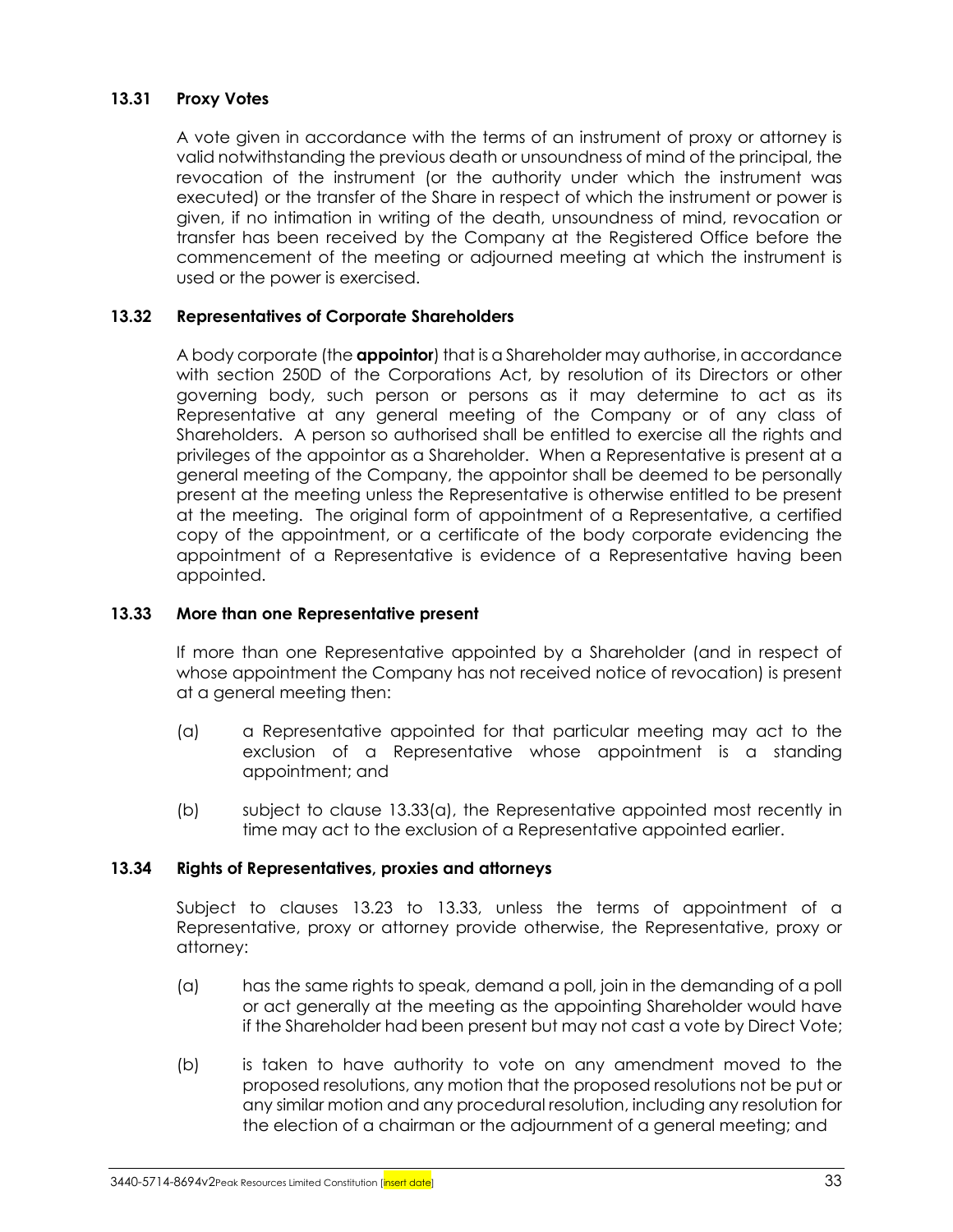### 13.31 Proxy Votes

A vote given in accordance with the terms of an instrument of proxy or attorney is valid notwithstanding the previous death or unsoundness of mind of the principal, the revocation of the instrument (or the authority under which the instrument was executed) or the transfer of the Share in respect of which the instrument or power is given, if no intimation in writing of the death, unsoundness of mind, revocation or transfer has been received by the Company at the Registered Office before the commencement of the meeting or adjourned meeting at which the instrument is used or the power is exercised.

### 13.32 Representatives of Corporate Shareholders

A body corporate (the **appointor**) that is a Shareholder may authorise, in accordance with section 250D of the Corporations Act, by resolution of its Directors or other governing body, such person or persons as it may determine to act as its Representative at any general meeting of the Company or of any class of Shareholders. A person so authorised shall be entitled to exercise all the rights and privileges of the appointor as a Shareholder. When a Representative is present at a general meeting of the Company, the appointor shall be deemed to be personally present at the meeting unless the Representative is otherwise entitled to be present at the meeting. The original form of appointment of a Representative, a certified copy of the appointment, or a certificate of the body corporate evidencing the appointment of a Representative is evidence of a Representative having been appointed.

### 13.33 More than one Representative present

If more than one Representative appointed by a Shareholder (and in respect of whose appointment the Company has not received notice of revocation) is present at a general meeting then:

(a) a Representative appointed for that particular meeting may act to the exclusion of a Representative whose appointment is a standing appointment; and

(b) subject to clause 13.33(a), the Representative appointed most recently in time may act to the exclusion of a Representative appointed earlier.

### 13.34 Rights of Representatives, proxies and attorneys

Subject to clauses 13.23 to 13.33, unless the terms of appointment of a Representative, proxy or attorney provide otherwise, the Representative, proxy or attorney:

(a) has the same rights to speak, demand a poll, join in the demanding of a poll or act generally at the meeting as the appointing Shareholder would have if the Shareholder had been present but may not cast a vote by Direct Vote;

(b) is taken to have authority to vote on any amendment moved to the proposed resolutions, any motion that the proposed resolutions not be put or any similar motion and any procedural resolution, including any resolution for the election of a chairman or the adjournment of a general meeting; and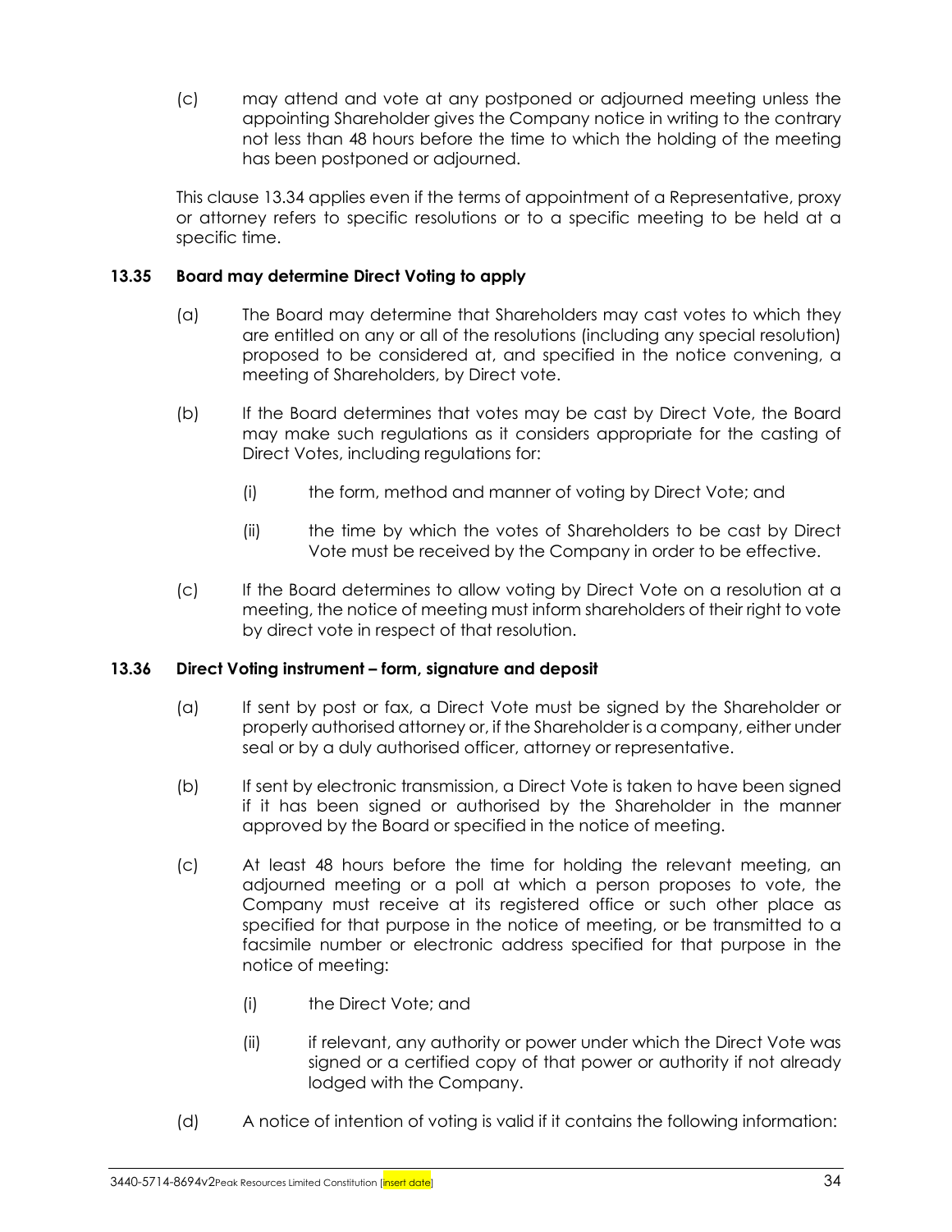(c) may attend and vote at any postponed or adjourned meeting unless the appointing Shareholder gives the Company notice in writing to the contrary not less than 48 hours before the time to which the holding of the meeting has been postponed or adjourned.

This clause 13.34 applies even if the terms of appointment of a Representative, proxy or attorney refers to specific resolutions or to a specific meeting to be held at a specific time.

### 13.35 Board may determine Direct Voting to apply

(a) The Board may determine that Shareholders may cast votes to which they are entitled on any or all of the resolutions (including any special resolution) proposed to be considered at, and specified in the notice convening, a meeting of Shareholders, by Direct vote.

(b) If the Board determines that votes may be cast by Direct Vote, the Board may make such regulations as it considers appropriate for the casting of Direct Votes, including regulations for:

(i) the form, method and manner of voting by Direct Vote; and

(ii) the time by which the votes of Shareholders to be cast by Direct Vote must be received by the Company in order to be effective.

(c) If the Board determines to allow voting by Direct Vote on a resolution at a meeting, the notice of meeting must inform shareholders of their right to vote by direct vote in respect of that resolution.

### 13.36 Direct Voting instrument – form, signature and deposit

(a) If sent by post or fax, a Direct Vote must be signed by the Shareholder or properly authorised attorney or, if the Shareholder is a company, either under seal or by a duly authorised officer, attorney or representative.

(b) If sent by electronic transmission, a Direct Vote is taken to have been signed if it has been signed or authorised by the Shareholder in the manner approved by the Board or specified in the notice of meeting.

(c) At least 48 hours before the time for holding the relevant meeting, an adjourned meeting or a poll at which a person proposes to vote, the Company must receive at its registered office or such other place as specified for that purpose in the notice of meeting, or be transmitted to a facsimile number or electronic address specified for that purpose in the notice of meeting:

(i) the Direct Vote; and

(ii) if relevant, any authority or power under which the Direct Vote was signed or a certified copy of that power or authority if not already lodged with the Company.

(d) A notice of intention of voting is valid if it contains the following information: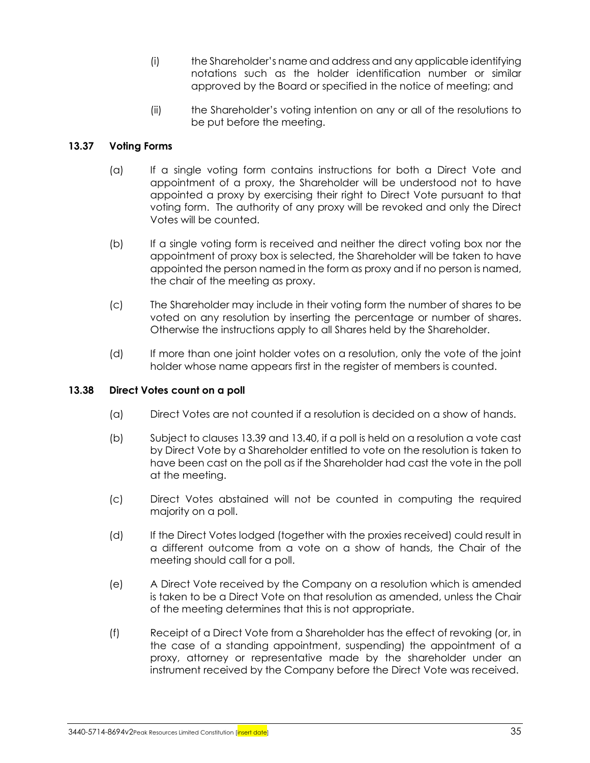(i) the Shareholder's name and address and any applicable identifying notations such as the holder identification number or similar approved by the Board or specified in the notice of meeting; and

(ii) the Shareholder's voting intention on any or all of the resolutions to be put before the meeting.

**13.37 Voting Forms**

(a) If a single voting form contains instructions for both a Direct Vote and appointment of a proxy, the Shareholder will be understood not to have appointed a proxy by exercising their right to Direct Vote pursuant to that voting form. The authority of any proxy will be revoked and only the Direct Votes will be counted.

(b) If a single voting form is received and neither the direct voting box nor the appointment of proxy box is selected, the Shareholder will be taken to have appointed the person named in the form as proxy and if no person is named, the chair of the meeting as proxy.

(c) The Shareholder may include in their voting form the number of shares to be voted on any resolution by inserting the percentage or number of shares. Otherwise the instructions apply to all Shares held by the Shareholder.

(d) If more than one joint holder votes on a resolution, only the vote of the joint holder whose name appears first in the register of members is counted.

**13.38 Direct Votes count on a poll**

(a) Direct Votes are not counted if a resolution is decided on a show of hands.

(b) Subject to clauses 13.39 and 13.40, if a poll is held on a resolution a vote cast by Direct Vote by a Shareholder entitled to vote on the resolution is taken to have been cast on the poll as if the Shareholder had cast the vote in the poll at the meeting.

(c) Direct Votes abstained will not be counted in computing the required majority on a poll.

(d) If the Direct Votes lodged (together with the proxies received) could result in a different outcome from a vote on a show of hands, the Chair of the meeting should call for a poll.

(e) A Direct Vote received by the Company on a resolution which is amended is taken to be a Direct Vote on that resolution as amended, unless the Chair of the meeting determines that this is not appropriate.

(f) Receipt of a Direct Vote from a Shareholder has the effect of revoking (or, in the case of a standing appointment, suspending) the appointment of a proxy, attorney or representative made by the shareholder under an instrument received by the Company before the Direct Vote was received.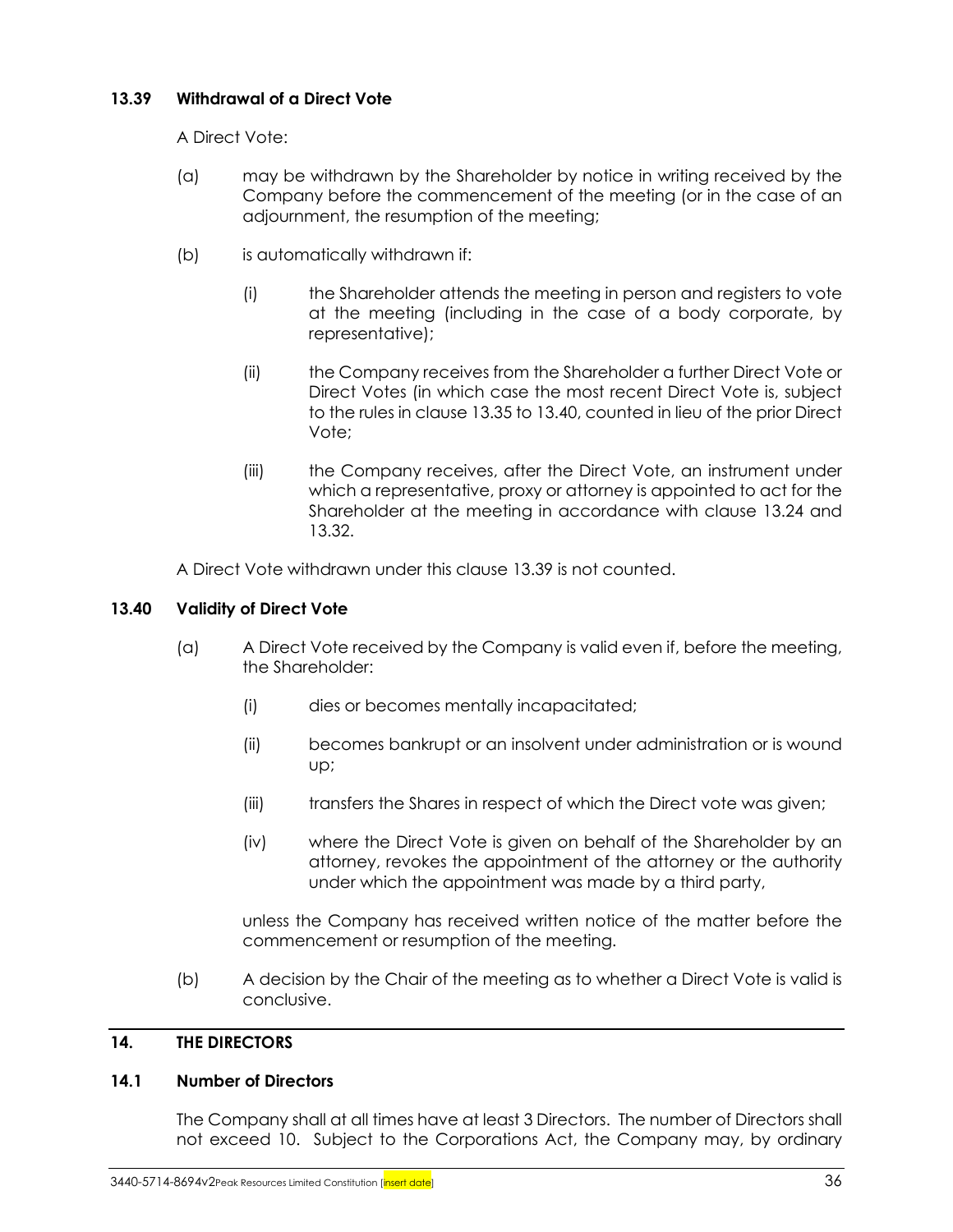### 13.39 Withdrawal of a Direct Vote

A Direct Vote:

(a) may be withdrawn by the Shareholder by notice in writing received by the Company before the commencement of the meeting (or in the case of an adjournment, the resumption of the meeting;

(b) is automatically withdrawn if:

(i) the Shareholder attends the meeting in person and registers to vote at the meeting (including in the case of a body corporate, by representative);

(ii) the Company receives from the Shareholder a further Direct Vote or Direct Votes (in which case the most recent Direct Vote is, subject to the rules in clause 13.35 to 13.40, counted in lieu of the prior Direct Vote;

(iii) the Company receives, after the Direct Vote, an instrument under which a representative, proxy or attorney is appointed to act for the Shareholder at the meeting in accordance with clause 13.24 and 13.32.

A Direct Vote withdrawn under this clause 13.39 is not counted.

### 13.40 Validity of Direct Vote

(a) A Direct Vote received by the Company is valid even if, before the meeting, the Shareholder:

(i) dies or becomes mentally incapacitated;

(ii) becomes bankrupt or an insolvent under administration or is wound up;

(iii) transfers the Shares in respect of which the Direct vote was given;

(iv) where the Direct Vote is given on behalf of the Shareholder by an attorney, revokes the appointment of the attorney or the authority under which the appointment was made by a third party,

unless the Company has received written notice of the matter before the commencement or resumption of the meeting.

(b) A decision by the Chair of the meeting as to whether a Direct Vote is valid is conclusive.

## 14. THE DIRECTORS

### 14.1 Number of Directors

The Company shall at all times have at least 3 Directors. The number of Directors shall not exceed 10. Subject to the Corporations Act, the Company may, by ordinary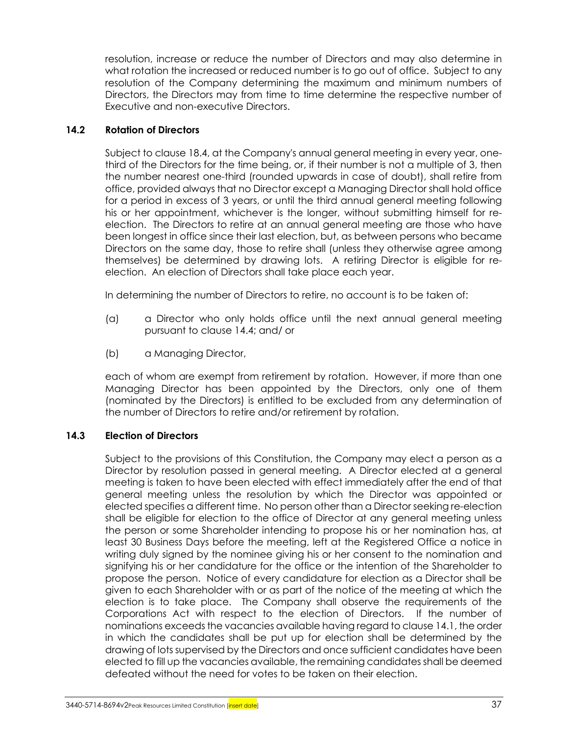resolution, increase or reduce the number of Directors and may also determine in what rotation the increased or reduced number is to go out of office. Subject to any resolution of the Company determining the maximum and minimum numbers of Directors, the Directors may from time to time determine the respective number of Executive and non-executive Directors.

### 14.2 Rotation of Directors

Subject to clause 18.4, at the Company's annual general meeting in every year, one-third of the Directors for the time being, or, if their number is not a multiple of 3, then the number nearest one-third (rounded upwards in case of doubt), shall retire from office, provided always that no Director except a Managing Director shall hold office for a period in excess of 3 years, or until the third annual general meeting following his or her appointment, whichever is the longer, without submitting himself for re-election. The Directors to retire at an annual general meeting are those who have been longest in office since their last election, but, as between persons who became Directors on the same day, those to retire shall (unless they otherwise agree among themselves) be determined by drawing lots. A retiring Director is eligible for re-election. An election of Directors shall take place each year.

In determining the number of Directors to retire, no account is to be taken of:

(a) a Director who only holds office until the next annual general meeting pursuant to clause 14.4; and/ or

(b) a Managing Director,

each of whom are exempt from retirement by rotation. However, if more than one Managing Director has been appointed by the Directors, only one of them (nominated by the Directors) is entitled to be excluded from any determination of the number of Directors to retire and/or retirement by rotation.

### 14.3 Election of Directors

Subject to the provisions of this Constitution, the Company may elect a person as a Director by resolution passed in general meeting. A Director elected at a general meeting is taken to have been elected with effect immediately after the end of that general meeting unless the resolution by which the Director was appointed or elected specifies a different time. No person other than a Director seeking re-election shall be eligible for election to the office of Director at any general meeting unless the person or some Shareholder intending to propose his or her nomination has, at least 30 Business Days before the meeting, left at the Registered Office a notice in writing duly signed by the nominee giving his or her consent to the nomination and signifying his or her candidature for the office or the intention of the Shareholder to propose the person. Notice of every candidature for election as a Director shall be given to each Shareholder with or as part of the notice of the meeting at which the election is to take place. The Company shall observe the requirements of the Corporations Act with respect to the election of Directors. If the number of nominations exceeds the vacancies available having regard to clause 14.1, the order in which the candidates shall be put up for election shall be determined by the drawing of lots supervised by the Directors and once sufficient candidates have been elected to fill up the vacancies available, the remaining candidates shall be deemed defeated without the need for votes to be taken on their election.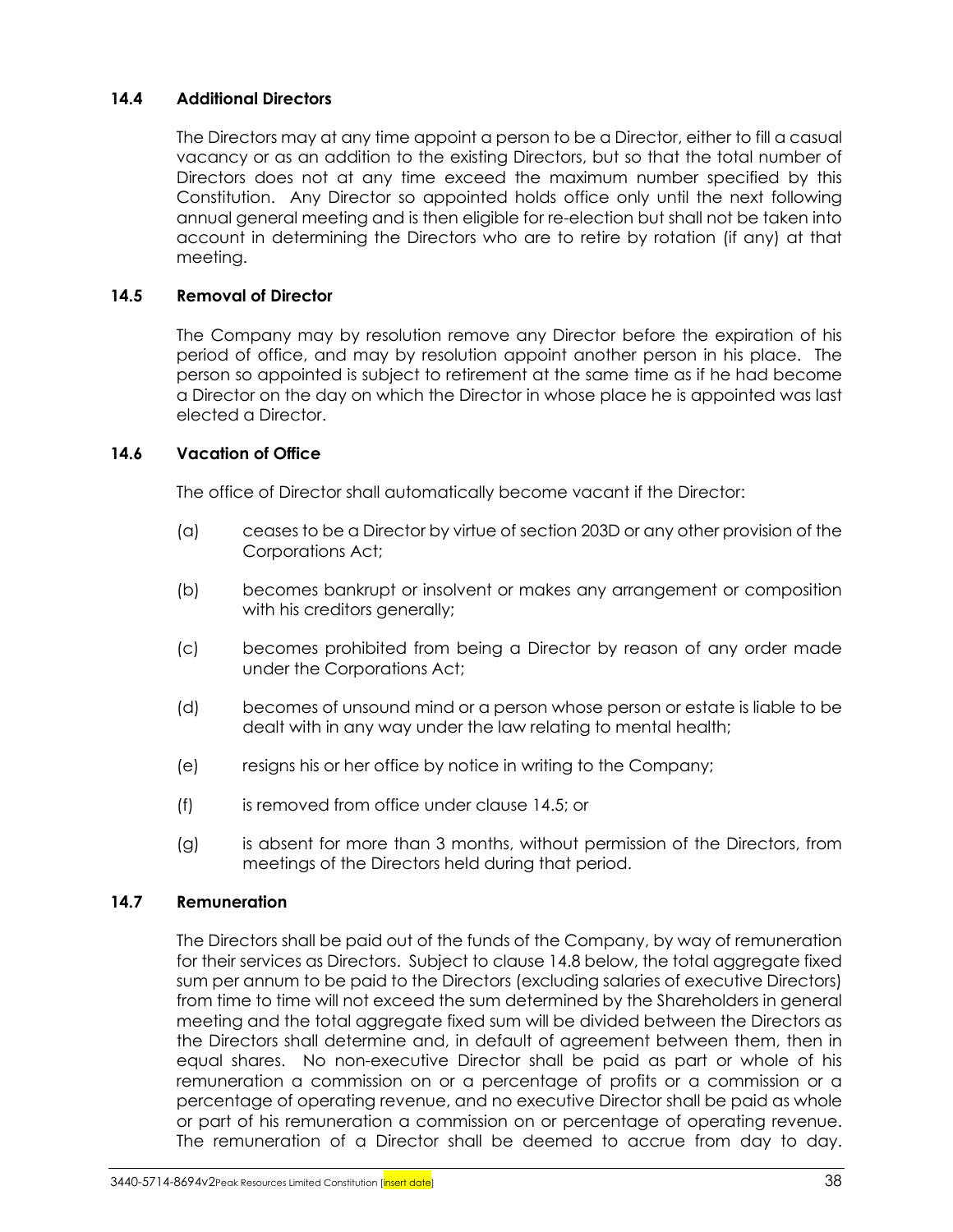### 14.4 Additional Directors

The Directors may at any time appoint a person to be a Director, either to fill a casual vacancy or as an addition to the existing Directors, but so that the total number of Directors does not at any time exceed the maximum number specified by this Constitution. Any Director so appointed holds office only until the next following annual general meeting and is then eligible for re-election but shall not be taken into account in determining the Directors who are to retire by rotation (if any) at that meeting.

### 14.5 Removal of Director

The Company may by resolution remove any Director before the expiration of his period of office, and may by resolution appoint another person in his place. The person so appointed is subject to retirement at the same time as if he had become a Director on the day on which the Director in whose place he is appointed was last elected a Director.

### 14.6 Vacation of Office

The office of Director shall automatically become vacant if the Director:

(a) ceases to be a Director by virtue of section 203D or any other provision of the Corporations Act;

(b) becomes bankrupt or insolvent or makes any arrangement or composition with his creditors generally;

(c) becomes prohibited from being a Director by reason of any order made under the Corporations Act;

(d) becomes of unsound mind or a person whose person or estate is liable to be dealt with in any way under the law relating to mental health;

(e) resigns his or her office by notice in writing to the Company;

(f) is removed from office under clause 14.5; or

(g) is absent for more than 3 months, without permission of the Directors, from meetings of the Directors held during that period.

### 14.7 Remuneration

The Directors shall be paid out of the funds of the Company, by way of remuneration for their services as Directors. Subject to clause 14.8 below, the total aggregate fixed sum per annum to be paid to the Directors (excluding salaries of executive Directors) from time to time will not exceed the sum determined by the Shareholders in general meeting and the total aggregate fixed sum will be divided between the Directors as the Directors shall determine and, in default of agreement between them, then in equal shares. No non-executive Director shall be paid as part or whole of his remuneration a commission on or a percentage of profits or a commission or a percentage of operating revenue, and no executive Director shall be paid as whole or part of his remuneration a commission on or percentage of operating revenue. The remuneration of a Director shall be deemed to accrue from day to day.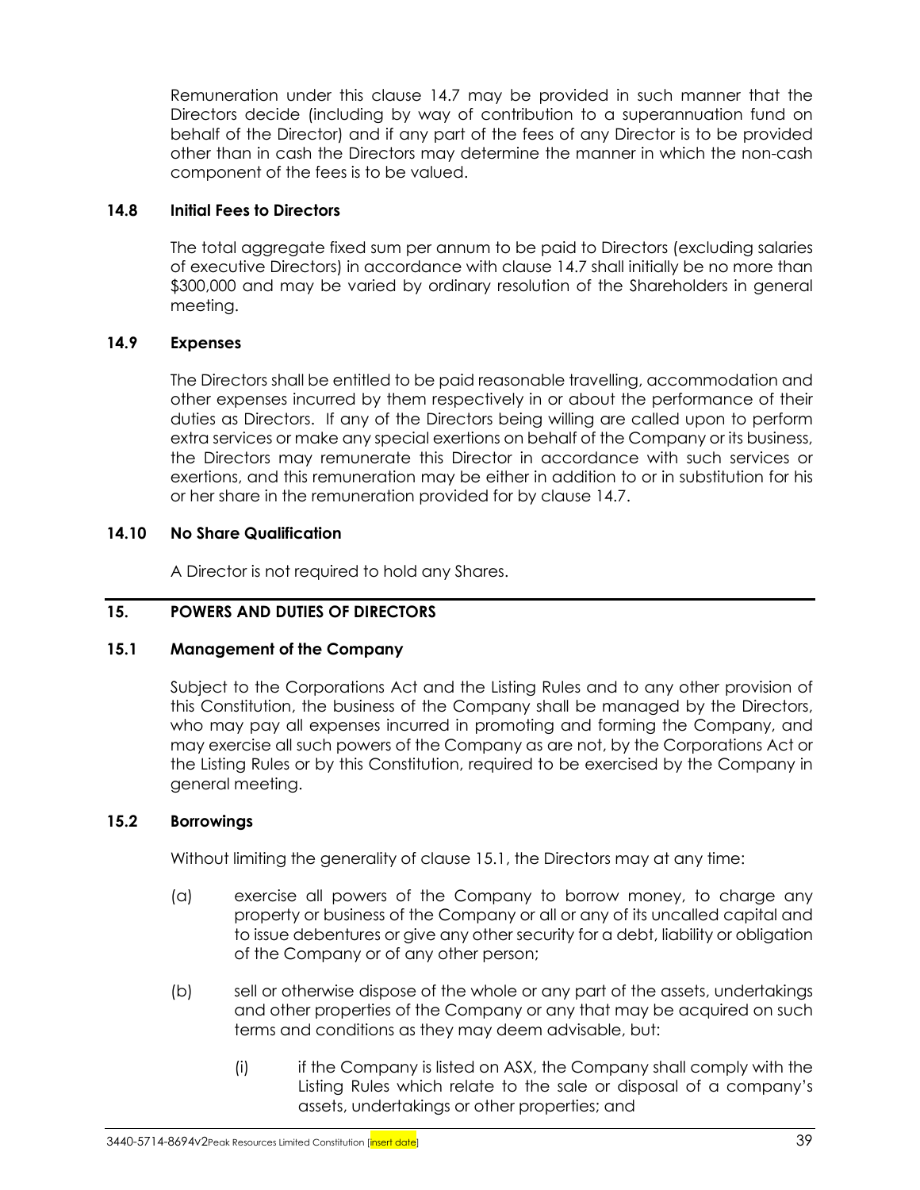Remuneration under this clause 14.7 may be provided in such manner that the Directors decide (including by way of contribution to a superannuation fund on behalf of the Director) and if any part of the fees of any Director is to be provided other than in cash the Directors may determine the manner in which the non-cash component of the fees is to be valued.

### 14.8 Initial Fees to Directors

The total aggregate fixed sum per annum to be paid to Directors (excluding salaries of executive Directors) in accordance with clause 14.7 shall initially be no more than $300,000 and may be varied by ordinary resolution of the Shareholders in general meeting.

### 14.9 Expenses

The Directors shall be entitled to be paid reasonable travelling, accommodation and other expenses incurred by them respectively in or about the performance of their duties as Directors. If any of the Directors being willing are called upon to perform extra services or make any special exertions on behalf of the Company or its business, the Directors may remunerate this Director in accordance with such services or exertions, and this remuneration may be either in addition to or in substitution for his or her share in the remuneration provided for by clause 14.7.

### 14.10 No Share Qualification

A Director is not required to hold any Shares.

## 15. POWERS AND DUTIES OF DIRECTORS

### 15.1 Management of the Company

Subject to the Corporations Act and the Listing Rules and to any other provision of this Constitution, the business of the Company shall be managed by the Directors, who may pay all expenses incurred in promoting and forming the Company, and may exercise all such powers of the Company as are not, by the Corporations Act or the Listing Rules or by this Constitution, required to be exercised by the Company in general meeting.

### 15.2 Borrowings

Without limiting the generality of clause 15.1, the Directors may at any time:

(a) exercise all powers of the Company to borrow money, to charge any property or business of the Company or all or any of its uncalled capital and to issue debentures or give any other security for a debt, liability or obligation of the Company or of any other person;

(b) sell or otherwise dispose of the whole or any part of the assets, undertakings and other properties of the Company or any that may be acquired on such terms and conditions as they may deem advisable, but:

(i) if the Company is listed on ASX, the Company shall comply with the Listing Rules which relate to the sale or disposal of a company's assets, undertakings or other properties; and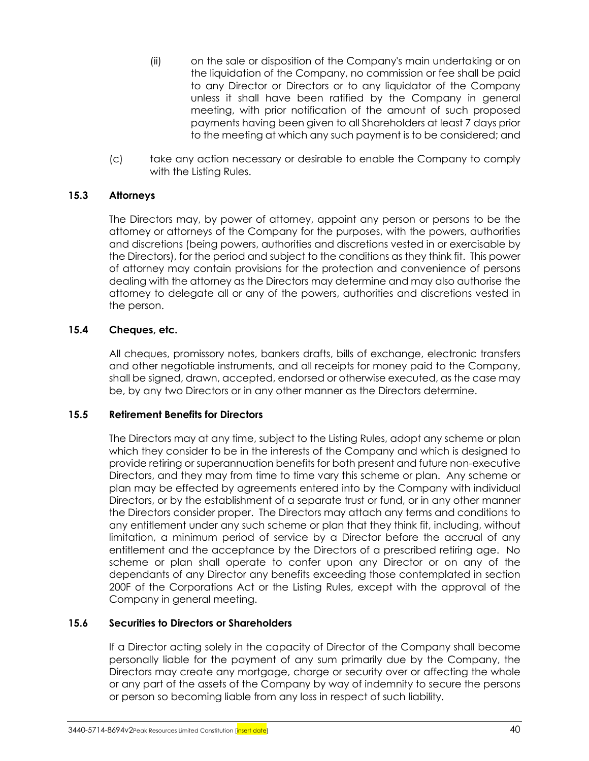(ii) on the sale or disposition of the Company's main undertaking or on the liquidation of the Company, no commission or fee shall be paid to any Director or Directors or to any liquidator of the Company unless it shall have been ratified by the Company in general meeting, with prior notification of the amount of such proposed payments having been given to all Shareholders at least 7 days prior to the meeting at which any such payment is to be considered; and

(c) take any action necessary or desirable to enable the Company to comply with the Listing Rules.

### 15.3 Attorneys

The Directors may, by power of attorney, appoint any person or persons to be the attorney or attorneys of the Company for the purposes, with the powers, authorities and discretions (being powers, authorities and discretions vested in or exercisable by the Directors), for the period and subject to the conditions as they think fit. This power of attorney may contain provisions for the protection and convenience of persons dealing with the attorney as the Directors may determine and may also authorise the attorney to delegate all or any of the powers, authorities and discretions vested in the person.

### 15.4 Cheques, etc.

All cheques, promissory notes, bankers drafts, bills of exchange, electronic transfers and other negotiable instruments, and all receipts for money paid to the Company, shall be signed, drawn, accepted, endorsed or otherwise executed, as the case may be, by any two Directors or in any other manner as the Directors determine.

### 15.5 Retirement Benefits for Directors

The Directors may at any time, subject to the Listing Rules, adopt any scheme or plan which they consider to be in the interests of the Company and which is designed to provide retiring or superannuation benefits for both present and future non-executive Directors, and they may from time to time vary this scheme or plan. Any scheme or plan may be effected by agreements entered into by the Company with individual Directors, or by the establishment of a separate trust or fund, or in any other manner the Directors consider proper. The Directors may attach any terms and conditions to any entitlement under any such scheme or plan that they think fit, including, without limitation, a minimum period of service by a Director before the accrual of any entitlement and the acceptance by the Directors of a prescribed retiring age. No scheme or plan shall operate to confer upon any Director or on any of the dependants of any Director any benefits exceeding those contemplated in section 200F of the Corporations Act or the Listing Rules, except with the approval of the Company in general meeting.

### 15.6 Securities to Directors or Shareholders

If a Director acting solely in the capacity of Director of the Company shall become personally liable for the payment of any sum primarily due by the Company, the Directors may create any mortgage, charge or security over or affecting the whole or any part of the assets of the Company by way of indemnity to secure the persons or person so becoming liable from any loss in respect of such liability.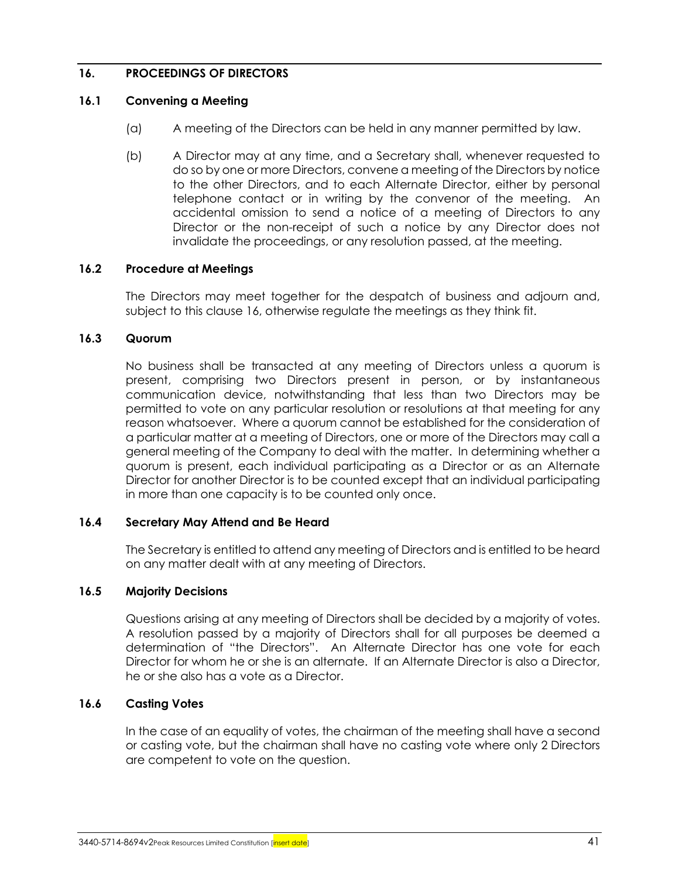## 16. PROCEEDINGS OF DIRECTORS

### 16.1 Convening a Meeting

(a) A meeting of the Directors can be held in any manner permitted by law.

(b) A Director may at any time, and a Secretary shall, whenever requested to do so by one or more Directors, convene a meeting of the Directors by notice to the other Directors, and to each Alternate Director, either by personal telephone contact or in writing by the convenor of the meeting. An accidental omission to send a notice of a meeting of Directors to any Director or the non-receipt of such a notice by any Director does not invalidate the proceedings, or any resolution passed, at the meeting.

### 16.2 Procedure at Meetings

The Directors may meet together for the despatch of business and adjourn and, subject to this clause 16, otherwise regulate the meetings as they think fit.

### 16.3 Quorum

No business shall be transacted at any meeting of Directors unless a quorum is present, comprising two Directors present in person, or by instantaneous communication device, notwithstanding that less than two Directors may be permitted to vote on any particular resolution or resolutions at that meeting for any reason whatsoever. Where a quorum cannot be established for the consideration of a particular matter at a meeting of Directors, one or more of the Directors may call a general meeting of the Company to deal with the matter. In determining whether a quorum is present, each individual participating as a Director or as an Alternate Director for another Director is to be counted except that an individual participating in more than one capacity is to be counted only once.

### 16.4 Secretary May Attend and Be Heard

The Secretary is entitled to attend any meeting of Directors and is entitled to be heard on any matter dealt with at any meeting of Directors.

### 16.5 Majority Decisions

Questions arising at any meeting of Directors shall be decided by a majority of votes. A resolution passed by a majority of Directors shall for all purposes be deemed a determination of "the Directors". An Alternate Director has one vote for each Director for whom he or she is an alternate. If an Alternate Director is also a Director, he or she also has a vote as a Director.

### 16.6 Casting Votes

In the case of an equality of votes, the chairman of the meeting shall have a second or casting vote, but the chairman shall have no casting vote where only 2 Directors are competent to vote on the question.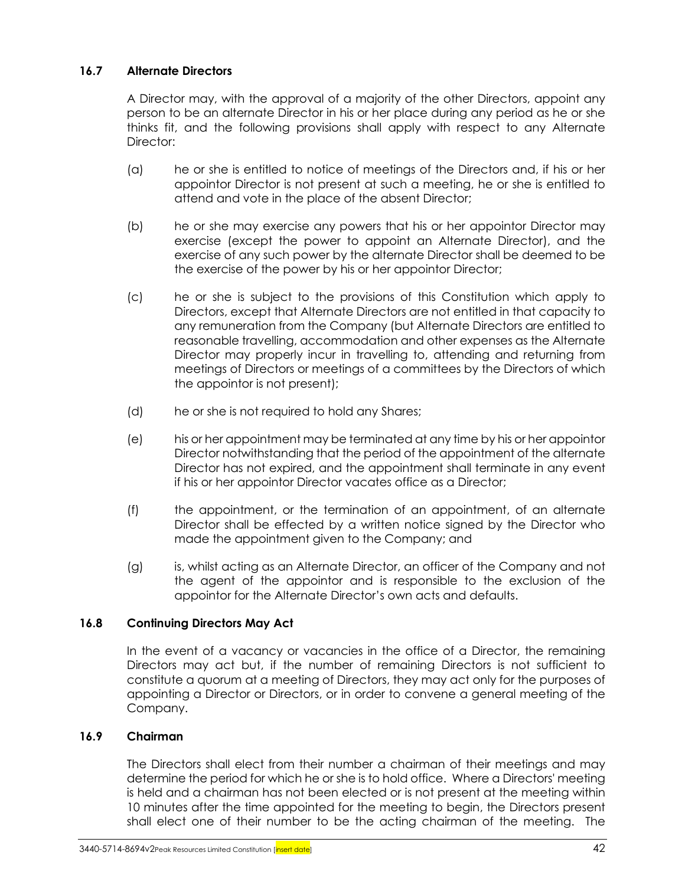### 16.7 Alternate Directors

A Director may, with the approval of a majority of the other Directors, appoint any person to be an alternate Director in his or her place during any period as he or she thinks fit, and the following provisions shall apply with respect to any Alternate Director:

(a) he or she is entitled to notice of meetings of the Directors and, if his or her appointor Director is not present at such a meeting, he or she is entitled to attend and vote in the place of the absent Director;

(b) he or she may exercise any powers that his or her appointor Director may exercise (except the power to appoint an Alternate Director), and the exercise of any such power by the alternate Director shall be deemed to be the exercise of the power by his or her appointor Director;

(c) he or she is subject to the provisions of this Constitution which apply to Directors, except that Alternate Directors are not entitled in that capacity to any remuneration from the Company (but Alternate Directors are entitled to reasonable travelling, accommodation and other expenses as the Alternate Director may properly incur in travelling to, attending and returning from meetings of Directors or meetings of a committees by the Directors of which the appointor is not present);

(d) he or she is not required to hold any Shares;

(e) his or her appointment may be terminated at any time by his or her appointor Director notwithstanding that the period of the appointment of the alternate Director has not expired, and the appointment shall terminate in any event if his or her appointor Director vacates office as a Director;

(f) the appointment, or the termination of an appointment, of an alternate Director shall be effected by a written notice signed by the Director who made the appointment given to the Company; and

(g) is, whilst acting as an Alternate Director, an officer of the Company and not the agent of the appointor and is responsible to the exclusion of the appointor for the Alternate Director's own acts and defaults.

### 16.8 Continuing Directors May Act

In the event of a vacancy or vacancies in the office of a Director, the remaining Directors may act but, if the number of remaining Directors is not sufficient to constitute a quorum at a meeting of Directors, they may act only for the purposes of appointing a Director or Directors, or in order to convene a general meeting of the Company.

### 16.9 Chairman

The Directors shall elect from their number a chairman of their meetings and may determine the period for which he or she is to hold office. Where a Directors' meeting is held and a chairman has not been elected or is not present at the meeting within 10 minutes after the time appointed for the meeting to begin, the Directors present shall elect one of their number to be the acting chairman of the meeting. The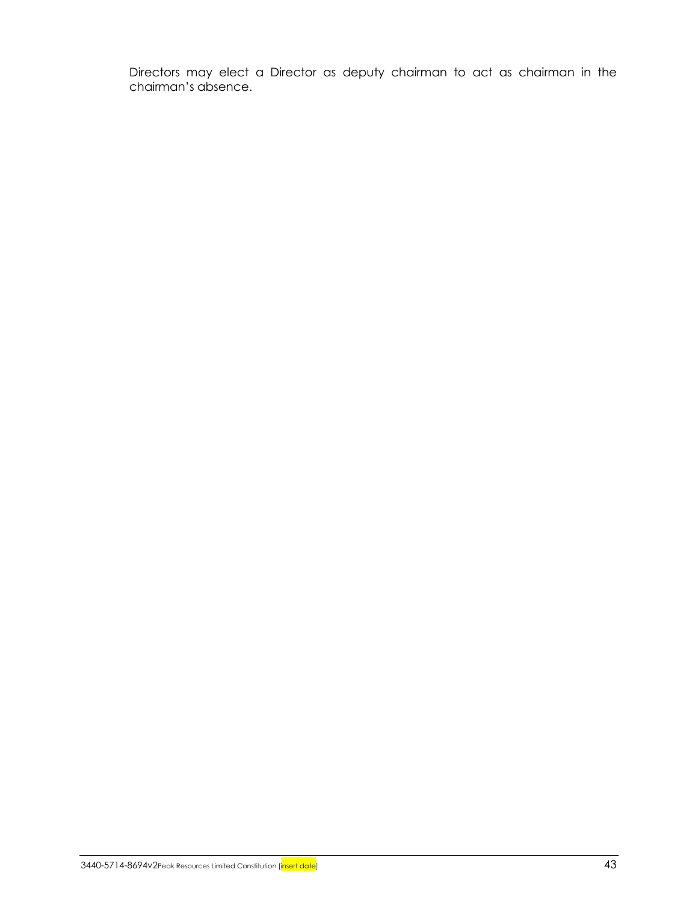Directors may elect a Director as deputy chairman to act as chairman in the chairman's absence.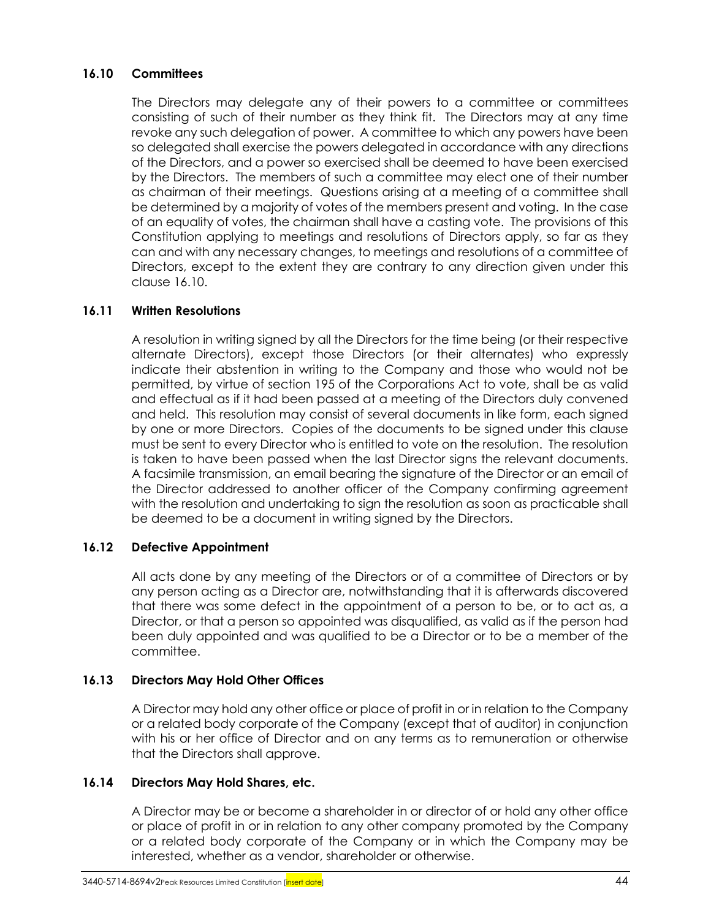### 16.10 Committees

The Directors may delegate any of their powers to a committee or committees consisting of such of their number as they think fit. The Directors may at any time revoke any such delegation of power. A committee to which any powers have been so delegated shall exercise the powers delegated in accordance with any directions of the Directors, and a power so exercised shall be deemed to have been exercised by the Directors. The members of such a committee may elect one of their number as chairman of their meetings. Questions arising at a meeting of a committee shall be determined by a majority of votes of the members present and voting. In the case of an equality of votes, the chairman shall have a casting vote. The provisions of this Constitution applying to meetings and resolutions of Directors apply, so far as they can and with any necessary changes, to meetings and resolutions of a committee of Directors, except to the extent they are contrary to any direction given under this clause 16.10.

### 16.11 Written Resolutions

A resolution in writing signed by all the Directors for the time being (or their respective alternate Directors), except those Directors (or their alternates) who expressly indicate their abstention in writing to the Company and those who would not be permitted, by virtue of section 195 of the Corporations Act to vote, shall be as valid and effectual as if it had been passed at a meeting of the Directors duly convened and held. This resolution may consist of several documents in like form, each signed by one or more Directors. Copies of the documents to be signed under this clause must be sent to every Director who is entitled to vote on the resolution. The resolution is taken to have been passed when the last Director signs the relevant documents. A facsimile transmission, an email bearing the signature of the Director or an email of the Director addressed to another officer of the Company confirming agreement with the resolution and undertaking to sign the resolution as soon as practicable shall be deemed to be a document in writing signed by the Directors.

### 16.12 Defective Appointment

All acts done by any meeting of the Directors or of a committee of Directors or by any person acting as a Director are, notwithstanding that it is afterwards discovered that there was some defect in the appointment of a person to be, or to act as, a Director, or that a person so appointed was disqualified, as valid as if the person had been duly appointed and was qualified to be a Director or to be a member of the committee.

### 16.13 Directors May Hold Other Offices

A Director may hold any other office or place of profit in or in relation to the Company or a related body corporate of the Company (except that of auditor) in conjunction with his or her office of Director and on any terms as to remuneration or otherwise that the Directors shall approve.

### 16.14 Directors May Hold Shares, etc.

A Director may be or become a shareholder in or director of or hold any other office or place of profit in or in relation to any other company promoted by the Company or a related body corporate of the Company or in which the Company may be interested, whether as a vendor, shareholder or otherwise.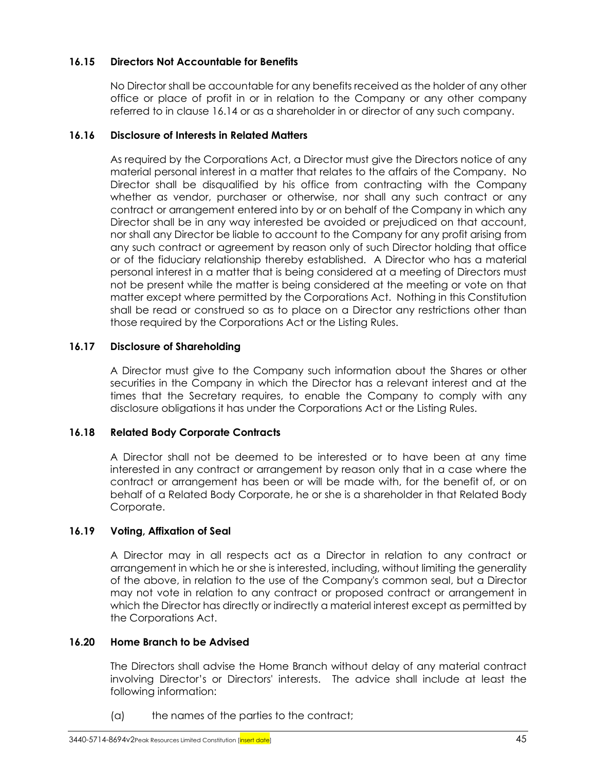### 16.15 Directors Not Accountable for Benefits

No Director shall be accountable for any benefits received as the holder of any other office or place of profit in or in relation to the Company or any other company referred to in clause 16.14 or as a shareholder in or director of any such company.

### 16.16 Disclosure of Interests in Related Matters

As required by the Corporations Act, a Director must give the Directors notice of any material personal interest in a matter that relates to the affairs of the Company. No Director shall be disqualified by his office from contracting with the Company whether as vendor, purchaser or otherwise, nor shall any such contract or any contract or arrangement entered into by or on behalf of the Company in which any Director shall be in any way interested be avoided or prejudiced on that account, nor shall any Director be liable to account to the Company for any profit arising from any such contract or agreement by reason only of such Director holding that office or of the fiduciary relationship thereby established. A Director who has a material personal interest in a matter that is being considered at a meeting of Directors must not be present while the matter is being considered at the meeting or vote on that matter except where permitted by the Corporations Act. Nothing in this Constitution shall be read or construed so as to place on a Director any restrictions other than those required by the Corporations Act or the Listing Rules.

### 16.17 Disclosure of Shareholding

A Director must give to the Company such information about the Shares or other securities in the Company in which the Director has a relevant interest and at the times that the Secretary requires, to enable the Company to comply with any disclosure obligations it has under the Corporations Act or the Listing Rules.

### 16.18 Related Body Corporate Contracts

A Director shall not be deemed to be interested or to have been at any time interested in any contract or arrangement by reason only that in a case where the contract or arrangement has been or will be made with, for the benefit of, or on behalf of a Related Body Corporate, he or she is a shareholder in that Related Body Corporate.

### 16.19 Voting, Affixation of Seal

A Director may in all respects act as a Director in relation to any contract or arrangement in which he or she is interested, including, without limiting the generality of the above, in relation to the use of the Company's common seal, but a Director may not vote in relation to any contract or proposed contract or arrangement in which the Director has directly or indirectly a material interest except as permitted by the Corporations Act.

### 16.20 Home Branch to be Advised

The Directors shall advise the Home Branch without delay of any material contract involving Director's or Directors' interests. The advice shall include at least the following information:

(a) the names of the parties to the contract;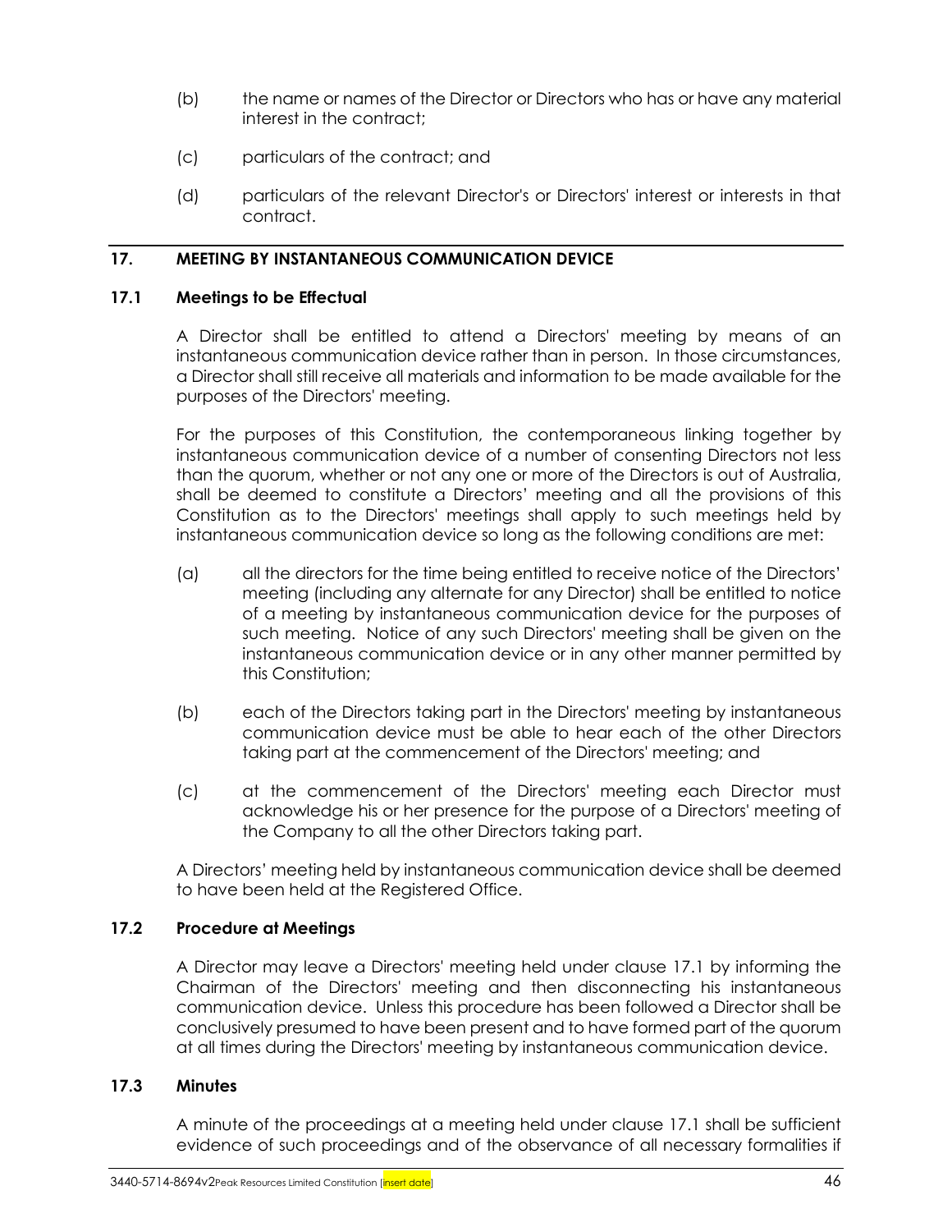(b) the name or names of the Director or Directors who has or have any material interest in the contract;

(c) particulars of the contract; and

(d) particulars of the relevant Director's or Directors' interest or interests in that contract.

## 17. MEETING BY INSTANTANEOUS COMMUNICATION DEVICE

### 17.1 Meetings to be Effectual

A Director shall be entitled to attend a Directors' meeting by means of an instantaneous communication device rather than in person. In those circumstances, a Director shall still receive all materials and information to be made available for the purposes of the Directors' meeting.

For the purposes of this Constitution, the contemporaneous linking together by instantaneous communication device of a number of consenting Directors not less than the quorum, whether or not any one or more of the Directors is out of Australia, shall be deemed to constitute a Directors' meeting and all the provisions of this Constitution as to the Directors' meetings shall apply to such meetings held by instantaneous communication device so long as the following conditions are met:

(a) all the directors for the time being entitled to receive notice of the Directors' meeting (including any alternate for any Director) shall be entitled to notice of a meeting by instantaneous communication device for the purposes of such meeting. Notice of any such Directors' meeting shall be given on the instantaneous communication device or in any other manner permitted by this Constitution;

(b) each of the Directors taking part in the Directors' meeting by instantaneous communication device must be able to hear each of the other Directors taking part at the commencement of the Directors' meeting; and

(c) at the commencement of the Directors' meeting each Director must acknowledge his or her presence for the purpose of a Directors' meeting of the Company to all the other Directors taking part.

A Directors' meeting held by instantaneous communication device shall be deemed to have been held at the Registered Office.

### 17.2 Procedure at Meetings

A Director may leave a Directors' meeting held under clause 17.1 by informing the Chairman of the Directors' meeting and then disconnecting his instantaneous communication device. Unless this procedure has been followed a Director shall be conclusively presumed to have been present and to have formed part of the quorum at all times during the Directors' meeting by instantaneous communication device.

### 17.3 Minutes

A minute of the proceedings at a meeting held under clause 17.1 shall be sufficient evidence of such proceedings and of the observance of all necessary formalities if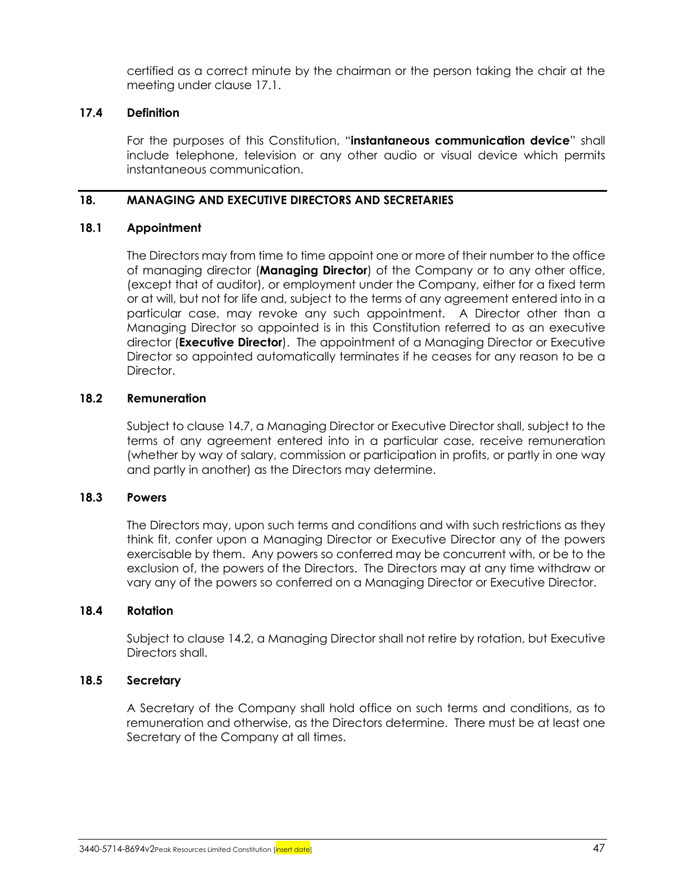certified as a correct minute by the chairman or the person taking the chair at the meeting under clause 17.1.

### 17.4 Definition

For the purposes of this Constitution, "**instantaneous communication device**" shall include telephone, television or any other audio or visual device which permits instantaneous communication.

## 18. MANAGING AND EXECUTIVE DIRECTORS AND SECRETARIES

### 18.1 Appointment

The Directors may from time to time appoint one or more of their number to the office of managing director (**Managing Director**) of the Company or to any other office, (except that of auditor), or employment under the Company, either for a fixed term or at will, but not for life and, subject to the terms of any agreement entered into in a particular case, may revoke any such appointment. A Director other than a Managing Director so appointed is in this Constitution referred to as an executive director (**Executive Director**). The appointment of a Managing Director or Executive Director so appointed automatically terminates if he ceases for any reason to be a Director.

### 18.2 Remuneration

Subject to clause 14.7, a Managing Director or Executive Director shall, subject to the terms of any agreement entered into in a particular case, receive remuneration (whether by way of salary, commission or participation in profits, or partly in one way and partly in another) as the Directors may determine.

### 18.3 Powers

The Directors may, upon such terms and conditions and with such restrictions as they think fit, confer upon a Managing Director or Executive Director any of the powers exercisable by them. Any powers so conferred may be concurrent with, or be to the exclusion of, the powers of the Directors. The Directors may at any time withdraw or vary any of the powers so conferred on a Managing Director or Executive Director.

### 18.4 Rotation

Subject to clause 14.2, a Managing Director shall not retire by rotation, but Executive Directors shall.

### 18.5 Secretary

A Secretary of the Company shall hold office on such terms and conditions, as to remuneration and otherwise, as the Directors determine. There must be at least one Secretary of the Company at all times.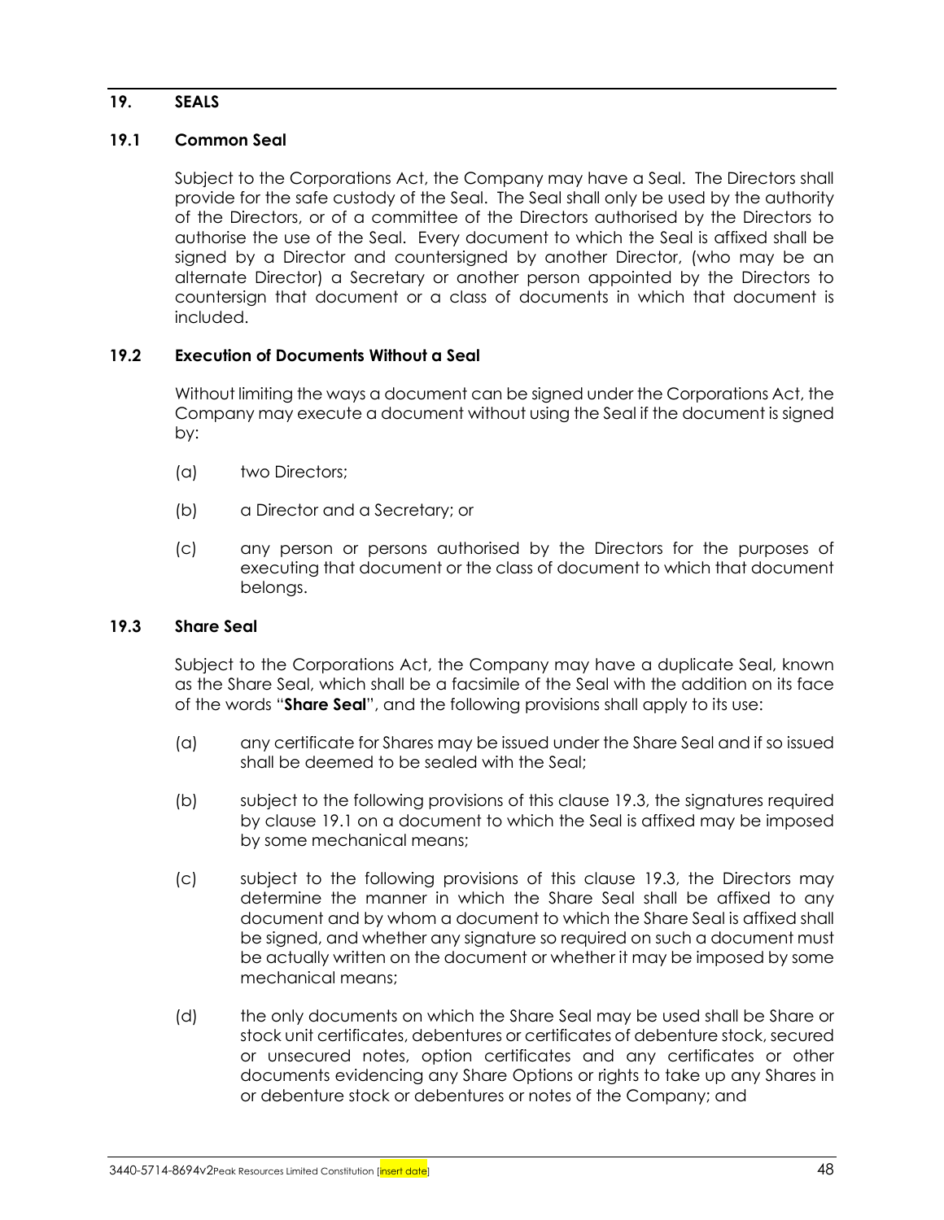## 19. SEALS

### 19.1 Common Seal

Subject to the Corporations Act, the Company may have a Seal. The Directors shall provide for the safe custody of the Seal. The Seal shall only be used by the authority of the Directors, or of a committee of the Directors authorised by the Directors to authorise the use of the Seal. Every document to which the Seal is affixed shall be signed by a Director and countersigned by another Director, (who may be an alternate Director) a Secretary or another person appointed by the Directors to countersign that document or a class of documents in which that document is included.

### 19.2 Execution of Documents Without a Seal

Without limiting the ways a document can be signed under the Corporations Act, the Company may execute a document without using the Seal if the document is signed by:

(a) two Directors;

(b) a Director and a Secretary; or

(c) any person or persons authorised by the Directors for the purposes of executing that document or the class of document to which that document belongs.

### 19.3 Share Seal

Subject to the Corporations Act, the Company may have a duplicate Seal, known as the Share Seal, which shall be a facsimile of the Seal with the addition on its face of the words "**Share Seal**", and the following provisions shall apply to its use:

(a) any certificate for Shares may be issued under the Share Seal and if so issued shall be deemed to be sealed with the Seal;

(b) subject to the following provisions of this clause 19.3, the signatures required by clause 19.1 on a document to which the Seal is affixed may be imposed by some mechanical means;

(c) subject to the following provisions of this clause 19.3, the Directors may determine the manner in which the Share Seal shall be affixed to any document and by whom a document to which the Share Seal is affixed shall be signed, and whether any signature so required on such a document must be actually written on the document or whether it may be imposed by some mechanical means;

(d) the only documents on which the Share Seal may be used shall be Share or stock unit certificates, debentures or certificates of debenture stock, secured or unsecured notes, option certificates and any certificates or other documents evidencing any Share Options or rights to take up any Shares in or debenture stock or debentures or notes of the Company; and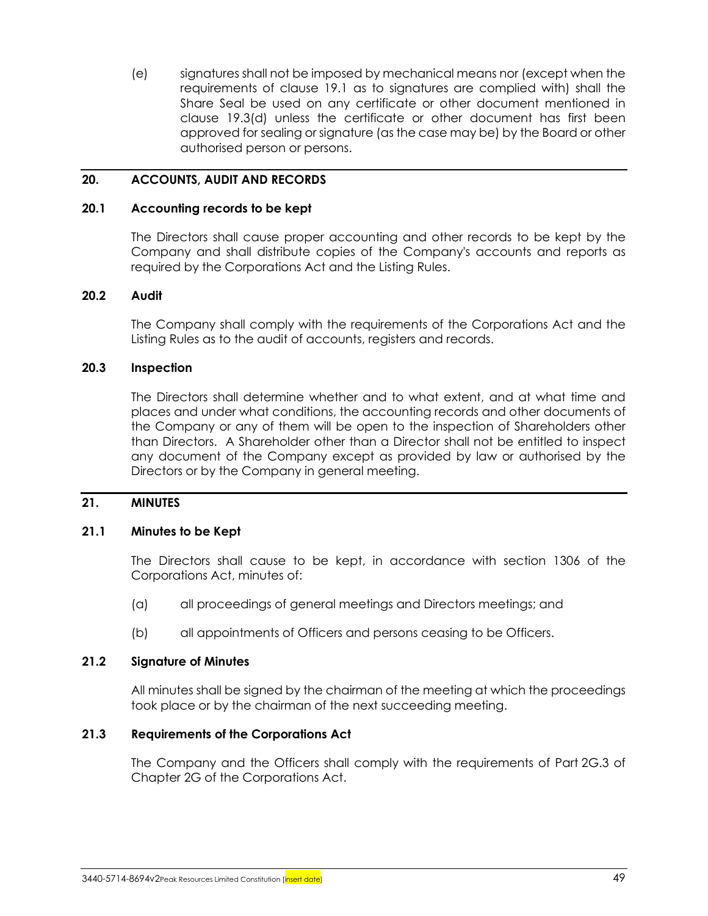(e) signatures shall not be imposed by mechanical means nor (except when the requirements of clause 19.1 as to signatures are complied with) shall the Share Seal be used on any certificate or other document mentioned in clause 19.3(d) unless the certificate or other document has first been approved for sealing or signature (as the case may be) by the Board or other authorised person or persons.

## 20. ACCOUNTS, AUDIT AND RECORDS

### 20.1 Accounting records to be kept

The Directors shall cause proper accounting and other records to be kept by the Company and shall distribute copies of the Company's accounts and reports as required by the Corporations Act and the Listing Rules.

### 20.2 Audit

The Company shall comply with the requirements of the Corporations Act and the Listing Rules as to the audit of accounts, registers and records.

### 20.3 Inspection

The Directors shall determine whether and to what extent, and at what time and places and under what conditions, the accounting records and other documents of the Company or any of them will be open to the inspection of Shareholders other than Directors. A Shareholder other than a Director shall not be entitled to inspect any document of the Company except as provided by law or authorised by the Directors or by the Company in general meeting.

## 21. MINUTES

### 21.1 Minutes to be Kept

The Directors shall cause to be kept, in accordance with section 1306 of the Corporations Act, minutes of:

(a) all proceedings of general meetings and Directors meetings; and

(b) all appointments of Officers and persons ceasing to be Officers.

### 21.2 Signature of Minutes

All minutes shall be signed by the chairman of the meeting at which the proceedings took place or by the chairman of the next succeeding meeting.

### 21.3 Requirements of the Corporations Act

The Company and the Officers shall comply with the requirements of Part 2G.3 of Chapter 2G of the Corporations Act.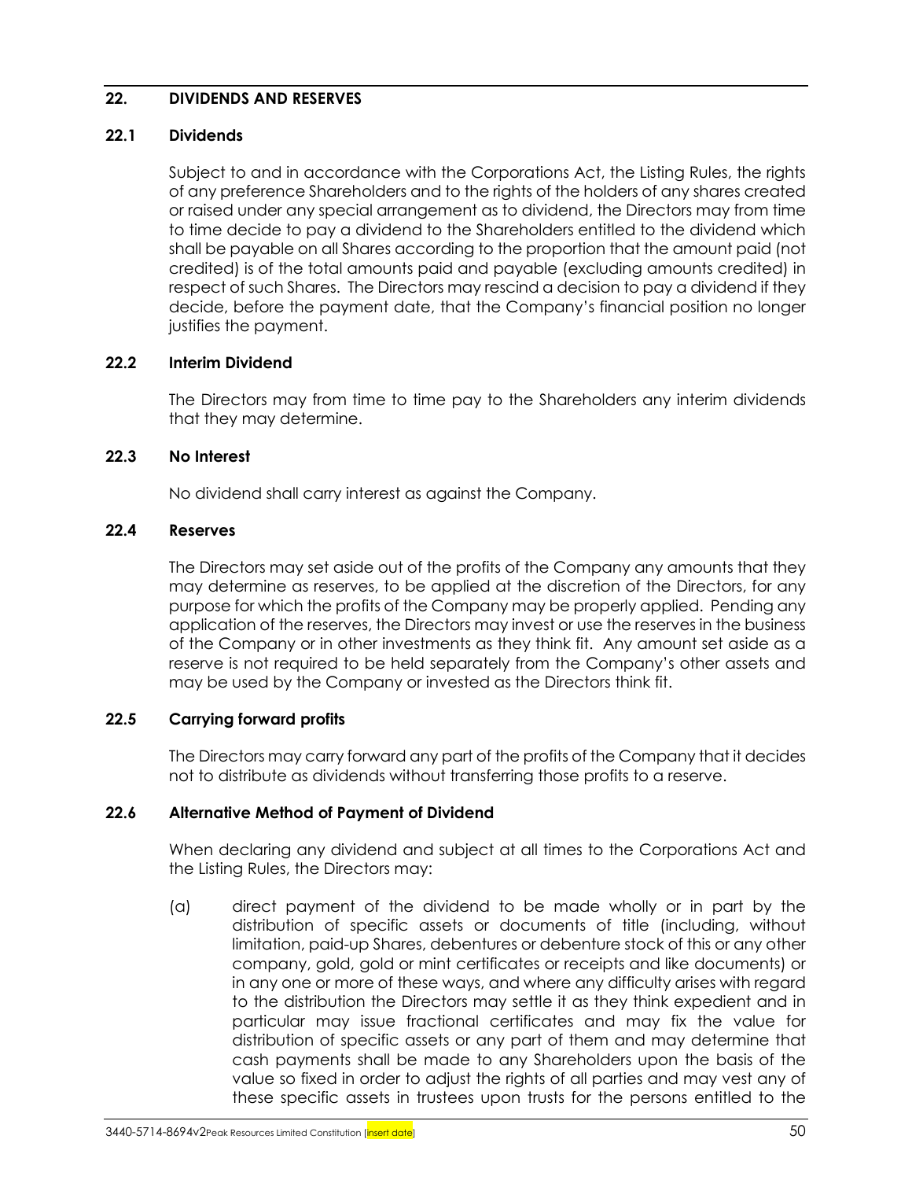## 22. DIVIDENDS AND RESERVES

### 22.1 Dividends

Subject to and in accordance with the Corporations Act, the Listing Rules, the rights of any preference Shareholders and to the rights of the holders of any shares created or raised under any special arrangement as to dividend, the Directors may from time to time decide to pay a dividend to the Shareholders entitled to the dividend which shall be payable on all Shares according to the proportion that the amount paid (not credited) is of the total amounts paid and payable (excluding amounts credited) in respect of such Shares. The Directors may rescind a decision to pay a dividend if they decide, before the payment date, that the Company's financial position no longer justifies the payment.

### 22.2 Interim Dividend

The Directors may from time to time pay to the Shareholders any interim dividends that they may determine.

### 22.3 No Interest

No dividend shall carry interest as against the Company.

### 22.4 Reserves

The Directors may set aside out of the profits of the Company any amounts that they may determine as reserves, to be applied at the discretion of the Directors, for any purpose for which the profits of the Company may be properly applied. Pending any application of the reserves, the Directors may invest or use the reserves in the business of the Company or in other investments as they think fit. Any amount set aside as a reserve is not required to be held separately from the Company's other assets and may be used by the Company or invested as the Directors think fit.

### 22.5 Carrying forward profits

The Directors may carry forward any part of the profits of the Company that it decides not to distribute as dividends without transferring those profits to a reserve.

### 22.6 Alternative Method of Payment of Dividend

When declaring any dividend and subject at all times to the Corporations Act and the Listing Rules, the Directors may:

(a) direct payment of the dividend to be made wholly or in part by the distribution of specific assets or documents of title (including, without limitation, paid-up Shares, debentures or debenture stock of this or any other company, gold, gold or mint certificates or receipts and like documents) or in any one or more of these ways, and where any difficulty arises with regard to the distribution the Directors may settle it as they think expedient and in particular may issue fractional certificates and may fix the value for distribution of specific assets or any part of them and may determine that cash payments shall be made to any Shareholders upon the basis of the value so fixed in order to adjust the rights of all parties and may vest any of these specific assets in trustees upon trusts for the persons entitled to the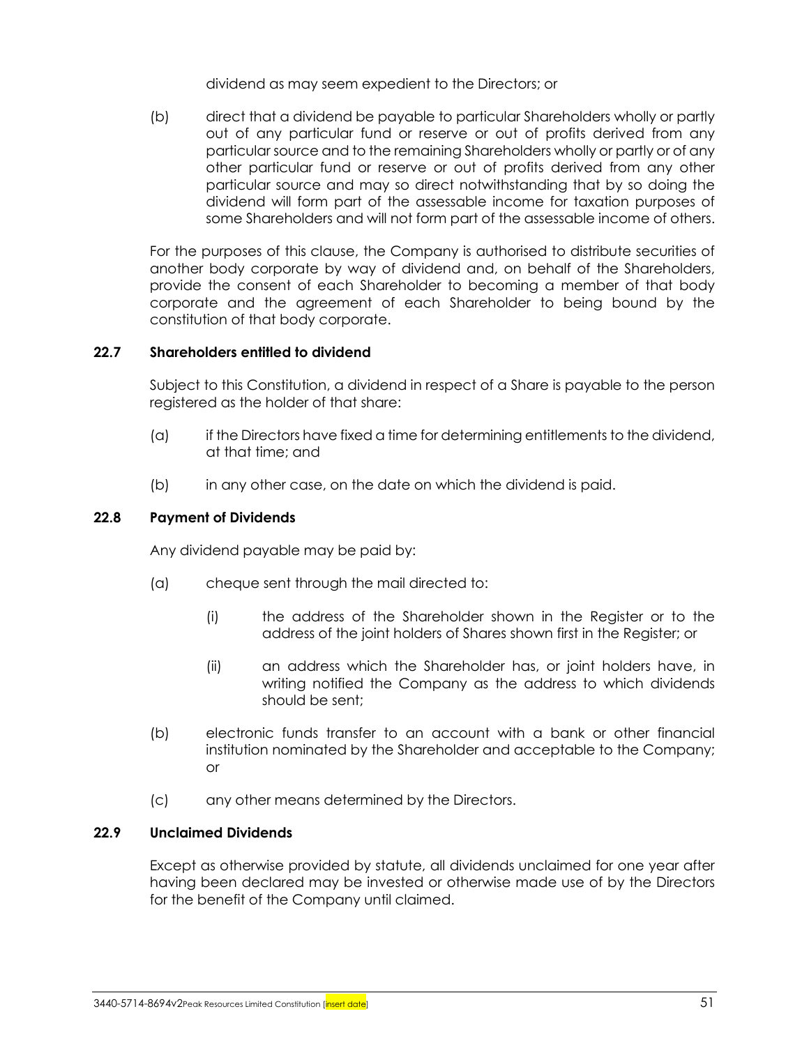dividend as may seem expedient to the Directors; or

(b) direct that a dividend be payable to particular Shareholders wholly or partly out of any particular fund or reserve or out of profits derived from any particular source and to the remaining Shareholders wholly or partly or of any other particular fund or reserve or out of profits derived from any other particular source and may so direct notwithstanding that by so doing the dividend will form part of the assessable income for taxation purposes of some Shareholders and will not form part of the assessable income of others.

For the purposes of this clause, the Company is authorised to distribute securities of another body corporate by way of dividend and, on behalf of the Shareholders, provide the consent of each Shareholder to becoming a member of that body corporate and the agreement of each Shareholder to being bound by the constitution of that body corporate.

### 22.7 Shareholders entitled to dividend

Subject to this Constitution, a dividend in respect of a Share is payable to the person registered as the holder of that share:

(a) if the Directors have fixed a time for determining entitlements to the dividend, at that time; and

(b) in any other case, on the date on which the dividend is paid.

### 22.8 Payment of Dividends

Any dividend payable may be paid by:

(a) cheque sent through the mail directed to:

(i) the address of the Shareholder shown in the Register or to the address of the joint holders of Shares shown first in the Register; or

(ii) an address which the Shareholder has, or joint holders have, in writing notified the Company as the address to which dividends should be sent;

(b) electronic funds transfer to an account with a bank or other financial institution nominated by the Shareholder and acceptable to the Company; or

(c) any other means determined by the Directors.

### 22.9 Unclaimed Dividends

Except as otherwise provided by statute, all dividends unclaimed for one year after having been declared may be invested or otherwise made use of by the Directors for the benefit of the Company until claimed.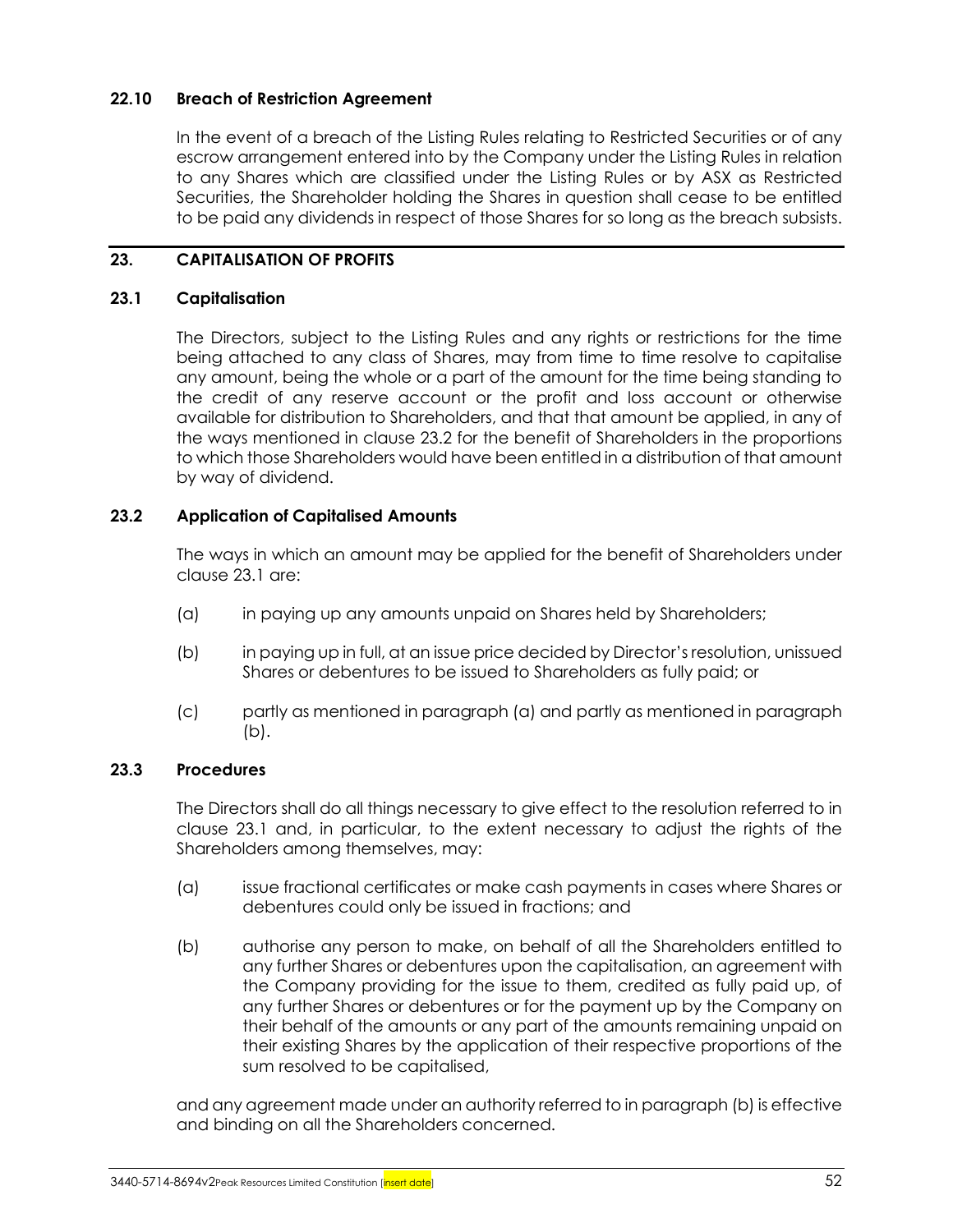### 22.10 Breach of Restriction Agreement

In the event of a breach of the Listing Rules relating to Restricted Securities or of any escrow arrangement entered into by the Company under the Listing Rules in relation to any Shares which are classified under the Listing Rules or by ASX as Restricted Securities, the Shareholder holding the Shares in question shall cease to be entitled to be paid any dividends in respect of those Shares for so long as the breach subsists.

## 23. CAPITALISATION OF PROFITS

### 23.1 Capitalisation

The Directors, subject to the Listing Rules and any rights or restrictions for the time being attached to any class of Shares, may from time to time resolve to capitalise any amount, being the whole or a part of the amount for the time being standing to the credit of any reserve account or the profit and loss account or otherwise available for distribution to Shareholders, and that that amount be applied, in any of the ways mentioned in clause 23.2 for the benefit of Shareholders in the proportions to which those Shareholders would have been entitled in a distribution of that amount by way of dividend.

### 23.2 Application of Capitalised Amounts

The ways in which an amount may be applied for the benefit of Shareholders under clause 23.1 are:

(a) in paying up any amounts unpaid on Shares held by Shareholders;

(b) in paying up in full, at an issue price decided by Director's resolution, unissued Shares or debentures to be issued to Shareholders as fully paid; or

(c) partly as mentioned in paragraph (a) and partly as mentioned in paragraph (b).

### 23.3 Procedures

The Directors shall do all things necessary to give effect to the resolution referred to in clause 23.1 and, in particular, to the extent necessary to adjust the rights of the Shareholders among themselves, may:

(a) issue fractional certificates or make cash payments in cases where Shares or debentures could only be issued in fractions; and

(b) authorise any person to make, on behalf of all the Shareholders entitled to any further Shares or debentures upon the capitalisation, an agreement with the Company providing for the issue to them, credited as fully paid up, of any further Shares or debentures or for the payment up by the Company on their behalf of the amounts or any part of the amounts remaining unpaid on their existing Shares by the application of their respective proportions of the sum resolved to be capitalised,

and any agreement made under an authority referred to in paragraph (b) is effective and binding on all the Shareholders concerned.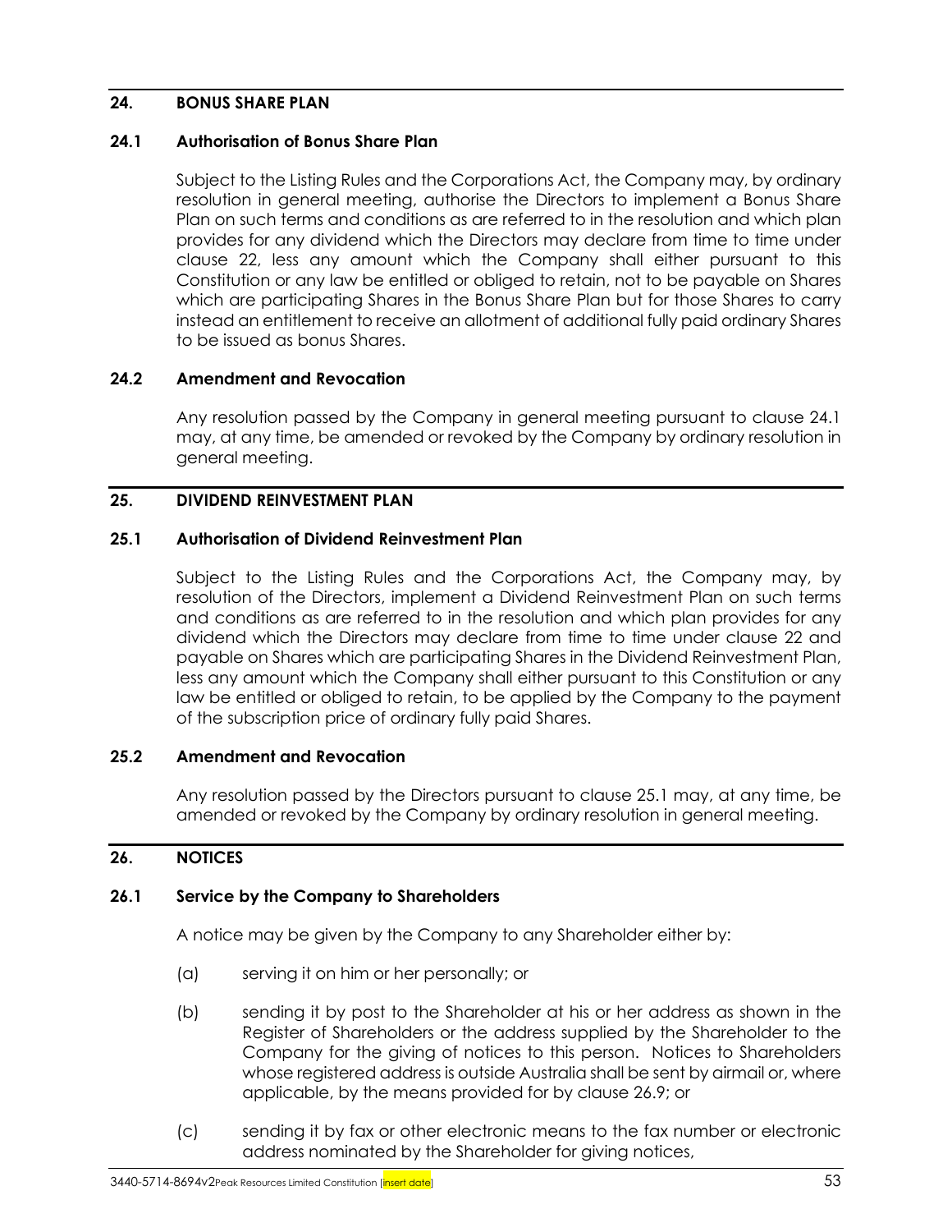## 24. BONUS SHARE PLAN

### 24.1 Authorisation of Bonus Share Plan

Subject to the Listing Rules and the Corporations Act, the Company may, by ordinary resolution in general meeting, authorise the Directors to implement a Bonus Share Plan on such terms and conditions as are referred to in the resolution and which plan provides for any dividend which the Directors may declare from time to time under clause 22, less any amount which the Company shall either pursuant to this Constitution or any law be entitled or obliged to retain, not to be payable on Shares which are participating Shares in the Bonus Share Plan but for those Shares to carry instead an entitlement to receive an allotment of additional fully paid ordinary Shares to be issued as bonus Shares.

### 24.2 Amendment and Revocation

Any resolution passed by the Company in general meeting pursuant to clause 24.1 may, at any time, be amended or revoked by the Company by ordinary resolution in general meeting.

## 25. DIVIDEND REINVESTMENT PLAN

### 25.1 Authorisation of Dividend Reinvestment Plan

Subject to the Listing Rules and the Corporations Act, the Company may, by resolution of the Directors, implement a Dividend Reinvestment Plan on such terms and conditions as are referred to in the resolution and which plan provides for any dividend which the Directors may declare from time to time under clause 22 and payable on Shares which are participating Shares in the Dividend Reinvestment Plan, less any amount which the Company shall either pursuant to this Constitution or any law be entitled or obliged to retain, to be applied by the Company to the payment of the subscription price of ordinary fully paid Shares.

### 25.2 Amendment and Revocation

Any resolution passed by the Directors pursuant to clause 25.1 may, at any time, be amended or revoked by the Company by ordinary resolution in general meeting.

## 26. NOTICES

### 26.1 Service by the Company to Shareholders

A notice may be given by the Company to any Shareholder either by:

(a) serving it on him or her personally; or

(b) sending it by post to the Shareholder at his or her address as shown in the Register of Shareholders or the address supplied by the Shareholder to the Company for the giving of notices to this person. Notices to Shareholders whose registered address is outside Australia shall be sent by airmail or, where applicable, by the means provided for by clause 26.9; or

(c) sending it by fax or other electronic means to the fax number or electronic address nominated by the Shareholder for giving notices,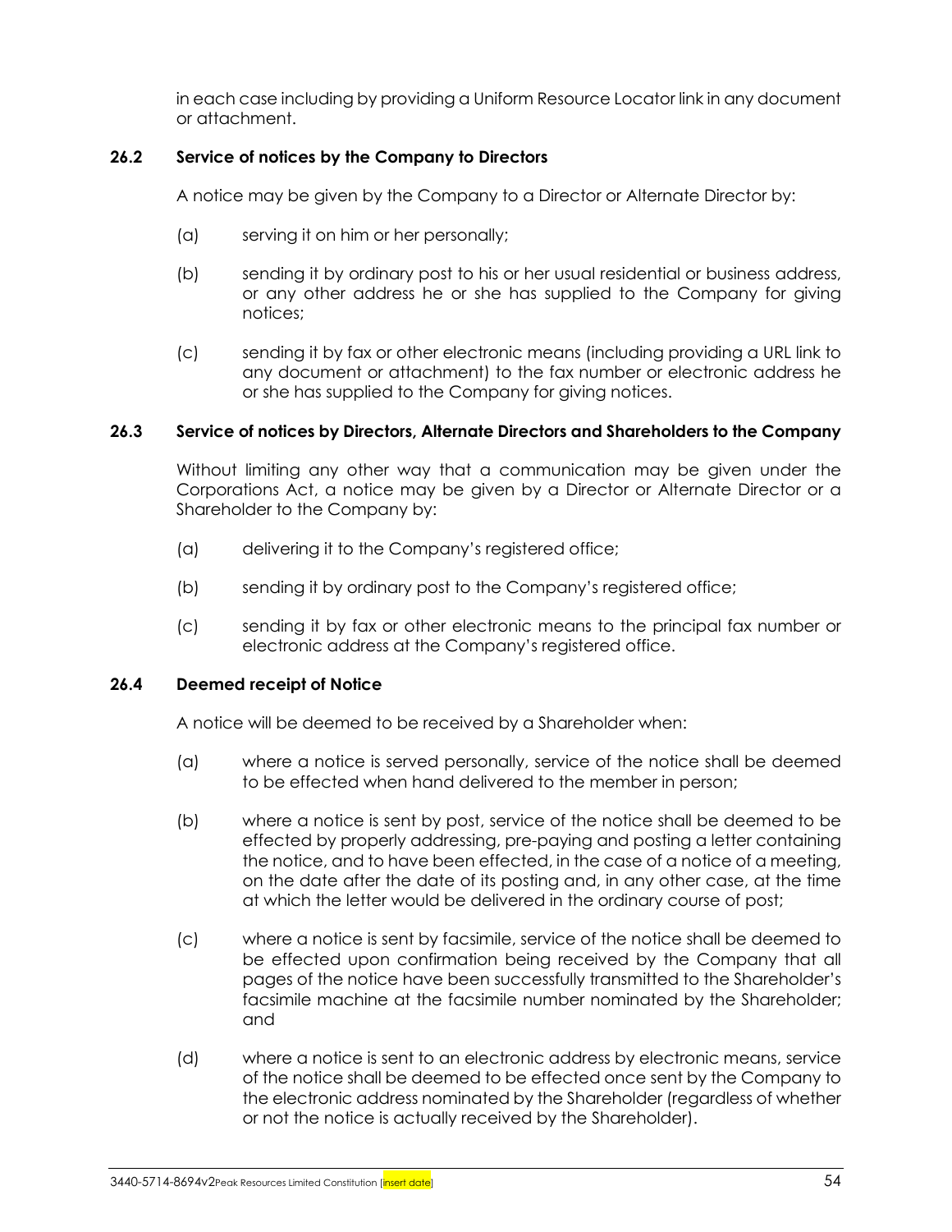in each case including by providing a Uniform Resource Locator link in any document or attachment.

### 26.2 Service of notices by the Company to Directors

A notice may be given by the Company to a Director or Alternate Director by:

(a) serving it on him or her personally;

(b) sending it by ordinary post to his or her usual residential or business address, or any other address he or she has supplied to the Company for giving notices;

(c) sending it by fax or other electronic means (including providing a URL link to any document or attachment) to the fax number or electronic address he or she has supplied to the Company for giving notices.

### 26.3 Service of notices by Directors, Alternate Directors and Shareholders to the Company

Without limiting any other way that a communication may be given under the Corporations Act, a notice may be given by a Director or Alternate Director or a Shareholder to the Company by:

(a) delivering it to the Company's registered office;

(b) sending it by ordinary post to the Company's registered office;

(c) sending it by fax or other electronic means to the principal fax number or electronic address at the Company's registered office.

### 26.4 Deemed receipt of Notice

A notice will be deemed to be received by a Shareholder when:

(a) where a notice is served personally, service of the notice shall be deemed to be effected when hand delivered to the member in person;

(b) where a notice is sent by post, service of the notice shall be deemed to be effected by properly addressing, pre-paying and posting a letter containing the notice, and to have been effected, in the case of a notice of a meeting, on the date after the date of its posting and, in any other case, at the time at which the letter would be delivered in the ordinary course of post;

(c) where a notice is sent by facsimile, service of the notice shall be deemed to be effected upon confirmation being received by the Company that all pages of the notice have been successfully transmitted to the Shareholder's facsimile machine at the facsimile number nominated by the Shareholder; and

(d) where a notice is sent to an electronic address by electronic means, service of the notice shall be deemed to be effected once sent by the Company to the electronic address nominated by the Shareholder (regardless of whether or not the notice is actually received by the Shareholder).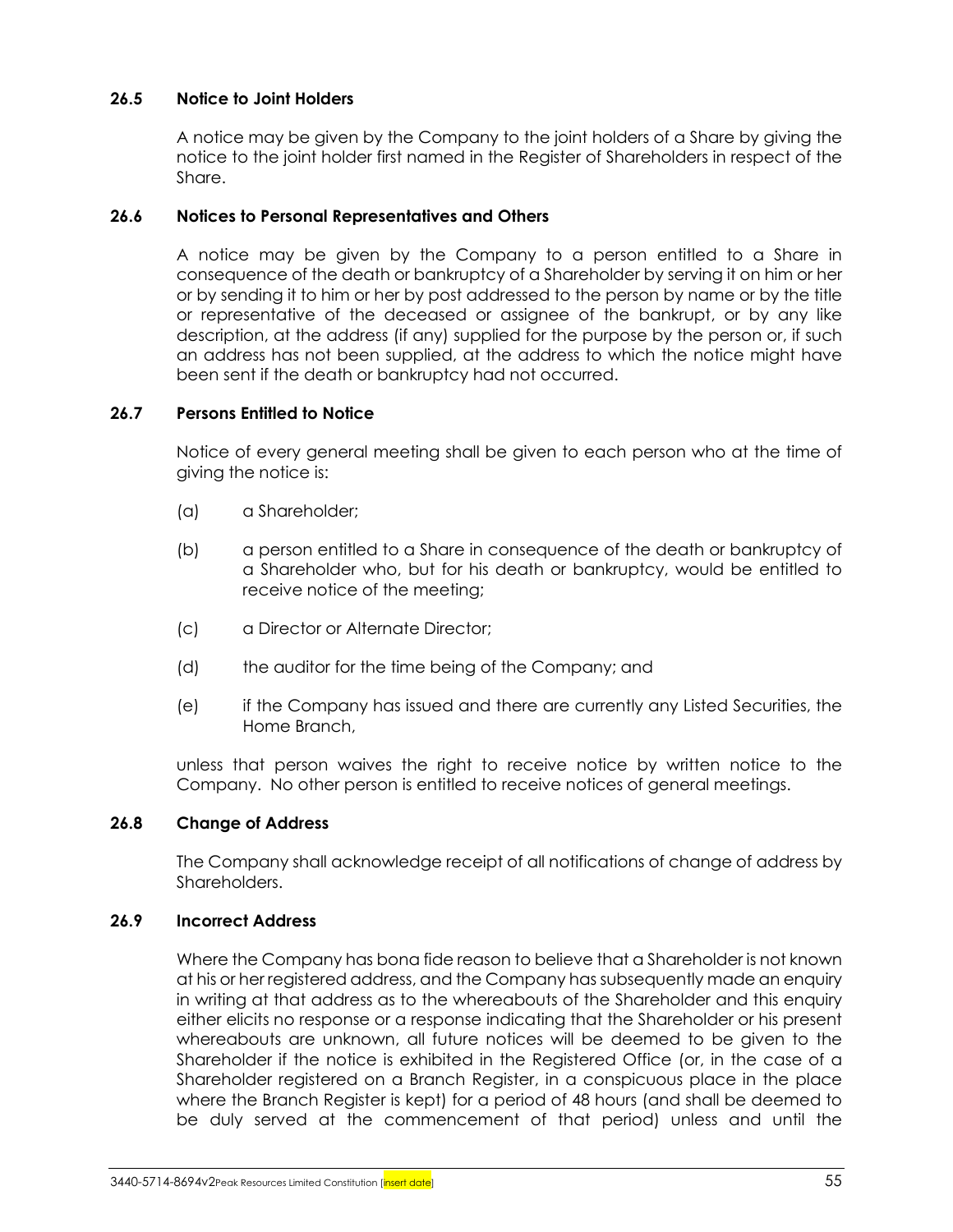### 26.5 Notice to Joint Holders

A notice may be given by the Company to the joint holders of a Share by giving the notice to the joint holder first named in the Register of Shareholders in respect of the Share.

### 26.6 Notices to Personal Representatives and Others

A notice may be given by the Company to a person entitled to a Share in consequence of the death or bankruptcy of a Shareholder by serving it on him or her or by sending it to him or her by post addressed to the person by name or by the title or representative of the deceased or assignee of the bankrupt, or by any like description, at the address (if any) supplied for the purpose by the person or, if such an address has not been supplied, at the address to which the notice might have been sent if the death or bankruptcy had not occurred.

### 26.7 Persons Entitled to Notice

Notice of every general meeting shall be given to each person who at the time of giving the notice is:

(a) a Shareholder;

(b) a person entitled to a Share in consequence of the death or bankruptcy of a Shareholder who, but for his death or bankruptcy, would be entitled to receive notice of the meeting;

(c) a Director or Alternate Director;

(d) the auditor for the time being of the Company; and

(e) if the Company has issued and there are currently any Listed Securities, the Home Branch,

unless that person waives the right to receive notice by written notice to the Company. No other person is entitled to receive notices of general meetings.

### 26.8 Change of Address

The Company shall acknowledge receipt of all notifications of change of address by Shareholders.

### 26.9 Incorrect Address

Where the Company has bona fide reason to believe that a Shareholder is not known at his or her registered address, and the Company has subsequently made an enquiry in writing at that address as to the whereabouts of the Shareholder and this enquiry either elicits no response or a response indicating that the Shareholder or his present whereabouts are unknown, all future notices will be deemed to be given to the Shareholder if the notice is exhibited in the Registered Office (or, in the case of a Shareholder registered on a Branch Register, in a conspicuous place in the place where the Branch Register is kept) for a period of 48 hours (and shall be deemed to be duly served at the commencement of that period) unless and until the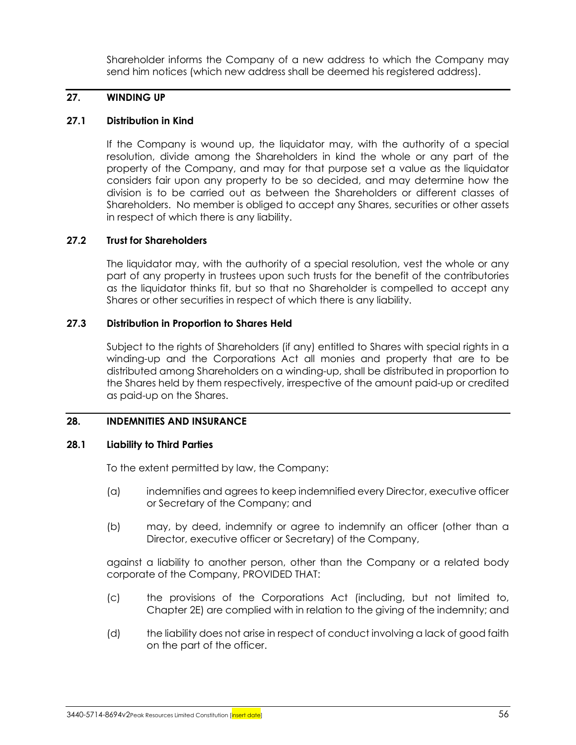Shareholder informs the Company of a new address to which the Company may send him notices (which new address shall be deemed his registered address).

## 27. WINDING UP

### 27.1 Distribution in Kind

If the Company is wound up, the liquidator may, with the authority of a special resolution, divide among the Shareholders in kind the whole or any part of the property of the Company, and may for that purpose set a value as the liquidator considers fair upon any property to be so decided, and may determine how the division is to be carried out as between the Shareholders or different classes of Shareholders. No member is obliged to accept any Shares, securities or other assets in respect of which there is any liability.

### 27.2 Trust for Shareholders

The liquidator may, with the authority of a special resolution, vest the whole or any part of any property in trustees upon such trusts for the benefit of the contributories as the liquidator thinks fit, but so that no Shareholder is compelled to accept any Shares or other securities in respect of which there is any liability.

### 27.3 Distribution in Proportion to Shares Held

Subject to the rights of Shareholders (if any) entitled to Shares with special rights in a winding-up and the Corporations Act all monies and property that are to be distributed among Shareholders on a winding-up, shall be distributed in proportion to the Shares held by them respectively, irrespective of the amount paid-up or credited as paid-up on the Shares.

## 28. INDEMNITIES AND INSURANCE

### 28.1 Liability to Third Parties

To the extent permitted by law, the Company:

(a) indemnifies and agrees to keep indemnified every Director, executive officer or Secretary of the Company; and

(b) may, by deed, indemnify or agree to indemnify an officer (other than a Director, executive officer or Secretary) of the Company,

against a liability to another person, other than the Company or a related body corporate of the Company, PROVIDED THAT:

(c) the provisions of the Corporations Act (including, but not limited to, Chapter 2E) are complied with in relation to the giving of the indemnity; and

(d) the liability does not arise in respect of conduct involving a lack of good faith on the part of the officer.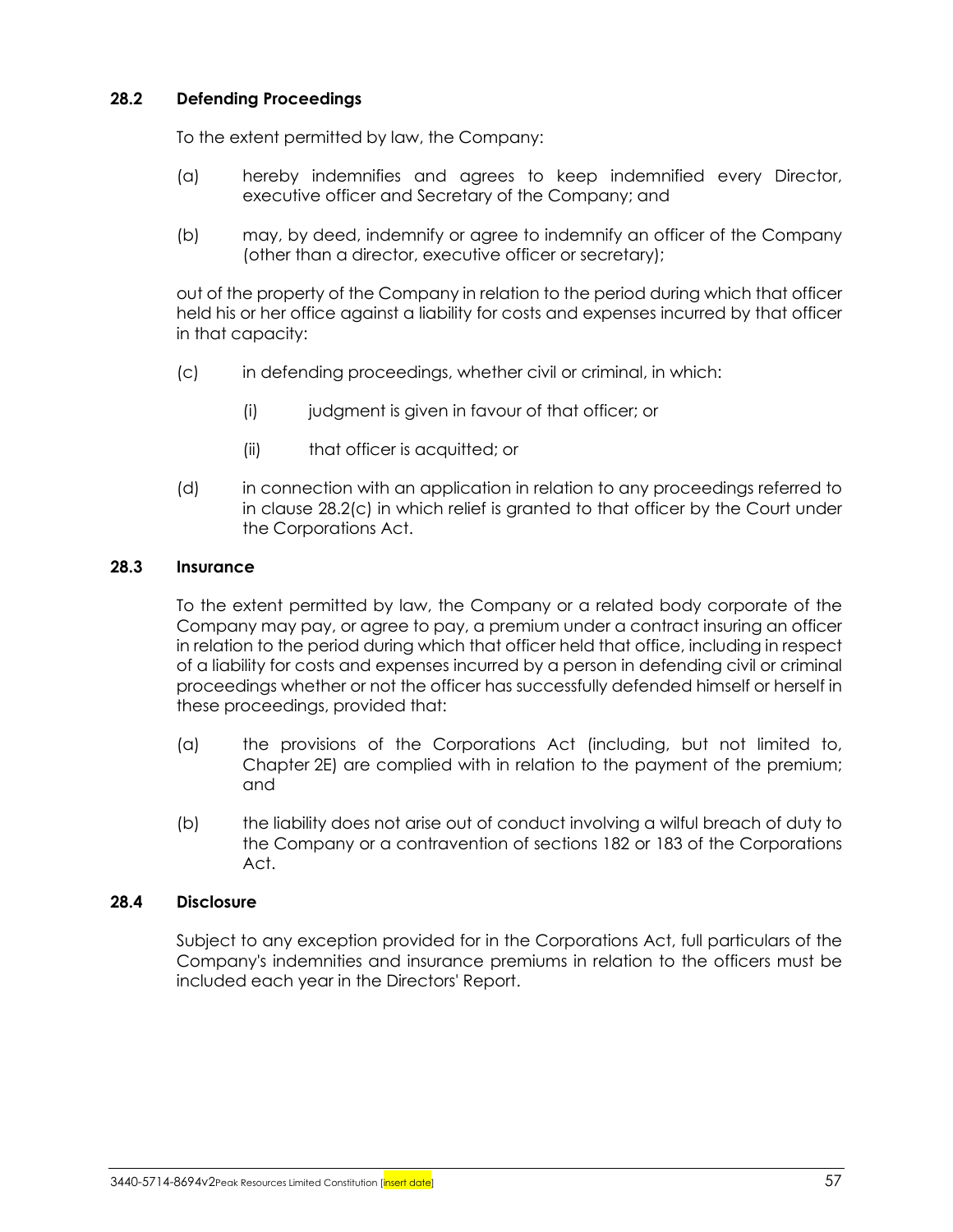### 28.2 Defending Proceedings

To the extent permitted by law, the Company:

(a) hereby indemnifies and agrees to keep indemnified every Director, executive officer and Secretary of the Company; and

(b) may, by deed, indemnify or agree to indemnify an officer of the Company (other than a director, executive officer or secretary);

out of the property of the Company in relation to the period during which that officer held his or her office against a liability for costs and expenses incurred by that officer in that capacity:

(c) in defending proceedings, whether civil or criminal, in which:

(i) judgment is given in favour of that officer; or

(ii) that officer is acquitted; or

(d) in connection with an application in relation to any proceedings referred to in clause 28.2(c) in which relief is granted to that officer by the Court under the Corporations Act.

### 28.3 Insurance

To the extent permitted by law, the Company or a related body corporate of the Company may pay, or agree to pay, a premium under a contract insuring an officer in relation to the period during which that officer held that office, including in respect of a liability for costs and expenses incurred by a person in defending civil or criminal proceedings whether or not the officer has successfully defended himself or herself in these proceedings, provided that:

(a) the provisions of the Corporations Act (including, but not limited to, Chapter 2E) are complied with in relation to the payment of the premium; and

(b) the liability does not arise out of conduct involving a wilful breach of duty to the Company or a contravention of sections 182 or 183 of the Corporations Act.

### 28.4 Disclosure

Subject to any exception provided for in the Corporations Act, full particulars of the Company's indemnities and insurance premiums in relation to the officers must be included each year in the Directors' Report.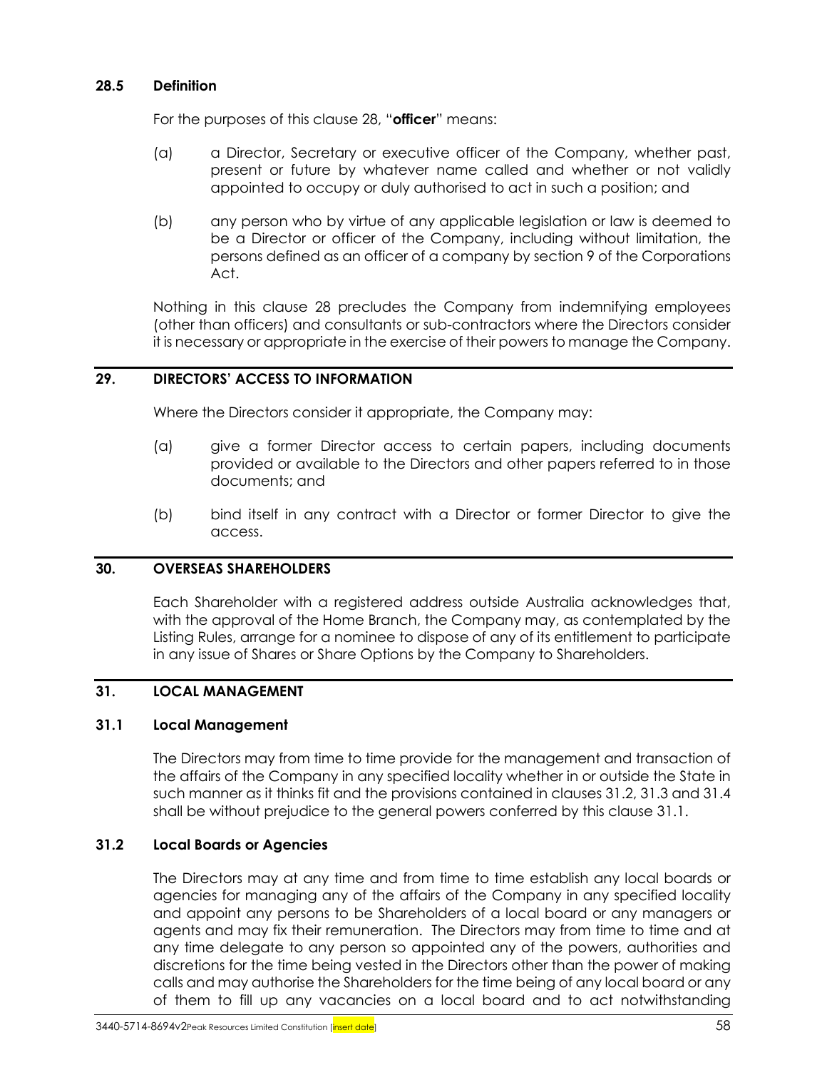### 28.5 Definition

For the purposes of this clause 28, "**officer**" means:

(a) a Director, Secretary or executive officer of the Company, whether past, present or future by whatever name called and whether or not validly appointed to occupy or duly authorised to act in such a position; and

(b) any person who by virtue of any applicable legislation or law is deemed to be a Director or officer of the Company, including without limitation, the persons defined as an officer of a company by section 9 of the Corporations Act.

Nothing in this clause 28 precludes the Company from indemnifying employees (other than officers) and consultants or sub-contractors where the Directors consider it is necessary or appropriate in the exercise of their powers to manage the Company.

## 29. DIRECTORS' ACCESS TO INFORMATION

Where the Directors consider it appropriate, the Company may:

(a) give a former Director access to certain papers, including documents provided or available to the Directors and other papers referred to in those documents; and

(b) bind itself in any contract with a Director or former Director to give the access.

## 30. OVERSEAS SHAREHOLDERS

Each Shareholder with a registered address outside Australia acknowledges that, with the approval of the Home Branch, the Company may, as contemplated by the Listing Rules, arrange for a nominee to dispose of any of its entitlement to participate in any issue of Shares or Share Options by the Company to Shareholders.

## 31. LOCAL MANAGEMENT

### 31.1 Local Management

The Directors may from time to time provide for the management and transaction of the affairs of the Company in any specified locality whether in or outside the State in such manner as it thinks fit and the provisions contained in clauses 31.2, 31.3 and 31.4 shall be without prejudice to the general powers conferred by this clause 31.1.

### 31.2 Local Boards or Agencies

The Directors may at any time and from time to time establish any local boards or agencies for managing any of the affairs of the Company in any specified locality and appoint any persons to be Shareholders of a local board or any managers or agents and may fix their remuneration. The Directors may from time to time and at any time delegate to any person so appointed any of the powers, authorities and discretions for the time being vested in the Directors other than the power of making calls and may authorise the Shareholders for the time being of any local board or any of them to fill up any vacancies on a local board and to act notwithstanding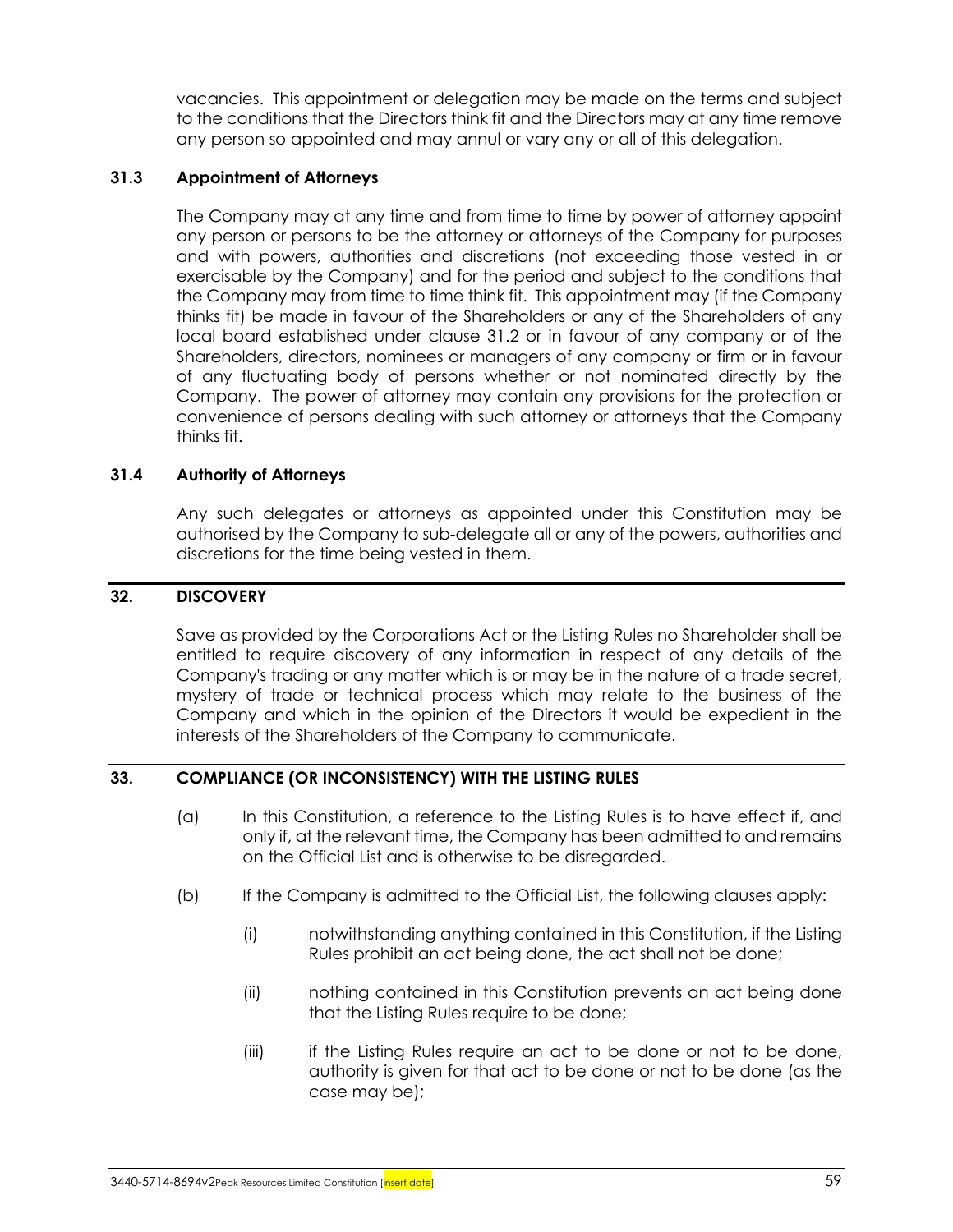vacancies. This appointment or delegation may be made on the terms and subject to the conditions that the Directors think fit and the Directors may at any time remove any person so appointed and may annul or vary any or all of this delegation.

### 31.3 Appointment of Attorneys

The Company may at any time and from time to time by power of attorney appoint any person or persons to be the attorney or attorneys of the Company for purposes and with powers, authorities and discretions (not exceeding those vested in or exercisable by the Company) and for the period and subject to the conditions that the Company may from time to time think fit. This appointment may (if the Company thinks fit) be made in favour of the Shareholders or any of the Shareholders of any local board established under clause 31.2 or in favour of any company or of the Shareholders, directors, nominees or managers of any company or firm or in favour of any fluctuating body of persons whether or not nominated directly by the Company. The power of attorney may contain any provisions for the protection or convenience of persons dealing with such attorney or attorneys that the Company thinks fit.

### 31.4 Authority of Attorneys

Any such delegates or attorneys as appointed under this Constitution may be authorised by the Company to sub-delegate all or any of the powers, authorities and discretions for the time being vested in them.

## 32. DISCOVERY

Save as provided by the Corporations Act or the Listing Rules no Shareholder shall be entitled to require discovery of any information in respect of any details of the Company's trading or any matter which is or may be in the nature of a trade secret, mystery of trade or technical process which may relate to the business of the Company and which in the opinion of the Directors it would be expedient in the interests of the Shareholders of the Company to communicate.

## 33. COMPLIANCE (OR INCONSISTENCY) WITH THE LISTING RULES

(a) In this Constitution, a reference to the Listing Rules is to have effect if, and only if, at the relevant time, the Company has been admitted to and remains on the Official List and is otherwise to be disregarded.

(b) If the Company is admitted to the Official List, the following clauses apply:

(i) notwithstanding anything contained in this Constitution, if the Listing Rules prohibit an act being done, the act shall not be done;

(ii) nothing contained in this Constitution prevents an act being done that the Listing Rules require to be done;

(iii) if the Listing Rules require an act to be done or not to be done, authority is given for that act to be done or not to be done (as the case may be);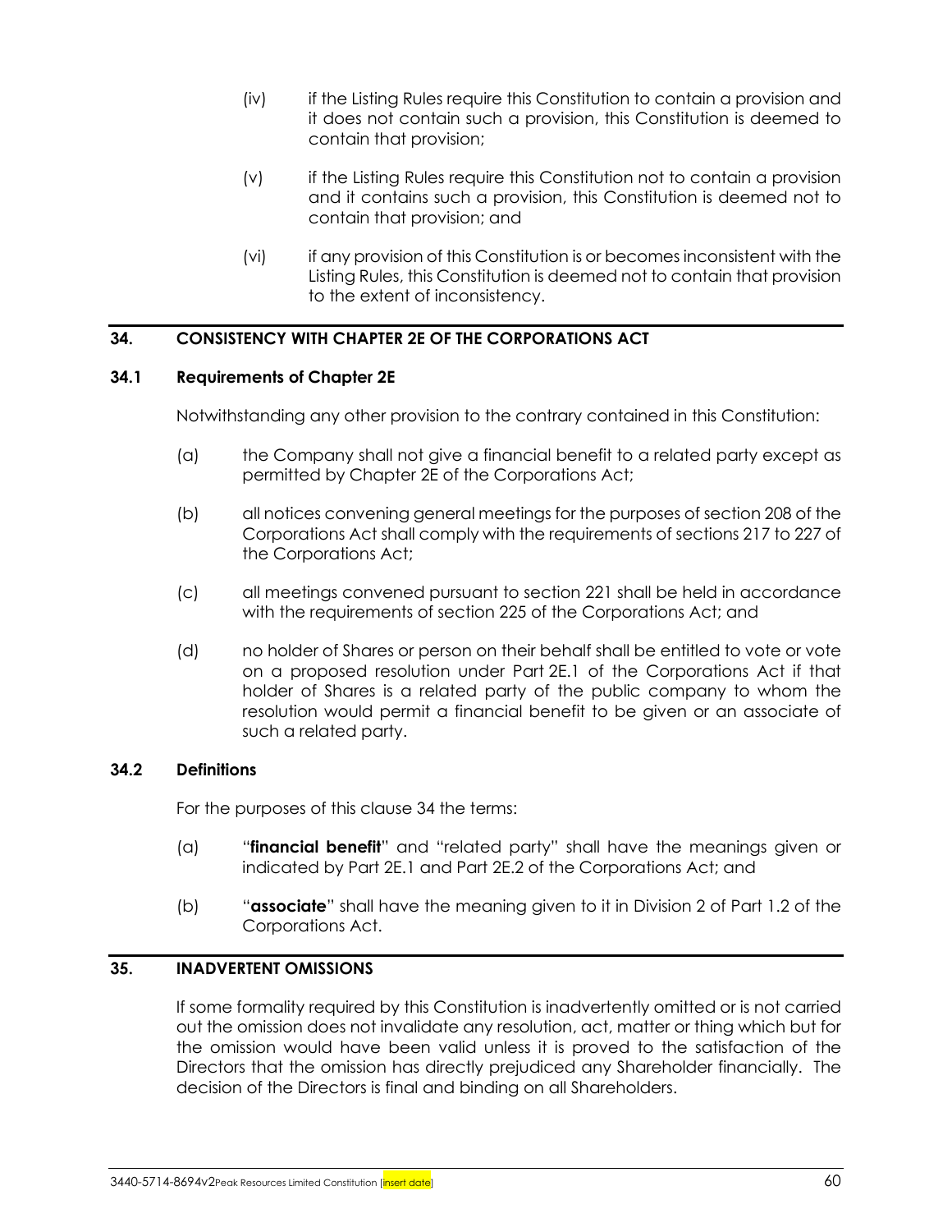(iv) if the Listing Rules require this Constitution to contain a provision and it does not contain such a provision, this Constitution is deemed to contain that provision;

(v) if the Listing Rules require this Constitution not to contain a provision and it contains such a provision, this Constitution is deemed not to contain that provision; and

(vi) if any provision of this Constitution is or becomes inconsistent with the Listing Rules, this Constitution is deemed not to contain that provision to the extent of inconsistency.

## 34. CONSISTENCY WITH CHAPTER 2E OF THE CORPORATIONS ACT

### 34.1 Requirements of Chapter 2E

Notwithstanding any other provision to the contrary contained in this Constitution:

(a) the Company shall not give a financial benefit to a related party except as permitted by Chapter 2E of the Corporations Act;

(b) all notices convening general meetings for the purposes of section 208 of the Corporations Act shall comply with the requirements of sections 217 to 227 of the Corporations Act;

(c) all meetings convened pursuant to section 221 shall be held in accordance with the requirements of section 225 of the Corporations Act; and

(d) no holder of Shares or person on their behalf shall be entitled to vote or vote on a proposed resolution under Part 2E.1 of the Corporations Act if that holder of Shares is a related party of the public company to whom the resolution would permit a financial benefit to be given or an associate of such a related party.

### 34.2 Definitions

For the purposes of this clause 34 the terms:

(a) "**financial benefit**" and "related party" shall have the meanings given or indicated by Part 2E.1 and Part 2E.2 of the Corporations Act; and

(b) "**associate**" shall have the meaning given to it in Division 2 of Part 1.2 of the Corporations Act.

## 35. INADVERTENT OMISSIONS

If some formality required by this Constitution is inadvertently omitted or is not carried out the omission does not invalidate any resolution, act, matter or thing which but for the omission would have been valid unless it is proved to the satisfaction of the Directors that the omission has directly prejudiced any Shareholder financially. The decision of the Directors is final and binding on all Shareholders.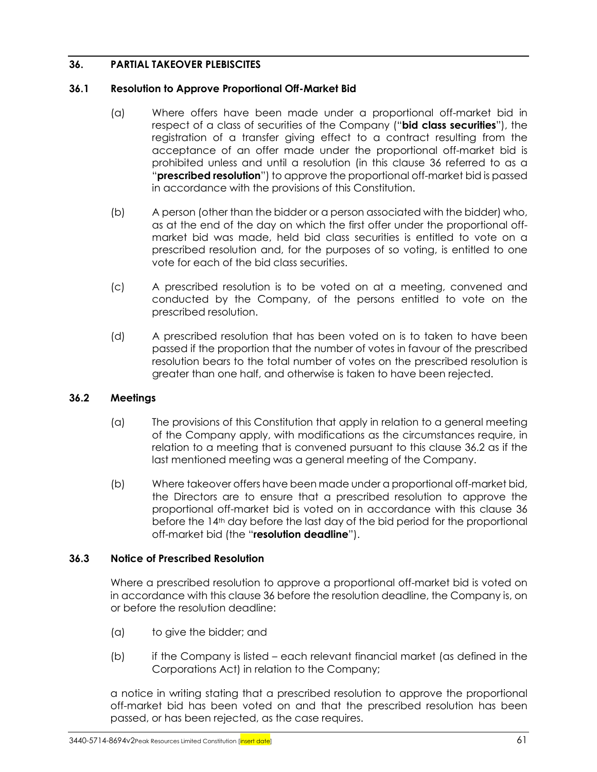## 36. PARTIAL TAKEOVER PLEBISCITES

### 36.1 Resolution to Approve Proportional Off-Market Bid

(a) Where offers have been made under a proportional off-market bid in respect of a class of securities of the Company ("**bid class securities**"), the registration of a transfer giving effect to a contract resulting from the acceptance of an offer made under the proportional off-market bid is prohibited unless and until a resolution (in this clause 36 referred to as a "**prescribed resolution**") to approve the proportional off-market bid is passed in accordance with the provisions of this Constitution.

(b) A person (other than the bidder or a person associated with the bidder) who, as at the end of the day on which the first offer under the proportional off-market bid was made, held bid class securities is entitled to vote on a prescribed resolution and, for the purposes of so voting, is entitled to one vote for each of the bid class securities.

(c) A prescribed resolution is to be voted on at a meeting, convened and conducted by the Company, of the persons entitled to vote on the prescribed resolution.

(d) A prescribed resolution that has been voted on is to taken to have been passed if the proportion that the number of votes in favour of the prescribed resolution bears to the total number of votes on the prescribed resolution is greater than one half, and otherwise is taken to have been rejected.

### 36.2 Meetings

(a) The provisions of this Constitution that apply in relation to a general meeting of the Company apply, with modifications as the circumstances require, in relation to a meeting that is convened pursuant to this clause 36.2 as if the last mentioned meeting was a general meeting of the Company.

(b) Where takeover offers have been made under a proportional off-market bid, the Directors are to ensure that a prescribed resolution to approve the proportional off-market bid is voted on in accordance with this clause 36 before the 14th day before the last day of the bid period for the proportional off-market bid (the "**resolution deadline**").

### 36.3 Notice of Prescribed Resolution

Where a prescribed resolution to approve a proportional off-market bid is voted on in accordance with this clause 36 before the resolution deadline, the Company is, on or before the resolution deadline:

(a) to give the bidder; and

(b) if the Company is listed – each relevant financial market (as defined in the Corporations Act) in relation to the Company;

a notice in writing stating that a prescribed resolution to approve the proportional off-market bid has been voted on and that the prescribed resolution has been passed, or has been rejected, as the case requires.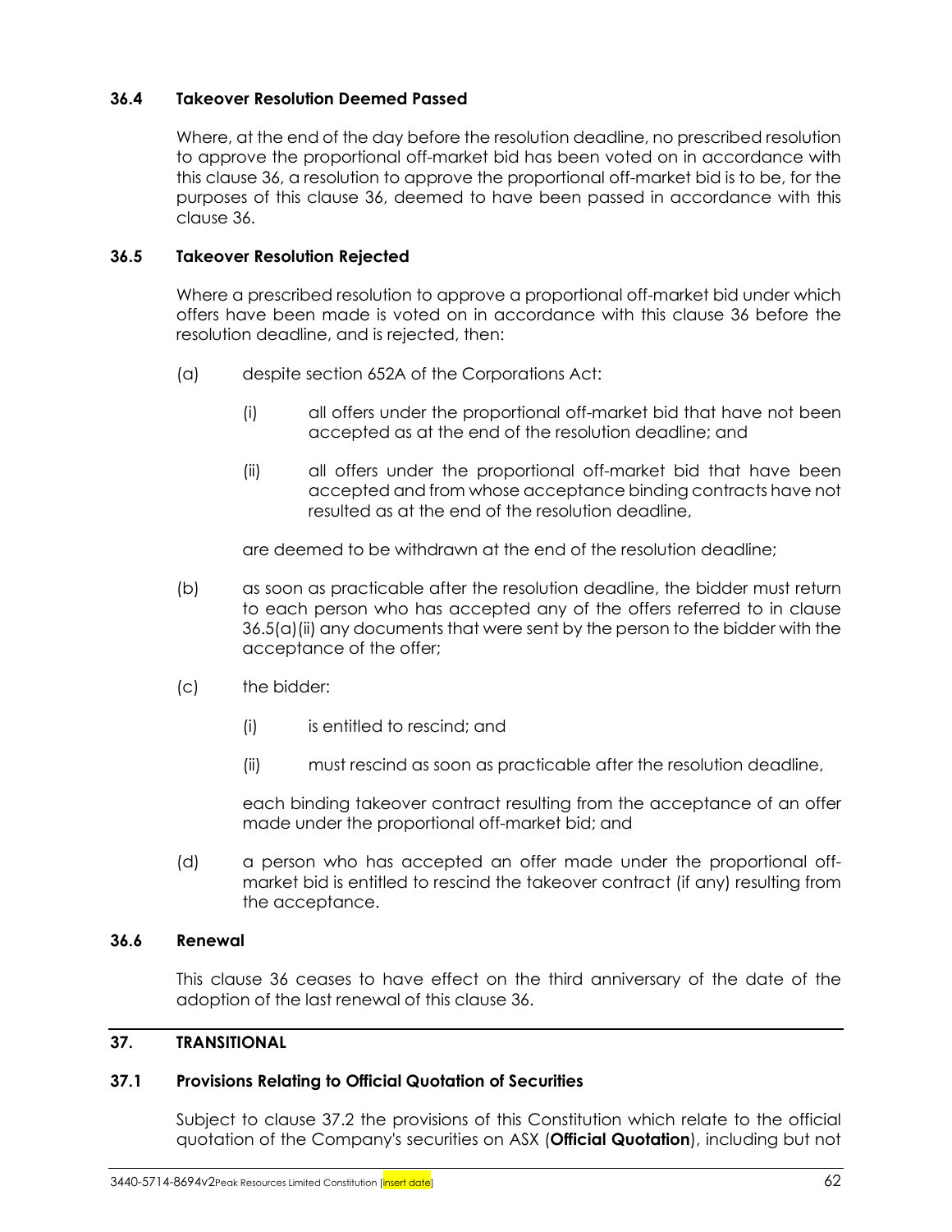### 36.4 Takeover Resolution Deemed Passed

Where, at the end of the day before the resolution deadline, no prescribed resolution to approve the proportional off-market bid has been voted on in accordance with this clause 36, a resolution to approve the proportional off-market bid is to be, for the purposes of this clause 36, deemed to have been passed in accordance with this clause 36.

### 36.5 Takeover Resolution Rejected

Where a prescribed resolution to approve a proportional off-market bid under which offers have been made is voted on in accordance with this clause 36 before the resolution deadline, and is rejected, then:

(a) despite section 652A of the Corporations Act:

  (i) all offers under the proportional off-market bid that have not been accepted as at the end of the resolution deadline; and

  (ii) all offers under the proportional off-market bid that have been accepted and from whose acceptance binding contracts have not resulted as at the end of the resolution deadline,

  are deemed to be withdrawn at the end of the resolution deadline;

(b) as soon as practicable after the resolution deadline, the bidder must return to each person who has accepted any of the offers referred to in clause 36.5(a)(ii) any documents that were sent by the person to the bidder with the acceptance of the offer;

(c) the bidder:

  (i) is entitled to rescind; and

  (ii) must rescind as soon as practicable after the resolution deadline,

  each binding takeover contract resulting from the acceptance of an offer made under the proportional off-market bid; and

(d) a person who has accepted an offer made under the proportional off-market bid is entitled to rescind the takeover contract (if any) resulting from the acceptance.

### 36.6 Renewal

This clause 36 ceases to have effect on the third anniversary of the date of the adoption of the last renewal of this clause 36.

## 37. TRANSITIONAL

### 37.1 Provisions Relating to Official Quotation of Securities

Subject to clause 37.2 the provisions of this Constitution which relate to the official quotation of the Company's securities on ASX (**Official Quotation**), including but not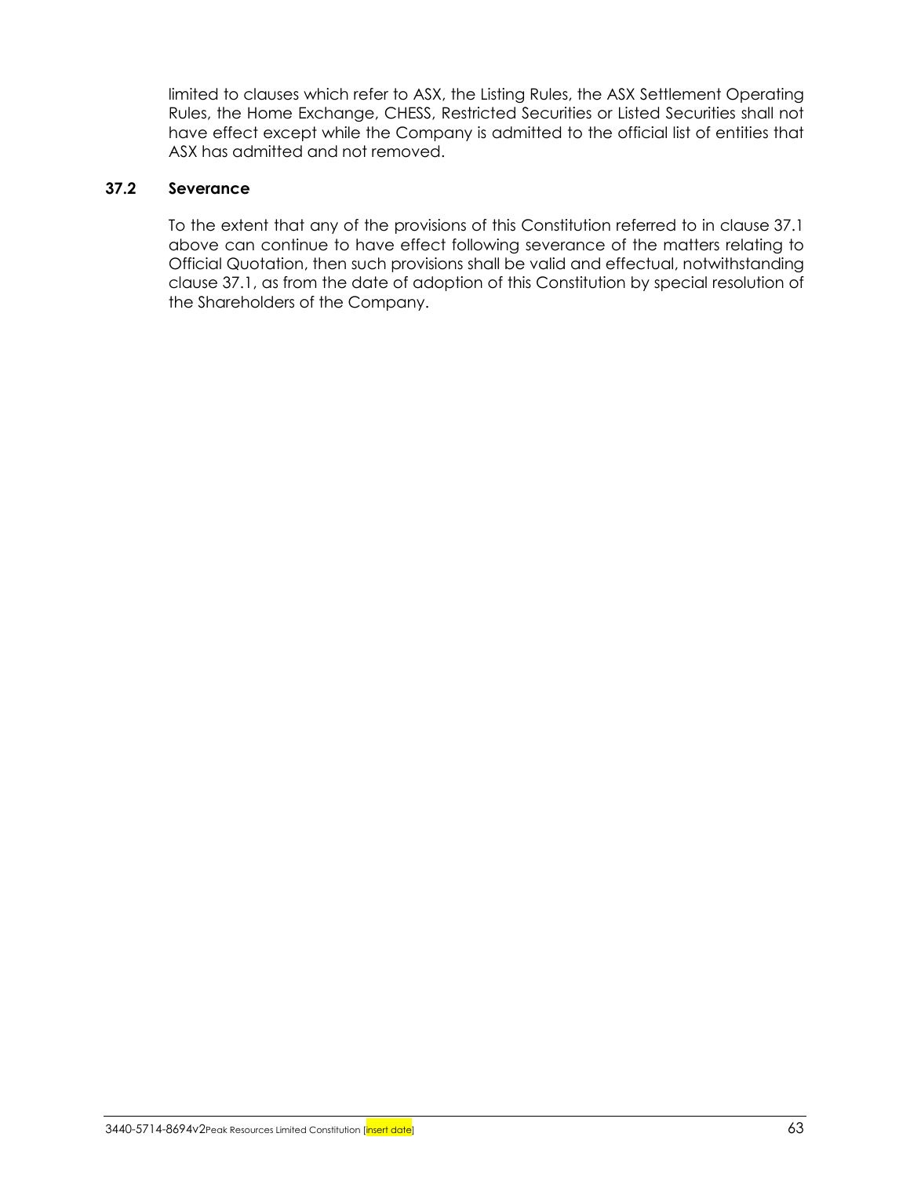limited to clauses which refer to ASX, the Listing Rules, the ASX Settlement Operating Rules, the Home Exchange, CHESS, Restricted Securities or Listed Securities shall not have effect except while the Company is admitted to the official list of entities that ASX has admitted and not removed.

### 37.2 Severance

To the extent that any of the provisions of this Constitution referred to in clause 37.1 above can continue to have effect following severance of the matters relating to Official Quotation, then such provisions shall be valid and effectual, notwithstanding clause 37.1, as from the date of adoption of this Constitution by special resolution of the Shareholders of the Company.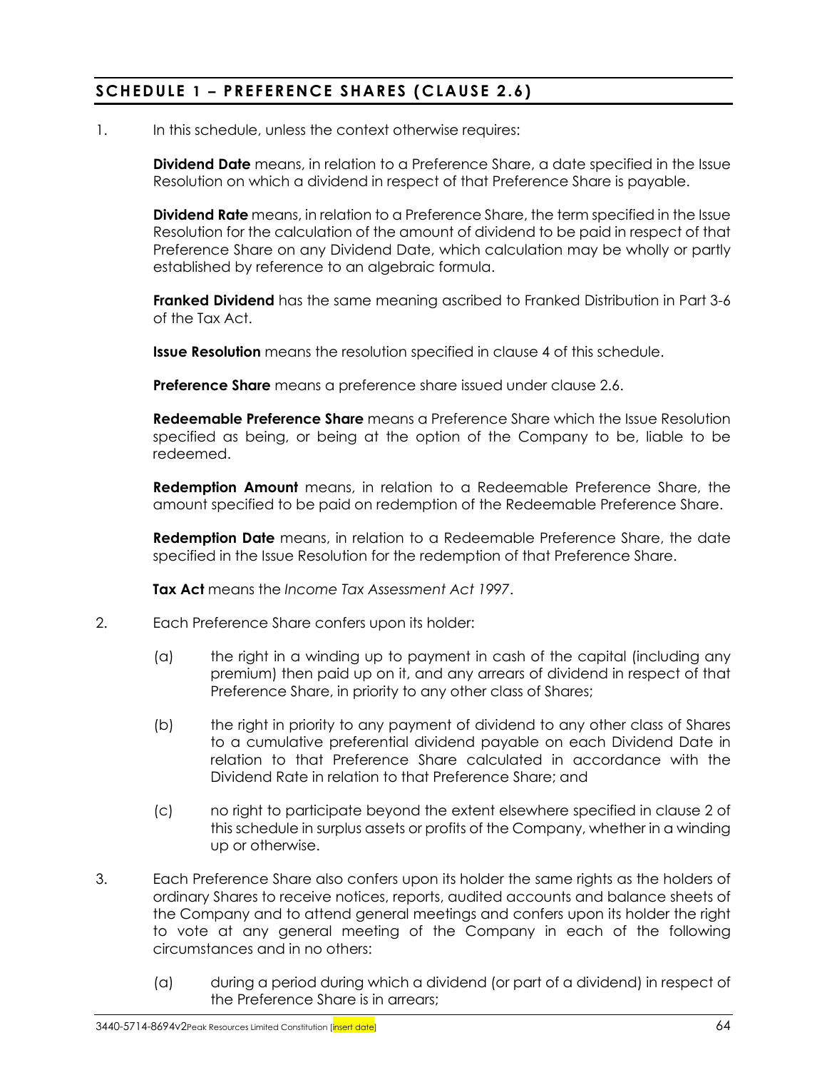## SCHEDULE 1 – PREFERENCE SHARES (CLAUSE 2.6)

1. In this schedule, unless the context otherwise requires:

   **Dividend Date** means, in relation to a Preference Share, a date specified in the Issue Resolution on which a dividend in respect of that Preference Share is payable.

   **Dividend Rate** means, in relation to a Preference Share, the term specified in the Issue Resolution for the calculation of the amount of dividend to be paid in respect of that Preference Share on any Dividend Date, which calculation may be wholly or partly established by reference to an algebraic formula.

   **Franked Dividend** has the same meaning ascribed to Franked Distribution in Part 3-6 of the Tax Act.

   **Issue Resolution** means the resolution specified in clause 4 of this schedule.

   **Preference Share** means a preference share issued under clause 2.6.

   **Redeemable Preference Share** means a Preference Share which the Issue Resolution specified as being, or being at the option of the Company to be, liable to be redeemed.

   **Redemption Amount** means, in relation to a Redeemable Preference Share, the amount specified to be paid on redemption of the Redeemable Preference Share.

   **Redemption Date** means, in relation to a Redeemable Preference Share, the date specified in the Issue Resolution for the redemption of that Preference Share.

   **Tax Act** means the *Income Tax Assessment Act 1997*.

2. Each Preference Share confers upon its holder:

   (a) the right in a winding up to payment in cash of the capital (including any premium) then paid up on it, and any arrears of dividend in respect of that Preference Share, in priority to any other class of Shares;

   (b) the right in priority to any payment of dividend to any other class of Shares to a cumulative preferential dividend payable on each Dividend Date in relation to that Preference Share calculated in accordance with the Dividend Rate in relation to that Preference Share; and

   (c) no right to participate beyond the extent elsewhere specified in clause 2 of this schedule in surplus assets or profits of the Company, whether in a winding up or otherwise.

3. Each Preference Share also confers upon its holder the same rights as the holders of ordinary Shares to receive notices, reports, audited accounts and balance sheets of the Company and to attend general meetings and confers upon its holder the right to vote at any general meeting of the Company in each of the following circumstances and in no others:

   (a) during a period during which a dividend (or part of a dividend) in respect of the Preference Share is in arrears;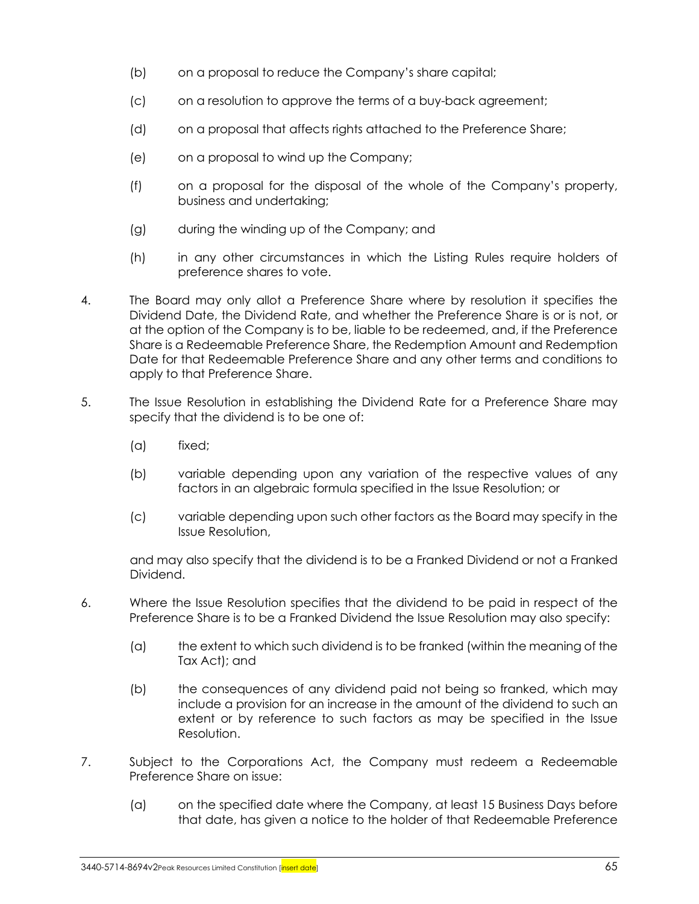(b) on a proposal to reduce the Company's share capital;

(c) on a resolution to approve the terms of a buy-back agreement;

(d) on a proposal that affects rights attached to the Preference Share;

(e) on a proposal to wind up the Company;

(f) on a proposal for the disposal of the whole of the Company's property, business and undertaking;

(g) during the winding up of the Company; and

(h) in any other circumstances in which the Listing Rules require holders of preference shares to vote.

4. The Board may only allot a Preference Share where by resolution it specifies the Dividend Date, the Dividend Rate, and whether the Preference Share is or is not, or at the option of the Company is to be, liable to be redeemed, and, if the Preference Share is a Redeemable Preference Share, the Redemption Amount and Redemption Date for that Redeemable Preference Share and any other terms and conditions to apply to that Preference Share.

5. The Issue Resolution in establishing the Dividend Rate for a Preference Share may specify that the dividend is to be one of:

   (a) fixed;

   (b) variable depending upon any variation of the respective values of any factors in an algebraic formula specified in the Issue Resolution; or

   (c) variable depending upon such other factors as the Board may specify in the Issue Resolution,

   and may also specify that the dividend is to be a Franked Dividend or not a Franked Dividend.

6. Where the Issue Resolution specifies that the dividend to be paid in respect of the Preference Share is to be a Franked Dividend the Issue Resolution may also specify:

   (a) the extent to which such dividend is to be franked (within the meaning of the Tax Act); and

   (b) the consequences of any dividend paid not being so franked, which may include a provision for an increase in the amount of the dividend to such an extent or by reference to such factors as may be specified in the Issue Resolution.

7. Subject to the Corporations Act, the Company must redeem a Redeemable Preference Share on issue:

   (a) on the specified date where the Company, at least 15 Business Days before that date, has given a notice to the holder of that Redeemable Preference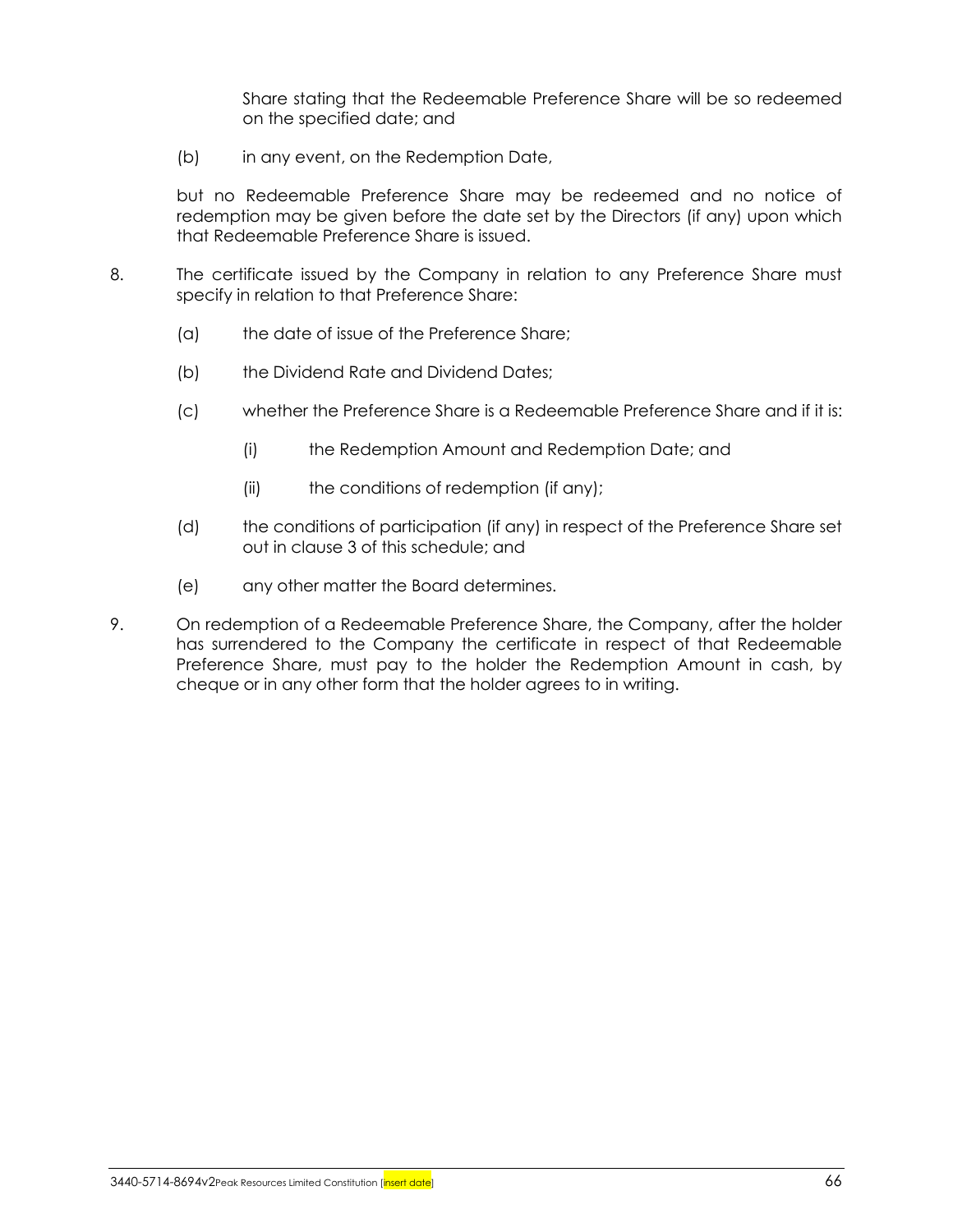Share stating that the Redeemable Preference Share will be so redeemed on the specified date; and

(b) in any event, on the Redemption Date,

but no Redeemable Preference Share may be redeemed and no notice of redemption may be given before the date set by the Directors (if any) upon which that Redeemable Preference Share is issued.

8. The certificate issued by the Company in relation to any Preference Share must specify in relation to that Preference Share:

   (a) the date of issue of the Preference Share;

   (b) the Dividend Rate and Dividend Dates;

   (c) whether the Preference Share is a Redeemable Preference Share and if it is:

      (i) the Redemption Amount and Redemption Date; and

      (ii) the conditions of redemption (if any);

   (d) the conditions of participation (if any) in respect of the Preference Share set out in clause 3 of this schedule; and

   (e) any other matter the Board determines.

9. On redemption of a Redeemable Preference Share, the Company, after the holder has surrendered to the Company the certificate in respect of that Redeemable Preference Share, must pay to the holder the Redemption Amount in cash, by cheque or in any other form that the holder agrees to in writing.